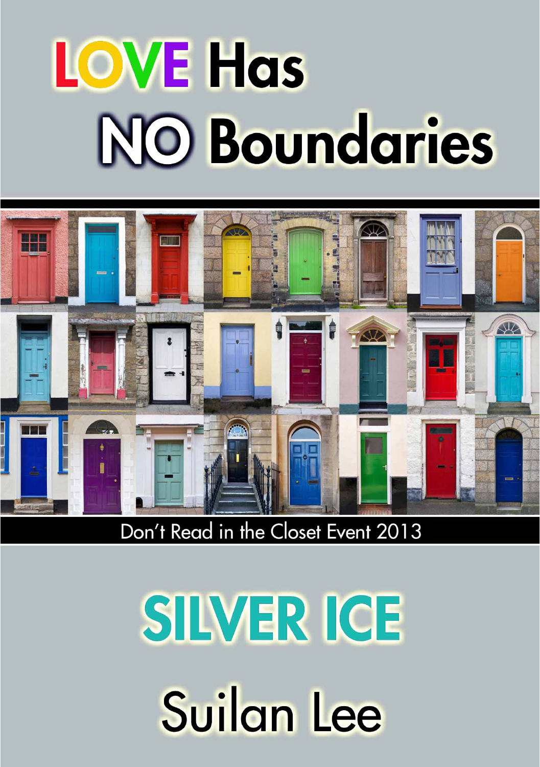# LOVE Has NO Boundaries

Don't Read in the Closet Event 2013

# SILVER ICE

## Suilan Lee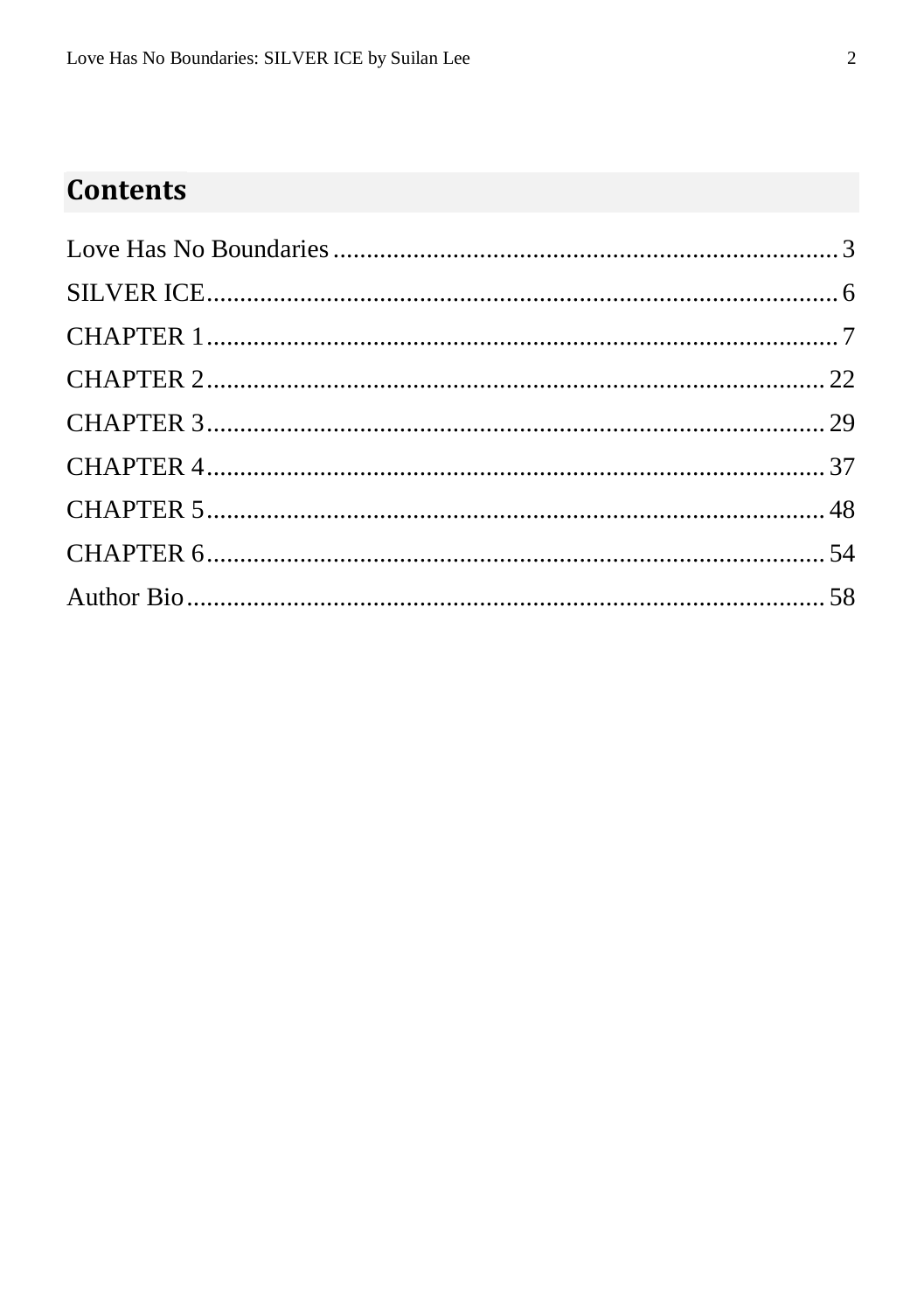## Contents

Love Has No Boundaries ........................................ 3

SILVER ICE ........................................ 6

CHAPTER 1 ........................................ 7

CHAPTER 2 ........................................ 22

CHAPTER 3 ........................................ 29

CHAPTER 4 ........................................ 37

CHAPTER 5 ........................................ 48

CHAPTER 6 ........................................ 54

Author Bio ........................................ 58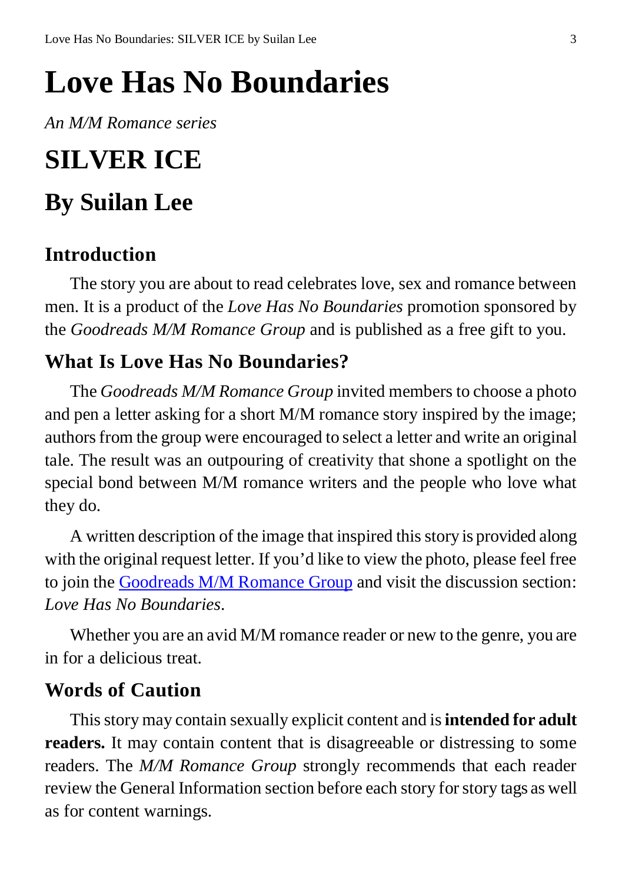# Love Has No Boundaries

*An M/M Romance series*

# SILVER ICE

## By Suilan Lee

### Introduction

The story you are about to read celebrates love, sex and romance between men. It is a product of the *Love Has No Boundaries* promotion sponsored by the *Goodreads M/M Romance Group* and is published as a free gift to you.

### What Is Love Has No Boundaries?

The *Goodreads M/M Romance Group* invited members to choose a photo and pen a letter asking for a short M/M romance story inspired by the image; authors from the group were encouraged to select a letter and write an original tale. The result was an outpouring of creativity that shone a spotlight on the special bond between M/M romance writers and the people who love what they do.

A written description of the image that inspired this story is provided along with the original request letter. If you'd like to view the photo, please feel free to join the Goodreads M/M Romance Group and visit the discussion section: *Love Has No Boundaries*.

Whether you are an avid M/M romance reader or new to the genre, you are in for a delicious treat.

### Words of Caution

This story may contain sexually explicit content and is **intended for adult readers.** It may contain content that is disagreeable or distressing to some readers. The *M/M Romance Group* strongly recommends that each reader review the General Information section before each story for story tags as well as for content warnings.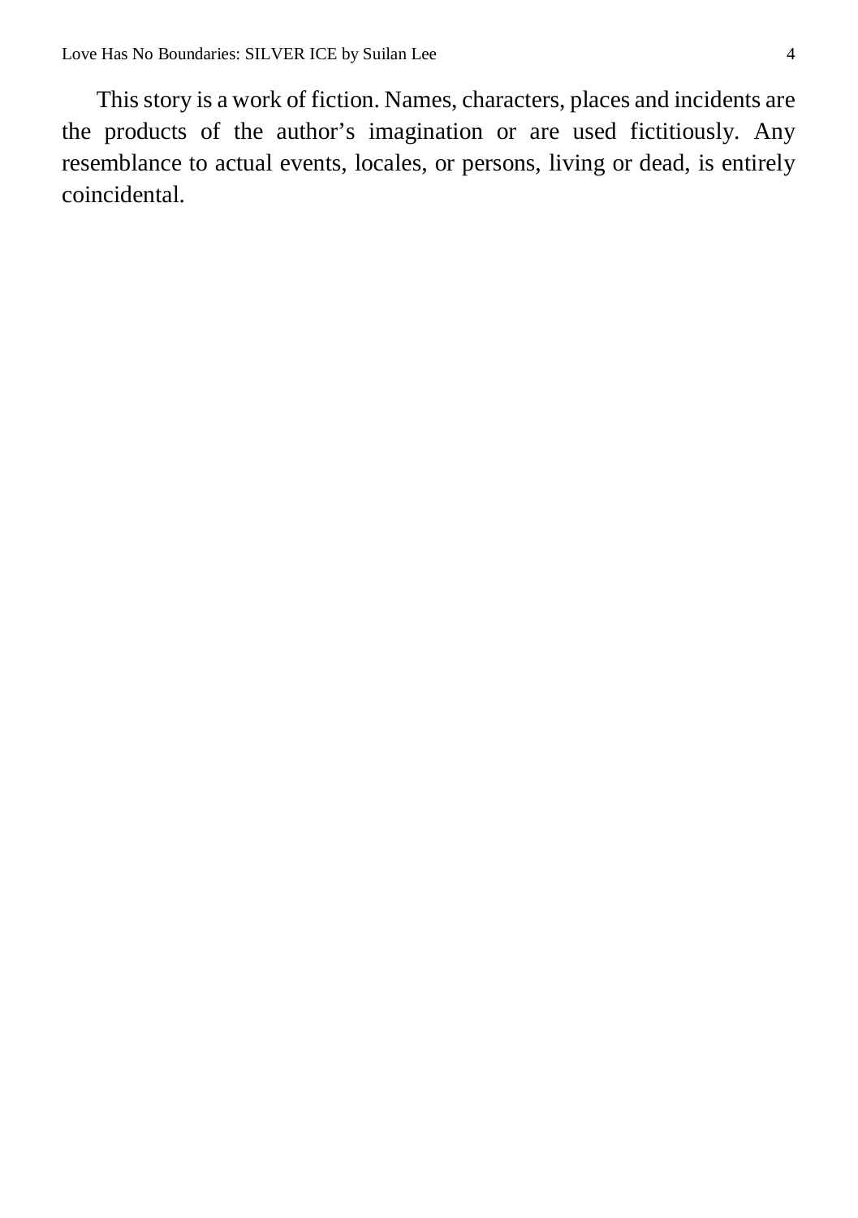This story is a work of fiction. Names, characters, places and incidents are the products of the author's imagination or are used fictitiously. Any resemblance to actual events, locales, or persons, living or dead, is entirely coincidental.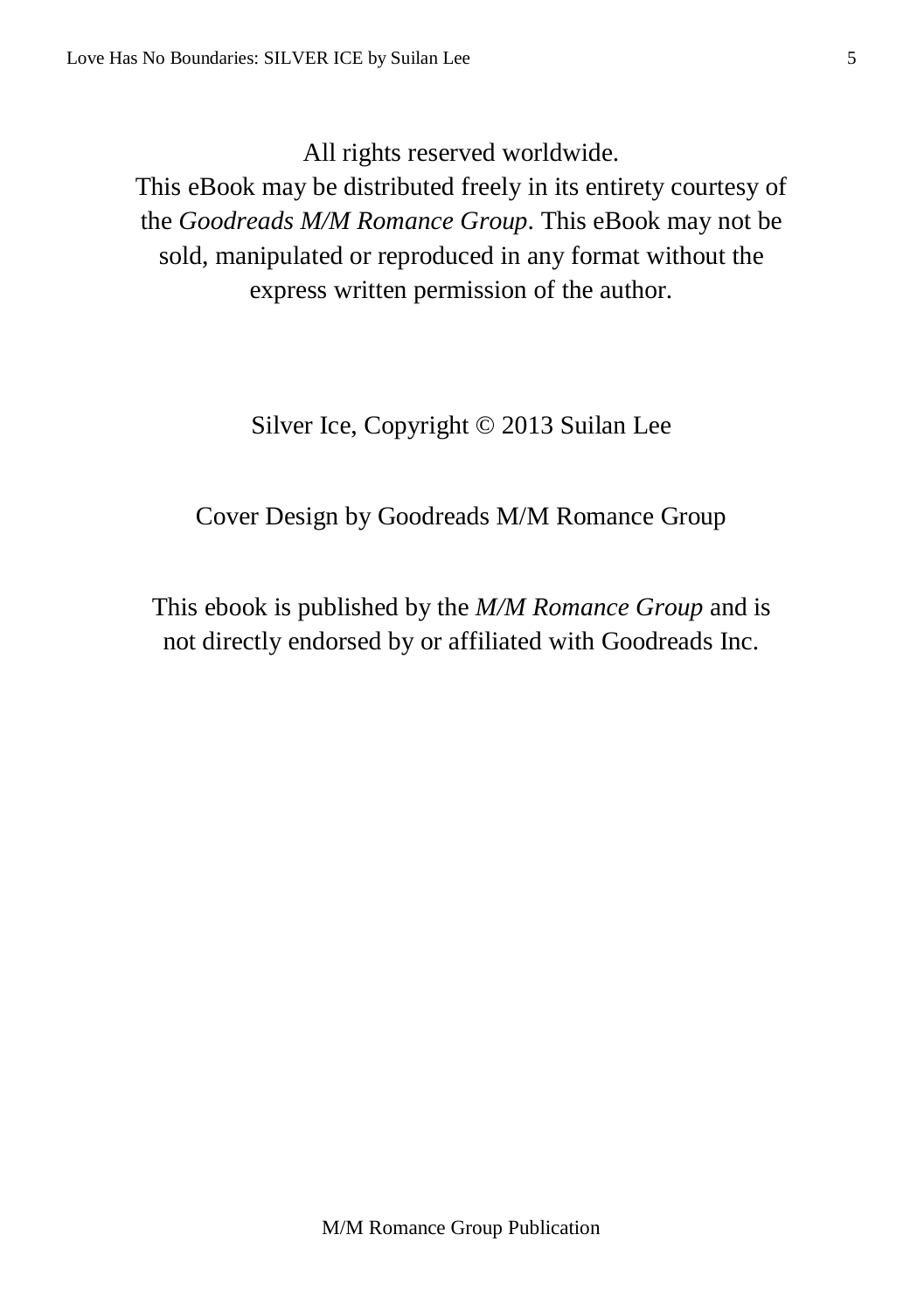All rights reserved worldwide.
This eBook may be distributed freely in its entirety courtesy of the *Goodreads M/M Romance Group*. This eBook may not be sold, manipulated or reproduced in any format without the express written permission of the author.

Silver Ice, Copyright © 2013 Suilan Lee

Cover Design by Goodreads M/M Romance Group

This ebook is published by the *M/M Romance Group* and is not directly endorsed by or affiliated with Goodreads Inc.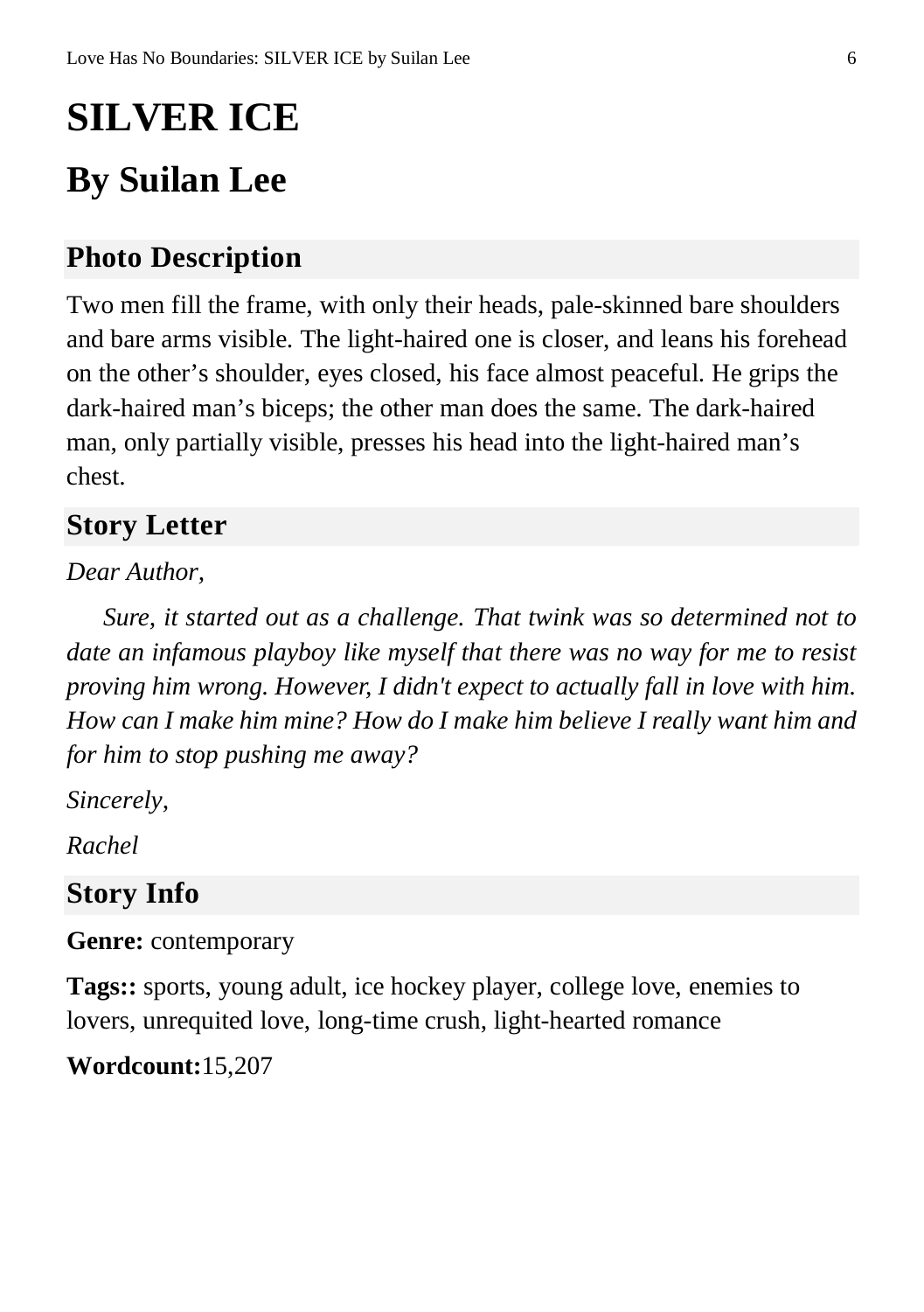# SILVER ICE

## By Suilan Lee

### Photo Description

Two men fill the frame, with only their heads, pale-skinned bare shoulders and bare arms visible. The light-haired one is closer, and leans his forehead on the other's shoulder, eyes closed, his face almost peaceful. He grips the dark-haired man's biceps; the other man does the same. The dark-haired man, only partially visible, presses his head into the light-haired man's chest.

### Story Letter

*Dear Author,*

*Sure, it started out as a challenge. That twink was so determined not to date an infamous playboy like myself that there was no way for me to resist proving him wrong. However, I didn't expect to actually fall in love with him. How can I make him mine? How do I make him believe I really want him and for him to stop pushing me away?*

*Sincerely,*

*Rachel*

### Story Info

**Genre:** contemporary

**Tags::** sports, young adult, ice hockey player, college love, enemies to lovers, unrequited love, long-time crush, light-hearted romance

**Wordcount:**15,207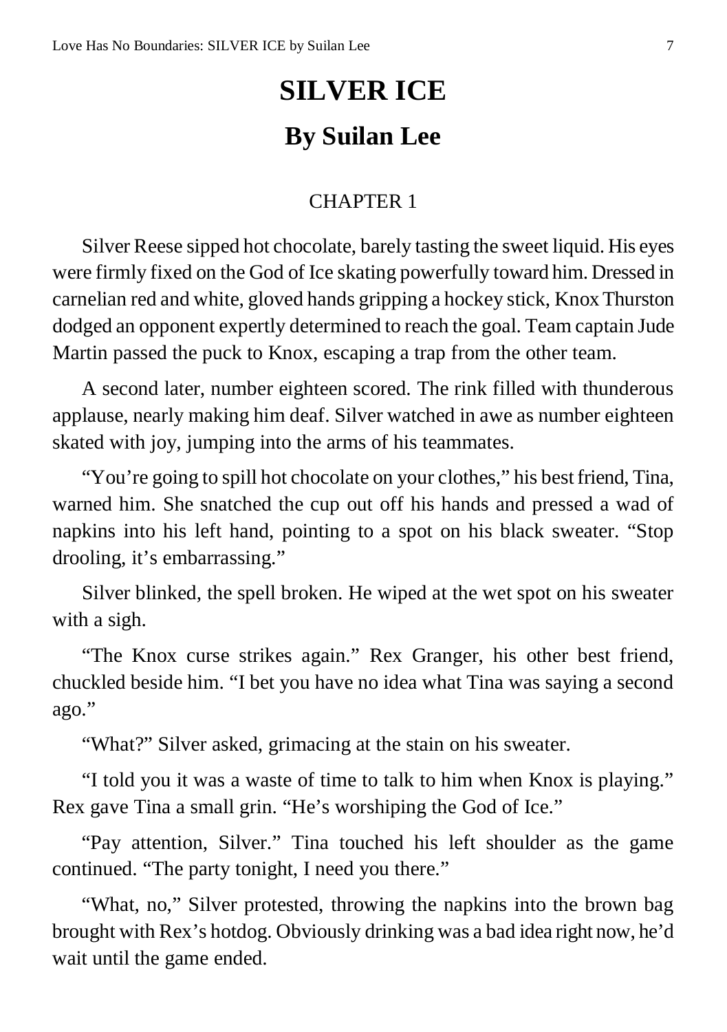# SILVER ICE

## By Suilan Lee

### CHAPTER 1

Silver Reese sipped hot chocolate, barely tasting the sweet liquid. His eyes were firmly fixed on the God of Ice skating powerfully toward him. Dressed in carnelian red and white, gloved hands gripping a hockey stick, Knox Thurston dodged an opponent expertly determined to reach the goal. Team captain Jude Martin passed the puck to Knox, escaping a trap from the other team.

A second later, number eighteen scored. The rink filled with thunderous applause, nearly making him deaf. Silver watched in awe as number eighteen skated with joy, jumping into the arms of his teammates.

"You're going to spill hot chocolate on your clothes," his best friend, Tina, warned him. She snatched the cup out off his hands and pressed a wad of napkins into his left hand, pointing to a spot on his black sweater. "Stop drooling, it's embarrassing."

Silver blinked, the spell broken. He wiped at the wet spot on his sweater with a sigh.

"The Knox curse strikes again." Rex Granger, his other best friend, chuckled beside him. "I bet you have no idea what Tina was saying a second ago."

"What?" Silver asked, grimacing at the stain on his sweater.

"I told you it was a waste of time to talk to him when Knox is playing." Rex gave Tina a small grin. "He's worshiping the God of Ice."

"Pay attention, Silver." Tina touched his left shoulder as the game continued. "The party tonight, I need you there."

"What, no," Silver protested, throwing the napkins into the brown bag brought with Rex's hotdog. Obviously drinking was a bad idea right now, he'd wait until the game ended.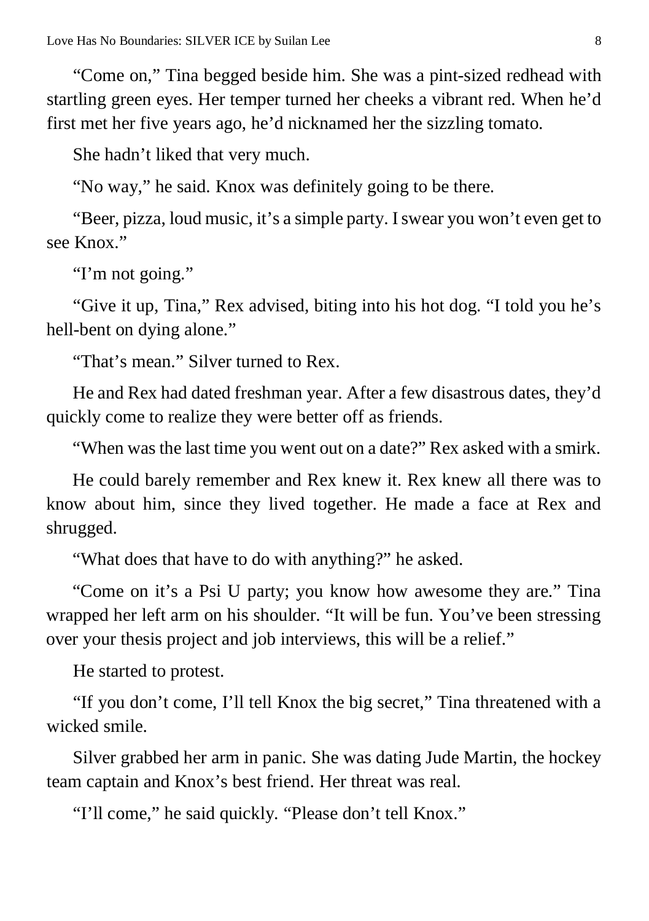"Come on," Tina begged beside him. She was a pint-sized redhead with startling green eyes. Her temper turned her cheeks a vibrant red. When he'd first met her five years ago, he'd nicknamed her the sizzling tomato.

She hadn't liked that very much.

"No way," he said. Knox was definitely going to be there.

"Beer, pizza, loud music, it's a simple party. I swear you won't even get to see Knox."

"I'm not going."

"Give it up, Tina," Rex advised, biting into his hot dog. "I told you he's hell-bent on dying alone."

"That's mean." Silver turned to Rex.

He and Rex had dated freshman year. After a few disastrous dates, they'd quickly come to realize they were better off as friends.

"When was the last time you went out on a date?" Rex asked with a smirk.

He could barely remember and Rex knew it. Rex knew all there was to know about him, since they lived together. He made a face at Rex and shrugged.

"What does that have to do with anything?" he asked.

"Come on it's a Psi U party; you know how awesome they are." Tina wrapped her left arm on his shoulder. "It will be fun. You've been stressing over your thesis project and job interviews, this will be a relief."

He started to protest.

"If you don't come, I'll tell Knox the big secret," Tina threatened with a wicked smile.

Silver grabbed her arm in panic. She was dating Jude Martin, the hockey team captain and Knox's best friend. Her threat was real.

"I'll come," he said quickly. "Please don't tell Knox."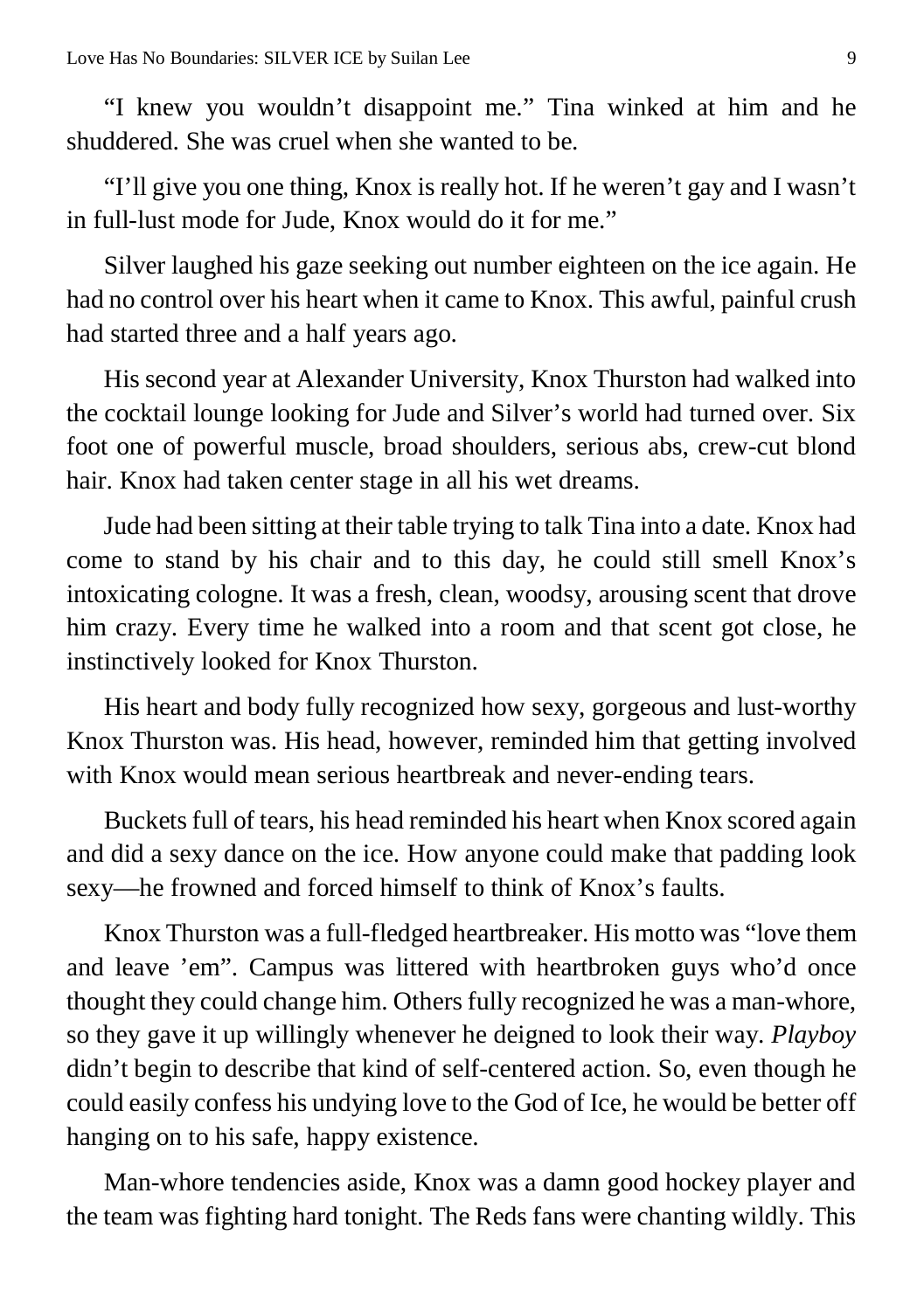"I knew you wouldn't disappoint me." Tina winked at him and he shuddered. She was cruel when she wanted to be.

"I'll give you one thing, Knox is really hot. If he weren't gay and I wasn't in full-lust mode for Jude, Knox would do it for me."

Silver laughed his gaze seeking out number eighteen on the ice again. He had no control over his heart when it came to Knox. This awful, painful crush had started three and a half years ago.

His second year at Alexander University, Knox Thurston had walked into the cocktail lounge looking for Jude and Silver's world had turned over. Six foot one of powerful muscle, broad shoulders, serious abs, crew-cut blond hair. Knox had taken center stage in all his wet dreams.

Jude had been sitting at their table trying to talk Tina into a date. Knox had come to stand by his chair and to this day, he could still smell Knox's intoxicating cologne. It was a fresh, clean, woodsy, arousing scent that drove him crazy. Every time he walked into a room and that scent got close, he instinctively looked for Knox Thurston.

His heart and body fully recognized how sexy, gorgeous and lust-worthy Knox Thurston was. His head, however, reminded him that getting involved with Knox would mean serious heartbreak and never-ending tears.

Buckets full of tears, his head reminded his heart when Knox scored again and did a sexy dance on the ice. How anyone could make that padding look sexy—he frowned and forced himself to think of Knox's faults.

Knox Thurston was a full-fledged heartbreaker. His motto was "love them and leave 'em". Campus was littered with heartbroken guys who'd once thought they could change him. Others fully recognized he was a man-whore, so they gave it up willingly whenever he deigned to look their way. *Playboy* didn't begin to describe that kind of self-centered action. So, even though he could easily confess his undying love to the God of Ice, he would be better off hanging on to his safe, happy existence.

Man-whore tendencies aside, Knox was a damn good hockey player and the team was fighting hard tonight. The Reds fans were chanting wildly. This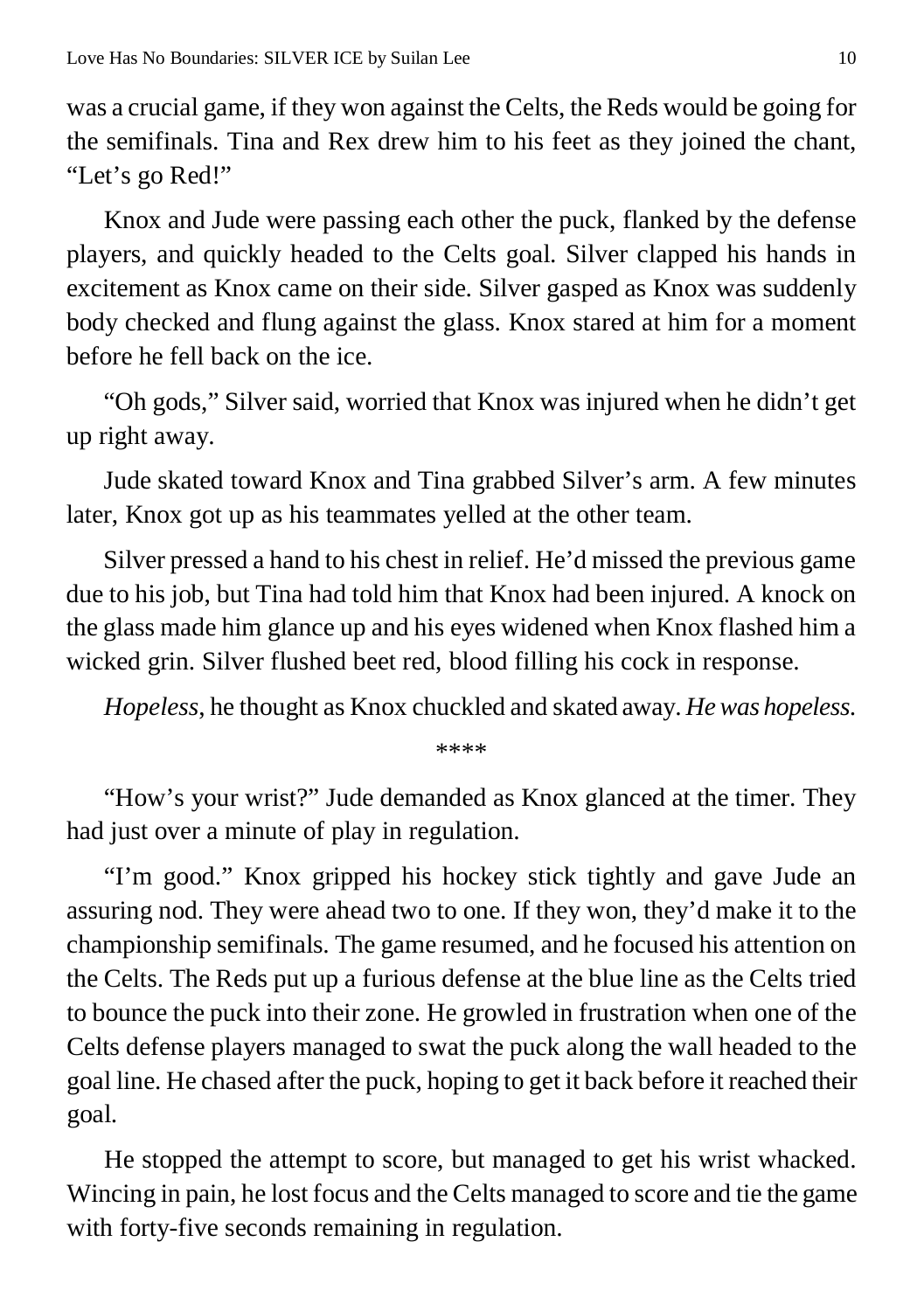was a crucial game, if they won against the Celts, the Reds would be going for the semifinals. Tina and Rex drew him to his feet as they joined the chant, "Let's go Red!"

Knox and Jude were passing each other the puck, flanked by the defense players, and quickly headed to the Celts goal. Silver clapped his hands in excitement as Knox came on their side. Silver gasped as Knox was suddenly body checked and flung against the glass. Knox stared at him for a moment before he fell back on the ice.

"Oh gods," Silver said, worried that Knox was injured when he didn't get up right away.

Jude skated toward Knox and Tina grabbed Silver's arm. A few minutes later, Knox got up as his teammates yelled at the other team.

Silver pressed a hand to his chest in relief. He'd missed the previous game due to his job, but Tina had told him that Knox had been injured. A knock on the glass made him glance up and his eyes widened when Knox flashed him a wicked grin. Silver flushed beet red, blood filling his cock in response.

*Hopeless,* he thought as Knox chuckled and skated away. *He was hopeless.*

****

"How's your wrist?" Jude demanded as Knox glanced at the timer. They had just over a minute of play in regulation.

"I'm good." Knox gripped his hockey stick tightly and gave Jude an assuring nod. They were ahead two to one. If they won, they'd make it to the championship semifinals. The game resumed, and he focused his attention on the Celts. The Reds put up a furious defense at the blue line as the Celts tried to bounce the puck into their zone. He growled in frustration when one of the Celts defense players managed to swat the puck along the wall headed to the goal line. He chased after the puck, hoping to get it back before it reached their goal.

He stopped the attempt to score, but managed to get his wrist whacked. Wincing in pain, he lost focus and the Celts managed to score and tie the game with forty-five seconds remaining in regulation.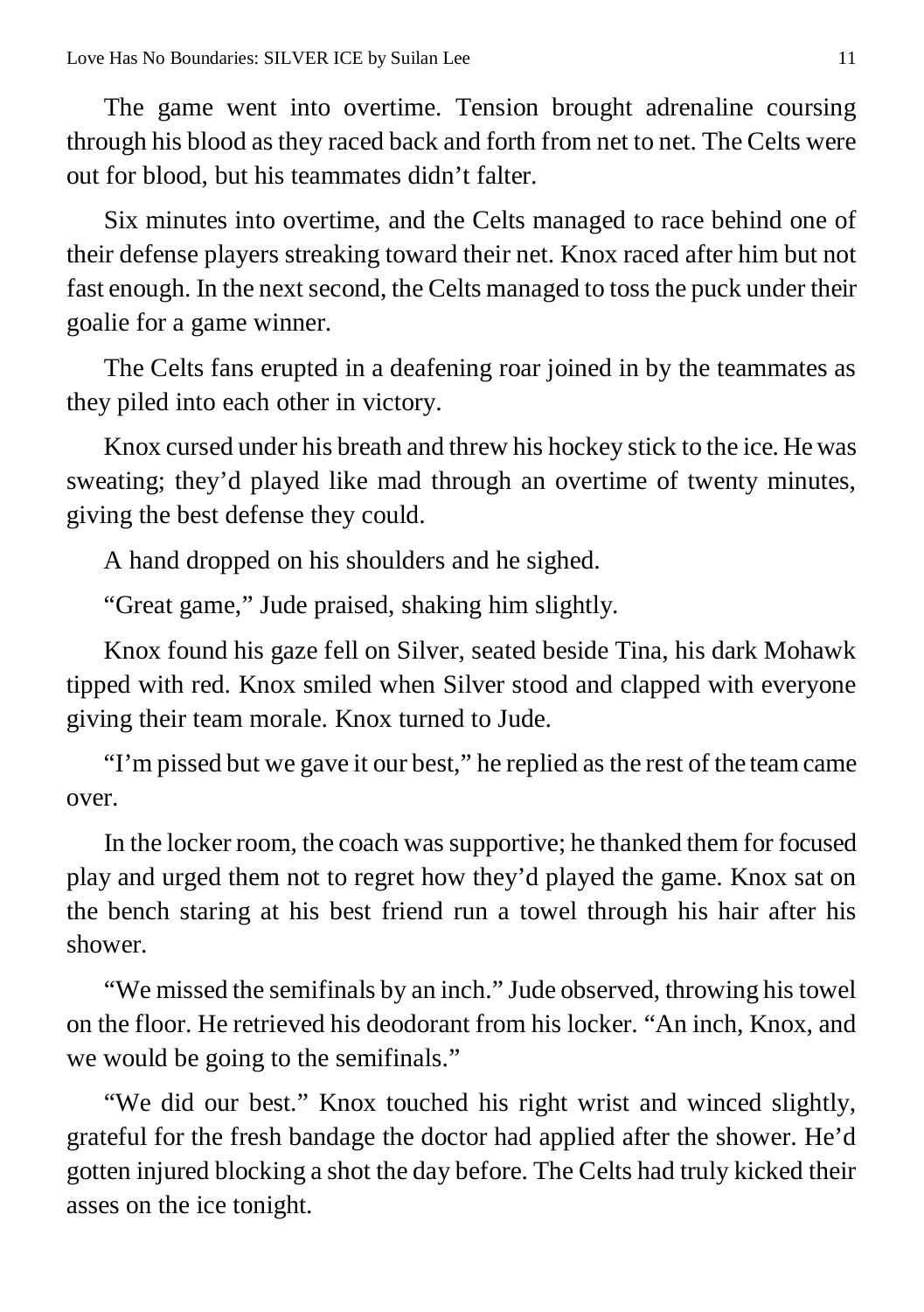The game went into overtime. Tension brought adrenaline coursing through his blood as they raced back and forth from net to net. The Celts were out for blood, but his teammates didn't falter.

Six minutes into overtime, and the Celts managed to race behind one of their defense players streaking toward their net. Knox raced after him but not fast enough. In the next second, the Celts managed to toss the puck under their goalie for a game winner.

The Celts fans erupted in a deafening roar joined in by the teammates as they piled into each other in victory.

Knox cursed under his breath and threw his hockey stick to the ice. He was sweating; they'd played like mad through an overtime of twenty minutes, giving the best defense they could.

A hand dropped on his shoulders and he sighed.

"Great game," Jude praised, shaking him slightly.

Knox found his gaze fell on Silver, seated beside Tina, his dark Mohawk tipped with red. Knox smiled when Silver stood and clapped with everyone giving their team morale. Knox turned to Jude.

"I'm pissed but we gave it our best," he replied as the rest of the team came over.

In the locker room, the coach was supportive; he thanked them for focused play and urged them not to regret how they'd played the game. Knox sat on the bench staring at his best friend run a towel through his hair after his shower.

"We missed the semifinals by an inch." Jude observed, throwing his towel on the floor. He retrieved his deodorant from his locker. "An inch, Knox, and we would be going to the semifinals."

"We did our best." Knox touched his right wrist and winced slightly, grateful for the fresh bandage the doctor had applied after the shower. He'd gotten injured blocking a shot the day before. The Celts had truly kicked their asses on the ice tonight.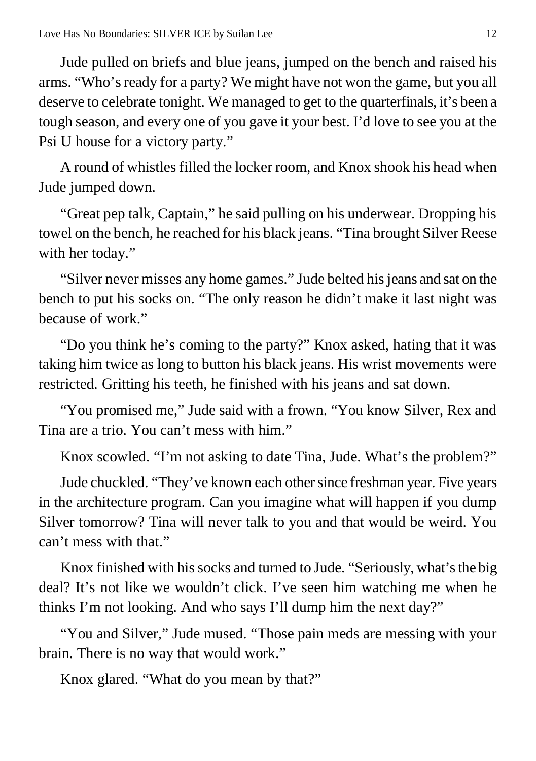Jude pulled on briefs and blue jeans, jumped on the bench and raised his arms. "Who's ready for a party? We might have not won the game, but you all deserve to celebrate tonight. We managed to get to the quarterfinals, it's been a tough season, and every one of you gave it your best. I'd love to see you at the Psi U house for a victory party."

A round of whistles filled the locker room, and Knox shook his head when Jude jumped down.

"Great pep talk, Captain," he said pulling on his underwear. Dropping his towel on the bench, he reached for his black jeans. "Tina brought Silver Reese with her today."

"Silver never misses any home games." Jude belted his jeans and sat on the bench to put his socks on. "The only reason he didn't make it last night was because of work."

"Do you think he's coming to the party?" Knox asked, hating that it was taking him twice as long to button his black jeans. His wrist movements were restricted. Gritting his teeth, he finished with his jeans and sat down.

"You promised me," Jude said with a frown. "You know Silver, Rex and Tina are a trio. You can't mess with him."

Knox scowled. "I'm not asking to date Tina, Jude. What's the problem?"

Jude chuckled. "They've known each other since freshman year. Five years in the architecture program. Can you imagine what will happen if you dump Silver tomorrow? Tina will never talk to you and that would be weird. You can't mess with that."

Knox finished with his socks and turned to Jude. "Seriously, what's the big deal? It's not like we wouldn't click. I've seen him watching me when he thinks I'm not looking. And who says I'll dump him the next day?"

"You and Silver," Jude mused. "Those pain meds are messing with your brain. There is no way that would work."

Knox glared. "What do you mean by that?"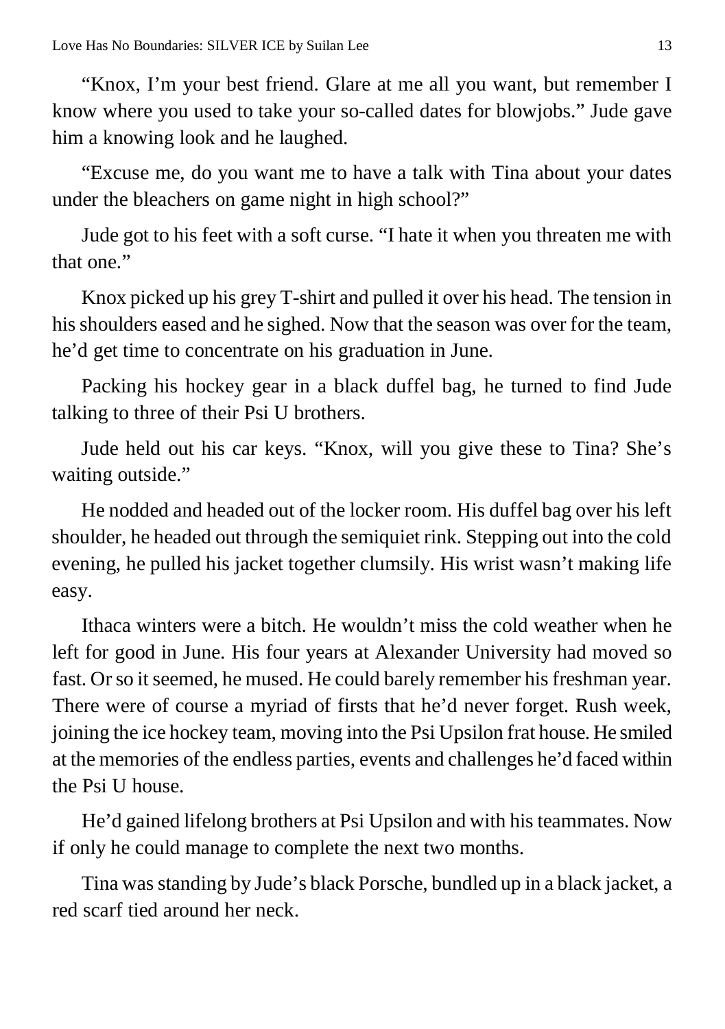"Knox, I'm your best friend. Glare at me all you want, but remember I know where you used to take your so-called dates for blowjobs." Jude gave him a knowing look and he laughed.

"Excuse me, do you want me to have a talk with Tina about your dates under the bleachers on game night in high school?"

Jude got to his feet with a soft curse. "I hate it when you threaten me with that one."

Knox picked up his grey T-shirt and pulled it over his head. The tension in his shoulders eased and he sighed. Now that the season was over for the team, he'd get time to concentrate on his graduation in June.

Packing his hockey gear in a black duffel bag, he turned to find Jude talking to three of their Psi U brothers.

Jude held out his car keys. "Knox, will you give these to Tina? She's waiting outside."

He nodded and headed out of the locker room. His duffel bag over his left shoulder, he headed out through the semiquiet rink. Stepping out into the cold evening, he pulled his jacket together clumsily. His wrist wasn't making life easy.

Ithaca winters were a bitch. He wouldn't miss the cold weather when he left for good in June. His four years at Alexander University had moved so fast. Or so it seemed, he mused. He could barely remember his freshman year. There were of course a myriad of firsts that he'd never forget. Rush week, joining the ice hockey team, moving into the Psi Upsilon frat house. He smiled at the memories of the endless parties, events and challenges he'd faced within the Psi U house.

He'd gained lifelong brothers at Psi Upsilon and with his teammates. Now if only he could manage to complete the next two months.

Tina was standing by Jude's black Porsche, bundled up in a black jacket, a red scarf tied around her neck.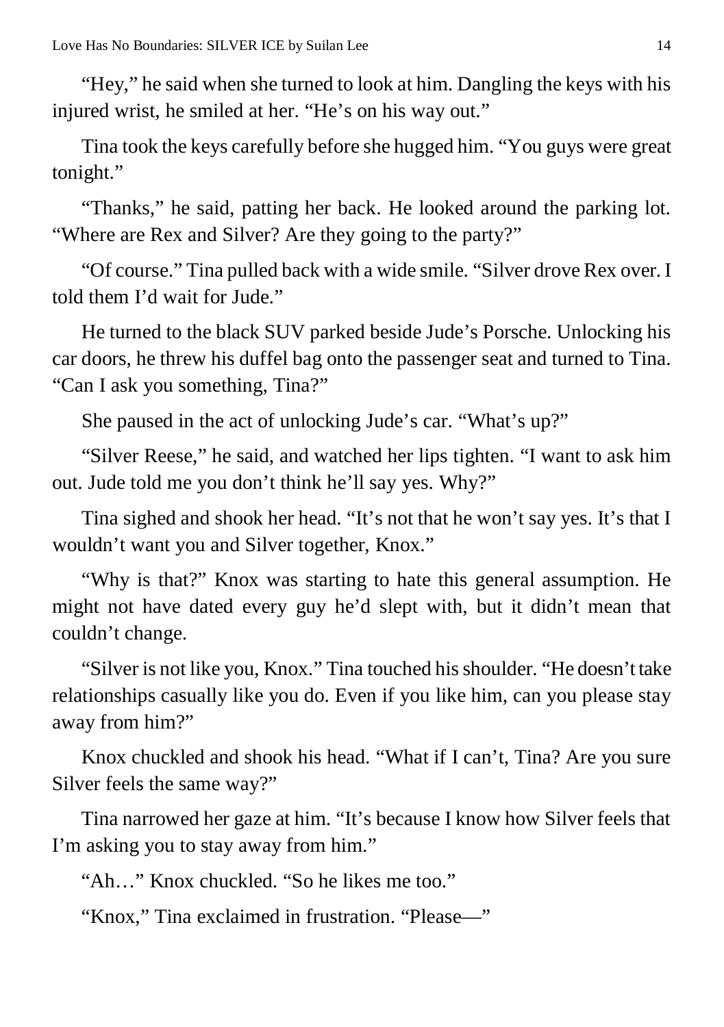"Hey," he said when she turned to look at him. Dangling the keys with his injured wrist, he smiled at her. "He's on his way out."

Tina took the keys carefully before she hugged him. "You guys were great tonight."

"Thanks," he said, patting her back. He looked around the parking lot. "Where are Rex and Silver? Are they going to the party?"

"Of course." Tina pulled back with a wide smile. "Silver drove Rex over. I told them I'd wait for Jude."

He turned to the black SUV parked beside Jude's Porsche. Unlocking his car doors, he threw his duffel bag onto the passenger seat and turned to Tina. "Can I ask you something, Tina?"

She paused in the act of unlocking Jude's car. "What's up?"

"Silver Reese," he said, and watched her lips tighten. "I want to ask him out. Jude told me you don't think he'll say yes. Why?"

Tina sighed and shook her head. "It's not that he won't say yes. It's that I wouldn't want you and Silver together, Knox."

"Why is that?" Knox was starting to hate this general assumption. He might not have dated every guy he'd slept with, but it didn't mean that couldn't change.

"Silver is not like you, Knox." Tina touched his shoulder. "He doesn't take relationships casually like you do. Even if you like him, can you please stay away from him?"

Knox chuckled and shook his head. "What if I can't, Tina? Are you sure Silver feels the same way?"

Tina narrowed her gaze at him. "It's because I know how Silver feels that I'm asking you to stay away from him."

"Ah…" Knox chuckled. "So he likes me too."

"Knox," Tina exclaimed in frustration. "Please—"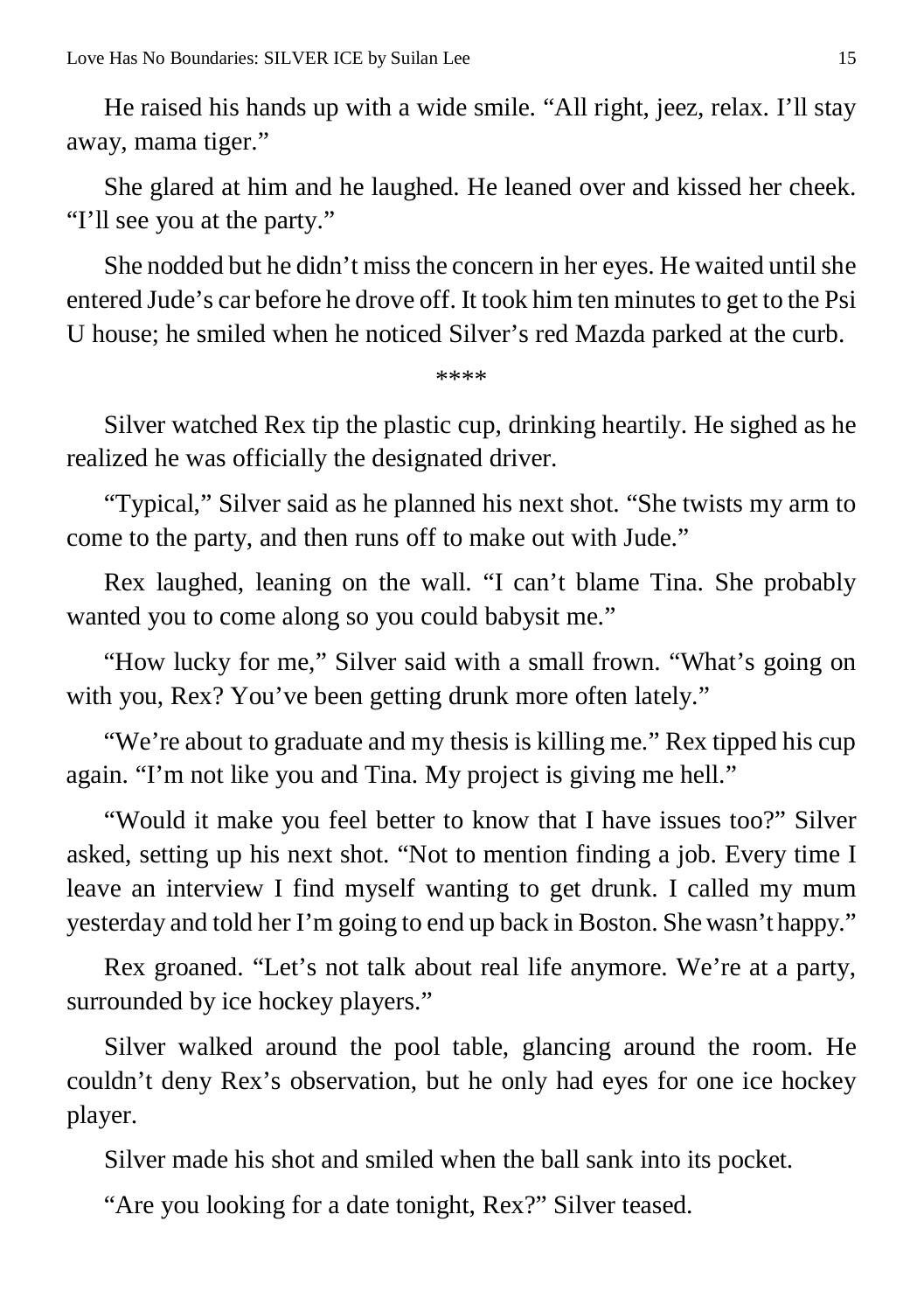He raised his hands up with a wide smile. "All right, jeez, relax. I'll stay away, mama tiger."

She glared at him and he laughed. He leaned over and kissed her cheek. "I'll see you at the party."

She nodded but he didn't miss the concern in her eyes. He waited until she entered Jude's car before he drove off. It took him ten minutes to get to the Psi U house; he smiled when he noticed Silver's red Mazda parked at the curb.

****

Silver watched Rex tip the plastic cup, drinking heartily. He sighed as he realized he was officially the designated driver.

"Typical," Silver said as he planned his next shot. "She twists my arm to come to the party, and then runs off to make out with Jude."

Rex laughed, leaning on the wall. "I can't blame Tina. She probably wanted you to come along so you could babysit me."

"How lucky for me," Silver said with a small frown. "What's going on with you, Rex? You've been getting drunk more often lately."

"We're about to graduate and my thesis is killing me." Rex tipped his cup again. "I'm not like you and Tina. My project is giving me hell."

"Would it make you feel better to know that I have issues too?" Silver asked, setting up his next shot. "Not to mention finding a job. Every time I leave an interview I find myself wanting to get drunk. I called my mum yesterday and told her I'm going to end up back in Boston. She wasn't happy."

Rex groaned. "Let's not talk about real life anymore. We're at a party, surrounded by ice hockey players."

Silver walked around the pool table, glancing around the room. He couldn't deny Rex's observation, but he only had eyes for one ice hockey player.

Silver made his shot and smiled when the ball sank into its pocket.

"Are you looking for a date tonight, Rex?" Silver teased.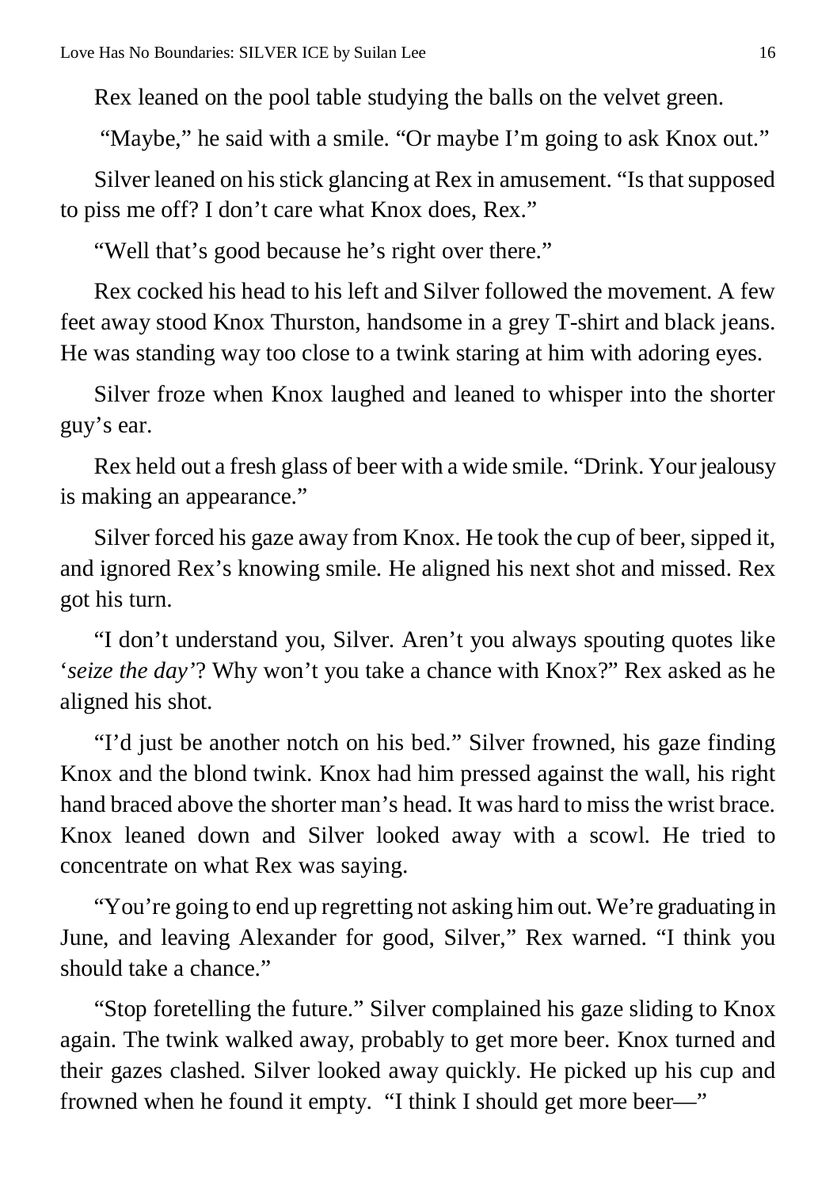Rex leaned on the pool table studying the balls on the velvet green.

"Maybe," he said with a smile. "Or maybe I'm going to ask Knox out."

Silver leaned on his stick glancing at Rex in amusement. "Is that supposed to piss me off? I don't care what Knox does, Rex."

"Well that's good because he's right over there."

Rex cocked his head to his left and Silver followed the movement. A few feet away stood Knox Thurston, handsome in a grey T-shirt and black jeans. He was standing way too close to a twink staring at him with adoring eyes.

Silver froze when Knox laughed and leaned to whisper into the shorter guy's ear.

Rex held out a fresh glass of beer with a wide smile. "Drink. Your jealousy is making an appearance."

Silver forced his gaze away from Knox. He took the cup of beer, sipped it, and ignored Rex's knowing smile. He aligned his next shot and missed. Rex got his turn.

"I don't understand you, Silver. Aren't you always spouting quotes like '*seize the day*'? Why won't you take a chance with Knox?" Rex asked as he aligned his shot.

"I'd just be another notch on his bed." Silver frowned, his gaze finding Knox and the blond twink. Knox had him pressed against the wall, his right hand braced above the shorter man's head. It was hard to miss the wrist brace. Knox leaned down and Silver looked away with a scowl. He tried to concentrate on what Rex was saying.

"You're going to end up regretting not asking him out. We're graduating in June, and leaving Alexander for good, Silver," Rex warned. "I think you should take a chance."

"Stop foretelling the future." Silver complained his gaze sliding to Knox again. The twink walked away, probably to get more beer. Knox turned and their gazes clashed. Silver looked away quickly. He picked up his cup and frowned when he found it empty. "I think I should get more beer—"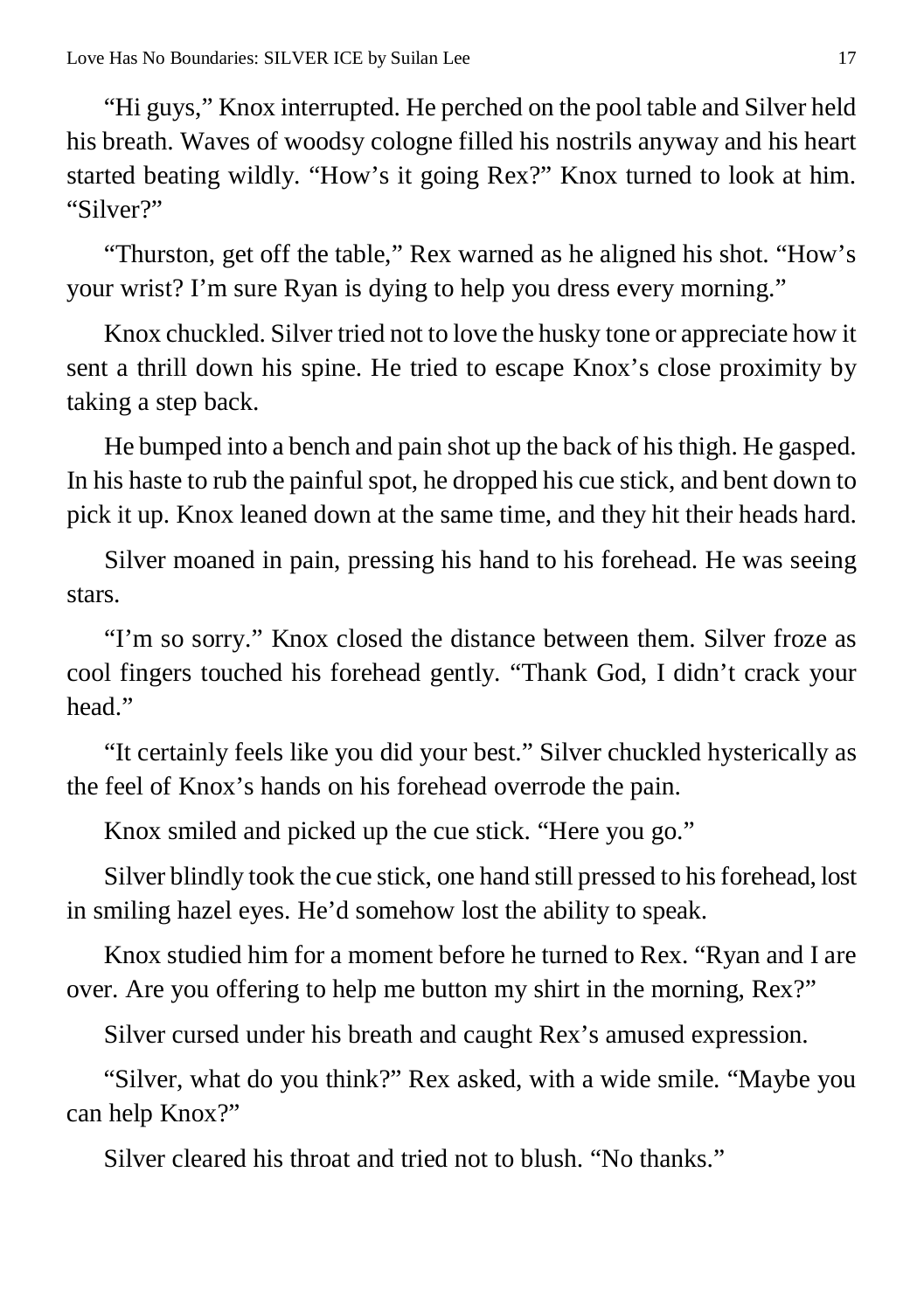"Hi guys," Knox interrupted. He perched on the pool table and Silver held his breath. Waves of woodsy cologne filled his nostrils anyway and his heart started beating wildly. "How's it going Rex?" Knox turned to look at him. "Silver?"

"Thurston, get off the table," Rex warned as he aligned his shot. "How's your wrist? I'm sure Ryan is dying to help you dress every morning."

Knox chuckled. Silver tried not to love the husky tone or appreciate how it sent a thrill down his spine. He tried to escape Knox's close proximity by taking a step back.

He bumped into a bench and pain shot up the back of his thigh. He gasped. In his haste to rub the painful spot, he dropped his cue stick, and bent down to pick it up. Knox leaned down at the same time, and they hit their heads hard.

Silver moaned in pain, pressing his hand to his forehead. He was seeing stars.

"I'm so sorry." Knox closed the distance between them. Silver froze as cool fingers touched his forehead gently. "Thank God, I didn't crack your head."

"It certainly feels like you did your best." Silver chuckled hysterically as the feel of Knox's hands on his forehead overrode the pain.

Knox smiled and picked up the cue stick. "Here you go."

Silver blindly took the cue stick, one hand still pressed to his forehead, lost in smiling hazel eyes. He'd somehow lost the ability to speak.

Knox studied him for a moment before he turned to Rex. "Ryan and I are over. Are you offering to help me button my shirt in the morning, Rex?"

Silver cursed under his breath and caught Rex's amused expression.

"Silver, what do you think?" Rex asked, with a wide smile. "Maybe you can help Knox?"

Silver cleared his throat and tried not to blush. "No thanks."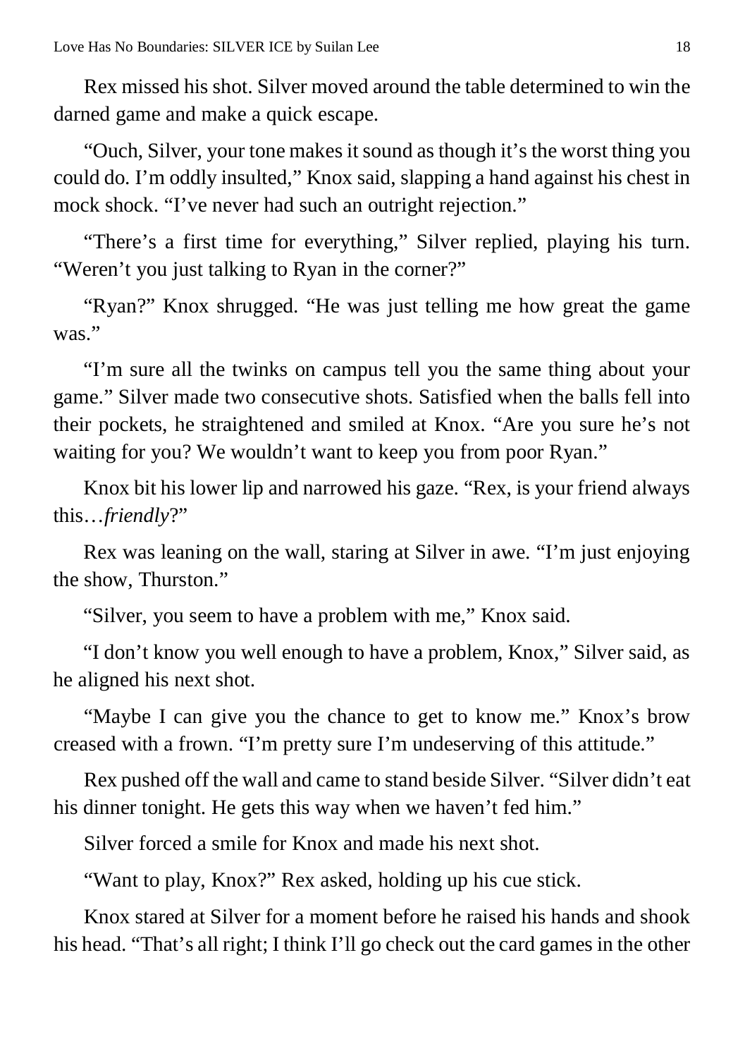Rex missed his shot. Silver moved around the table determined to win the darned game and make a quick escape.

"Ouch, Silver, your tone makes it sound as though it's the worst thing you could do. I'm oddly insulted," Knox said, slapping a hand against his chest in mock shock. "I've never had such an outright rejection."

"There's a first time for everything," Silver replied, playing his turn. "Weren't you just talking to Ryan in the corner?"

"Ryan?" Knox shrugged. "He was just telling me how great the game was."

"I'm sure all the twinks on campus tell you the same thing about your game." Silver made two consecutive shots. Satisfied when the balls fell into their pockets, he straightened and smiled at Knox. "Are you sure he's not waiting for you? We wouldn't want to keep you from poor Ryan."

Knox bit his lower lip and narrowed his gaze. "Rex, is your friend always this…*friendly*?"

Rex was leaning on the wall, staring at Silver in awe. "I'm just enjoying the show, Thurston."

"Silver, you seem to have a problem with me," Knox said.

"I don't know you well enough to have a problem, Knox," Silver said, as he aligned his next shot.

"Maybe I can give you the chance to get to know me." Knox's brow creased with a frown. "I'm pretty sure I'm undeserving of this attitude."

Rex pushed off the wall and came to stand beside Silver. "Silver didn't eat his dinner tonight. He gets this way when we haven't fed him."

Silver forced a smile for Knox and made his next shot.

"Want to play, Knox?" Rex asked, holding up his cue stick.

Knox stared at Silver for a moment before he raised his hands and shook his head. "That's all right; I think I'll go check out the card games in the other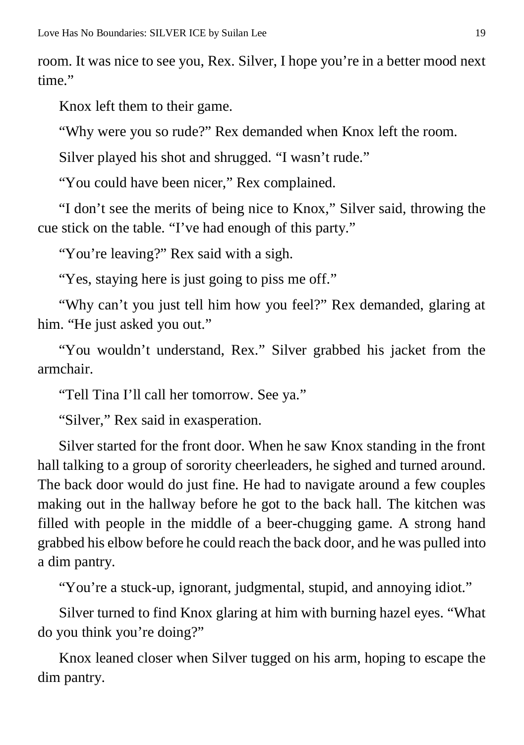room. It was nice to see you, Rex. Silver, I hope you're in a better mood next time."

Knox left them to their game.

"Why were you so rude?" Rex demanded when Knox left the room.

Silver played his shot and shrugged. "I wasn't rude."

"You could have been nicer," Rex complained.

"I don't see the merits of being nice to Knox," Silver said, throwing the cue stick on the table. "I've had enough of this party."

"You're leaving?" Rex said with a sigh.

"Yes, staying here is just going to piss me off."

"Why can't you just tell him how you feel?" Rex demanded, glaring at him. "He just asked you out."

"You wouldn't understand, Rex." Silver grabbed his jacket from the armchair.

"Tell Tina I'll call her tomorrow. See ya."

"Silver," Rex said in exasperation.

Silver started for the front door. When he saw Knox standing in the front hall talking to a group of sorority cheerleaders, he sighed and turned around. The back door would do just fine. He had to navigate around a few couples making out in the hallway before he got to the back hall. The kitchen was filled with people in the middle of a beer-chugging game. A strong hand grabbed his elbow before he could reach the back door, and he was pulled into a dim pantry.

"You're a stuck-up, ignorant, judgmental, stupid, and annoying idiot."

Silver turned to find Knox glaring at him with burning hazel eyes. "What do you think you're doing?"

Knox leaned closer when Silver tugged on his arm, hoping to escape the dim pantry.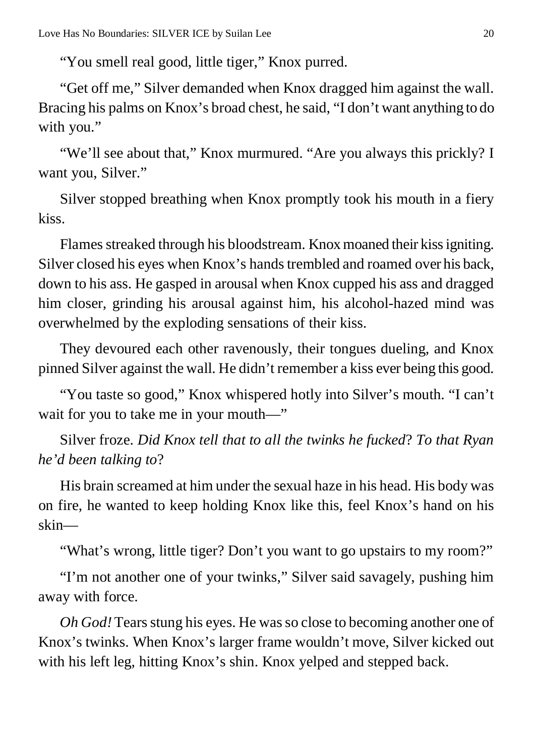"You smell real good, little tiger," Knox purred.

"Get off me," Silver demanded when Knox dragged him against the wall. Bracing his palms on Knox's broad chest, he said, "I don't want anything to do with you."

"We'll see about that," Knox murmured. "Are you always this prickly? I want you, Silver."

Silver stopped breathing when Knox promptly took his mouth in a fiery kiss.

Flames streaked through his bloodstream. Knox moaned their kiss igniting. Silver closed his eyes when Knox's hands trembled and roamed over his back, down to his ass. He gasped in arousal when Knox cupped his ass and dragged him closer, grinding his arousal against him, his alcohol-hazed mind was overwhelmed by the exploding sensations of their kiss.

They devoured each other ravenously, their tongues dueling, and Knox pinned Silver against the wall. He didn't remember a kiss ever being this good.

"You taste so good," Knox whispered hotly into Silver's mouth. "I can't wait for you to take me in your mouth—"

Silver froze. *Did Knox tell that to all the twinks he fucked*? *To that Ryan he'd been talking to*?

His brain screamed at him under the sexual haze in his head. His body was on fire, he wanted to keep holding Knox like this, feel Knox's hand on his skin—

"What's wrong, little tiger? Don't you want to go upstairs to my room?"

"I'm not another one of your twinks," Silver said savagely, pushing him away with force.

*Oh God!* Tears stung his eyes. He was so close to becoming another one of Knox's twinks. When Knox's larger frame wouldn't move, Silver kicked out with his left leg, hitting Knox's shin. Knox yelped and stepped back.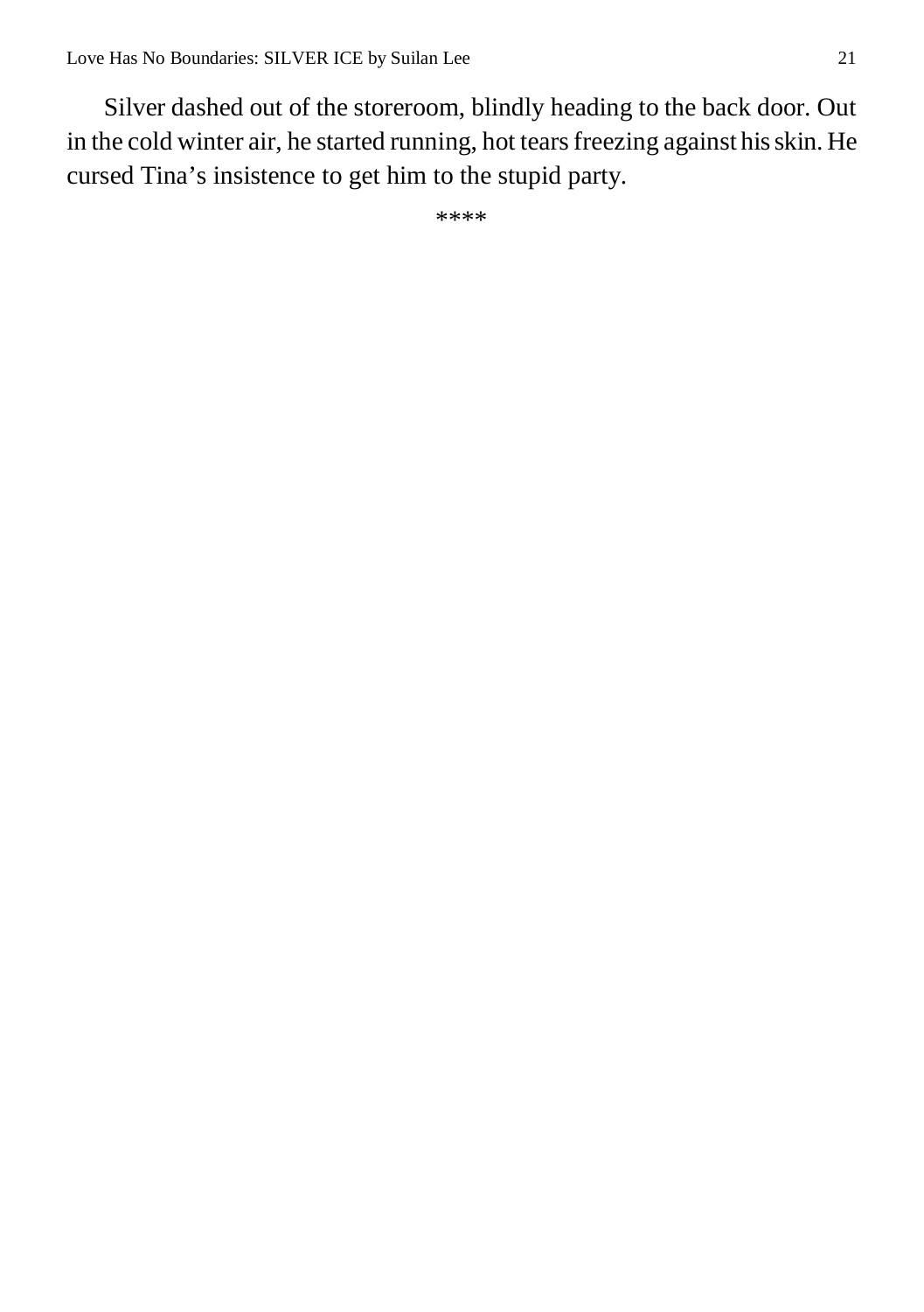Silver dashed out of the storeroom, blindly heading to the back door. Out in the cold winter air, he started running, hot tears freezing against his skin. He cursed Tina's insistence to get him to the stupid party.

****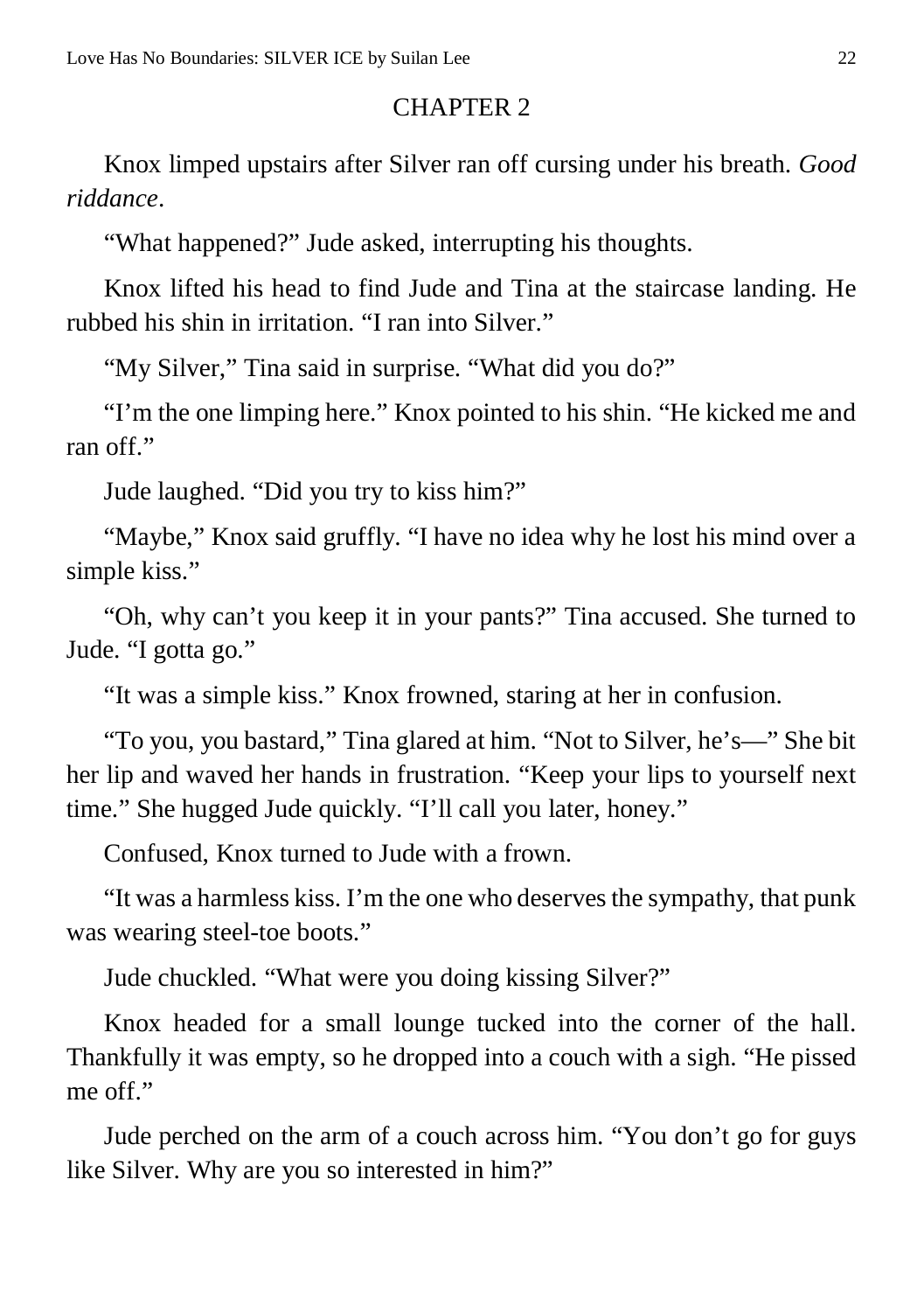## CHAPTER 2

Knox limped upstairs after Silver ran off cursing under his breath. *Good riddance*.

"What happened?" Jude asked, interrupting his thoughts.

Knox lifted his head to find Jude and Tina at the staircase landing. He rubbed his shin in irritation. "I ran into Silver."

"My Silver," Tina said in surprise. "What did you do?"

"I'm the one limping here." Knox pointed to his shin. "He kicked me and ran off."

Jude laughed. "Did you try to kiss him?"

"Maybe," Knox said gruffly. "I have no idea why he lost his mind over a simple kiss."

"Oh, why can't you keep it in your pants?" Tina accused. She turned to Jude. "I gotta go."

"It was a simple kiss." Knox frowned, staring at her in confusion.

"To you, you bastard," Tina glared at him. "Not to Silver, he's—" She bit her lip and waved her hands in frustration. "Keep your lips to yourself next time." She hugged Jude quickly. "I'll call you later, honey."

Confused, Knox turned to Jude with a frown.

"It was a harmless kiss. I'm the one who deserves the sympathy, that punk was wearing steel-toe boots."

Jude chuckled. "What were you doing kissing Silver?"

Knox headed for a small lounge tucked into the corner of the hall. Thankfully it was empty, so he dropped into a couch with a sigh. "He pissed me off."

Jude perched on the arm of a couch across him. "You don't go for guys like Silver. Why are you so interested in him?"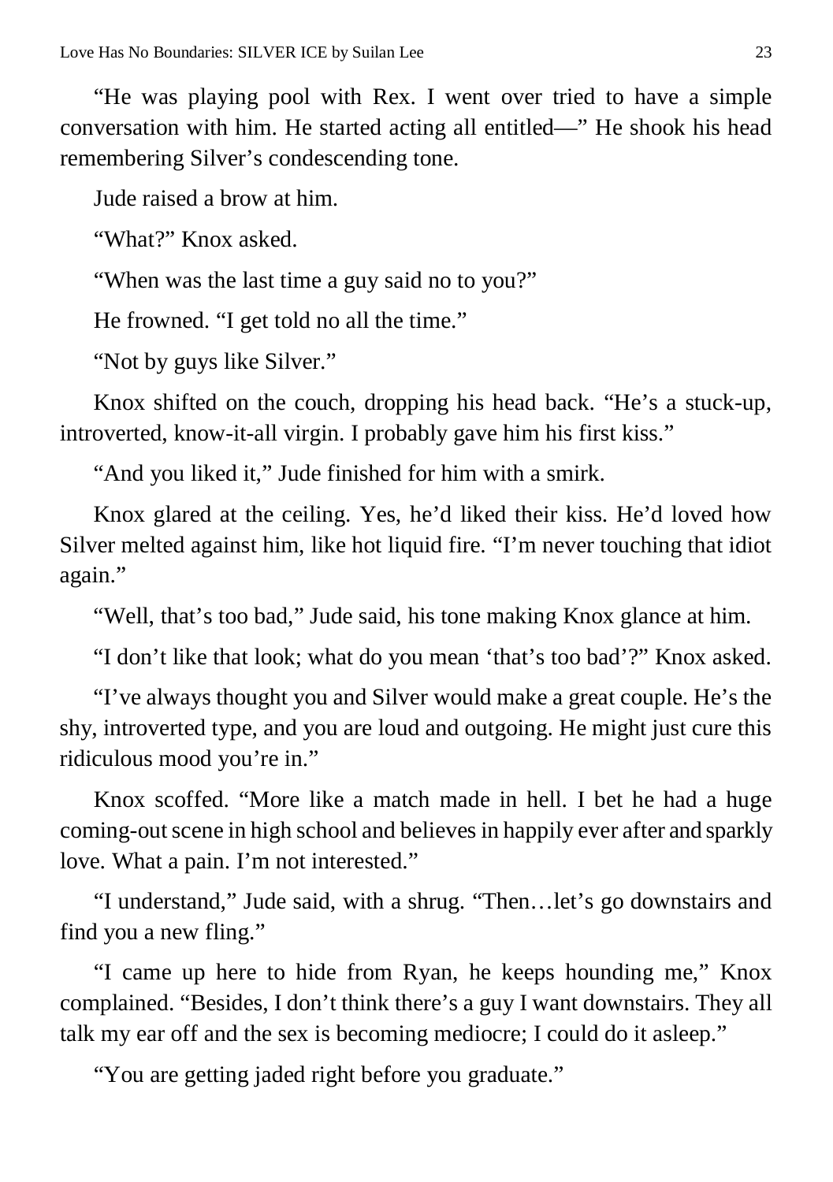"He was playing pool with Rex. I went over tried to have a simple conversation with him. He started acting all entitled—" He shook his head remembering Silver's condescending tone.

Jude raised a brow at him.

"What?" Knox asked.

"When was the last time a guy said no to you?"

He frowned. "I get told no all the time."

"Not by guys like Silver."

Knox shifted on the couch, dropping his head back. "He's a stuck-up, introverted, know-it-all virgin. I probably gave him his first kiss."

"And you liked it," Jude finished for him with a smirk.

Knox glared at the ceiling. Yes, he'd liked their kiss. He'd loved how Silver melted against him, like hot liquid fire. "I'm never touching that idiot again."

"Well, that's too bad," Jude said, his tone making Knox glance at him.

"I don't like that look; what do you mean 'that's too bad'?" Knox asked.

"I've always thought you and Silver would make a great couple. He's the shy, introverted type, and you are loud and outgoing. He might just cure this ridiculous mood you're in."

Knox scoffed. "More like a match made in hell. I bet he had a huge coming-out scene in high school and believes in happily ever after and sparkly love. What a pain. I'm not interested."

"I understand," Jude said, with a shrug. "Then…let's go downstairs and find you a new fling."

"I came up here to hide from Ryan, he keeps hounding me," Knox complained. "Besides, I don't think there's a guy I want downstairs. They all talk my ear off and the sex is becoming mediocre; I could do it asleep."

"You are getting jaded right before you graduate."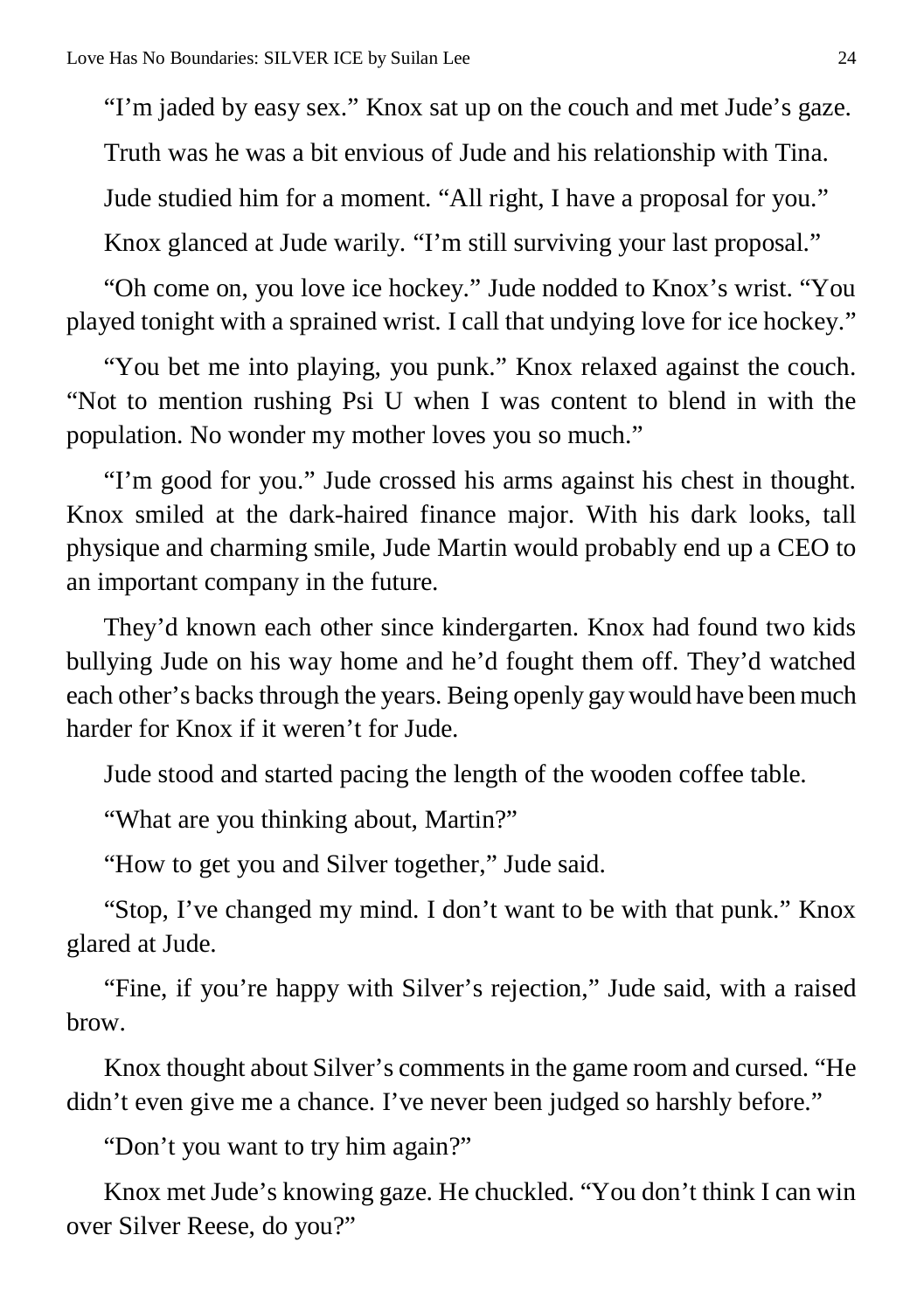"I'm jaded by easy sex." Knox sat up on the couch and met Jude's gaze.

Truth was he was a bit envious of Jude and his relationship with Tina.

Jude studied him for a moment. "All right, I have a proposal for you."

Knox glanced at Jude warily. "I'm still surviving your last proposal."

"Oh come on, you love ice hockey." Jude nodded to Knox's wrist. "You played tonight with a sprained wrist. I call that undying love for ice hockey."

"You bet me into playing, you punk." Knox relaxed against the couch. "Not to mention rushing Psi U when I was content to blend in with the population. No wonder my mother loves you so much."

"I'm good for you." Jude crossed his arms against his chest in thought. Knox smiled at the dark-haired finance major. With his dark looks, tall physique and charming smile, Jude Martin would probably end up a CEO to an important company in the future.

They'd known each other since kindergarten. Knox had found two kids bullying Jude on his way home and he'd fought them off. They'd watched each other's backs through the years. Being openly gay would have been much harder for Knox if it weren't for Jude.

Jude stood and started pacing the length of the wooden coffee table.

"What are you thinking about, Martin?"

"How to get you and Silver together," Jude said.

"Stop, I've changed my mind. I don't want to be with that punk." Knox glared at Jude.

"Fine, if you're happy with Silver's rejection," Jude said, with a raised brow.

Knox thought about Silver's comments in the game room and cursed. "He didn't even give me a chance. I've never been judged so harshly before."

"Don't you want to try him again?"

Knox met Jude's knowing gaze. He chuckled. "You don't think I can win over Silver Reese, do you?"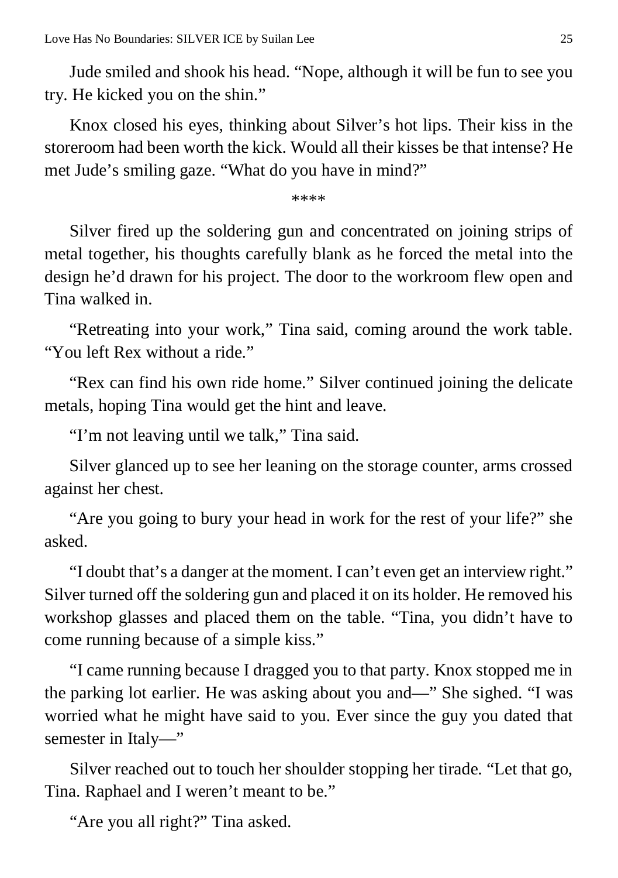Jude smiled and shook his head. "Nope, although it will be fun to see you try. He kicked you on the shin."

Knox closed his eyes, thinking about Silver's hot lips. Their kiss in the storeroom had been worth the kick. Would all their kisses be that intense? He met Jude's smiling gaze. "What do you have in mind?"

****

Silver fired up the soldering gun and concentrated on joining strips of metal together, his thoughts carefully blank as he forced the metal into the design he'd drawn for his project. The door to the workroom flew open and Tina walked in.

"Retreating into your work," Tina said, coming around the work table. "You left Rex without a ride."

"Rex can find his own ride home." Silver continued joining the delicate metals, hoping Tina would get the hint and leave.

"I'm not leaving until we talk," Tina said.

Silver glanced up to see her leaning on the storage counter, arms crossed against her chest.

"Are you going to bury your head in work for the rest of your life?" she asked.

"I doubt that's a danger at the moment. I can't even get an interview right." Silver turned off the soldering gun and placed it on its holder. He removed his workshop glasses and placed them on the table. "Tina, you didn't have to come running because of a simple kiss."

"I came running because I dragged you to that party. Knox stopped me in the parking lot earlier. He was asking about you and—" She sighed. "I was worried what he might have said to you. Ever since the guy you dated that semester in Italy—"

Silver reached out to touch her shoulder stopping her tirade. "Let that go, Tina. Raphael and I weren't meant to be."

"Are you all right?" Tina asked.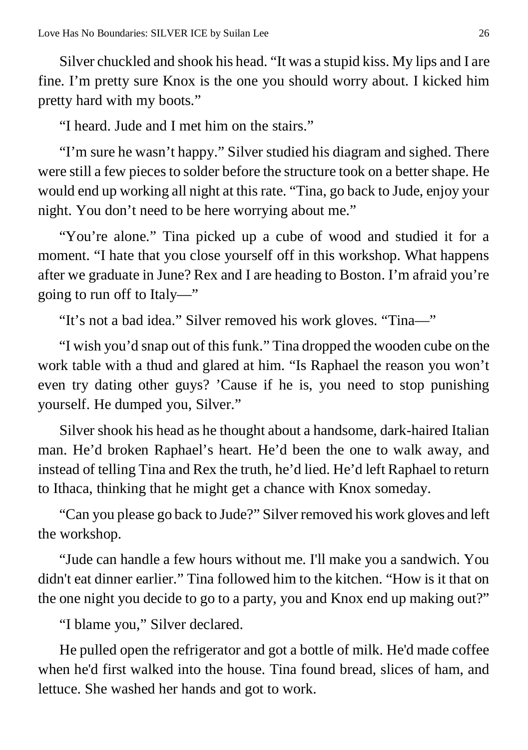Silver chuckled and shook his head. "It was a stupid kiss. My lips and I are fine. I'm pretty sure Knox is the one you should worry about. I kicked him pretty hard with my boots."

"I heard. Jude and I met him on the stairs."

"I'm sure he wasn't happy." Silver studied his diagram and sighed. There were still a few pieces to solder before the structure took on a better shape. He would end up working all night at this rate. "Tina, go back to Jude, enjoy your night. You don't need to be here worrying about me."

"You're alone." Tina picked up a cube of wood and studied it for a moment. "I hate that you close yourself off in this workshop. What happens after we graduate in June? Rex and I are heading to Boston. I'm afraid you're going to run off to Italy—"

"It's not a bad idea." Silver removed his work gloves. "Tina—"

"I wish you'd snap out of this funk." Tina dropped the wooden cube on the work table with a thud and glared at him. "Is Raphael the reason you won't even try dating other guys? 'Cause if he is, you need to stop punishing yourself. He dumped you, Silver."

Silver shook his head as he thought about a handsome, dark-haired Italian man. He'd broken Raphael's heart. He'd been the one to walk away, and instead of telling Tina and Rex the truth, he'd lied. He'd left Raphael to return to Ithaca, thinking that he might get a chance with Knox someday.

"Can you please go back to Jude?" Silver removed his work gloves and left the workshop.

"Jude can handle a few hours without me. I'll make you a sandwich. You didn't eat dinner earlier." Tina followed him to the kitchen. "How is it that on the one night you decide to go to a party, you and Knox end up making out?"

"I blame you," Silver declared.

He pulled open the refrigerator and got a bottle of milk. He'd made coffee when he'd first walked into the house. Tina found bread, slices of ham, and lettuce. She washed her hands and got to work.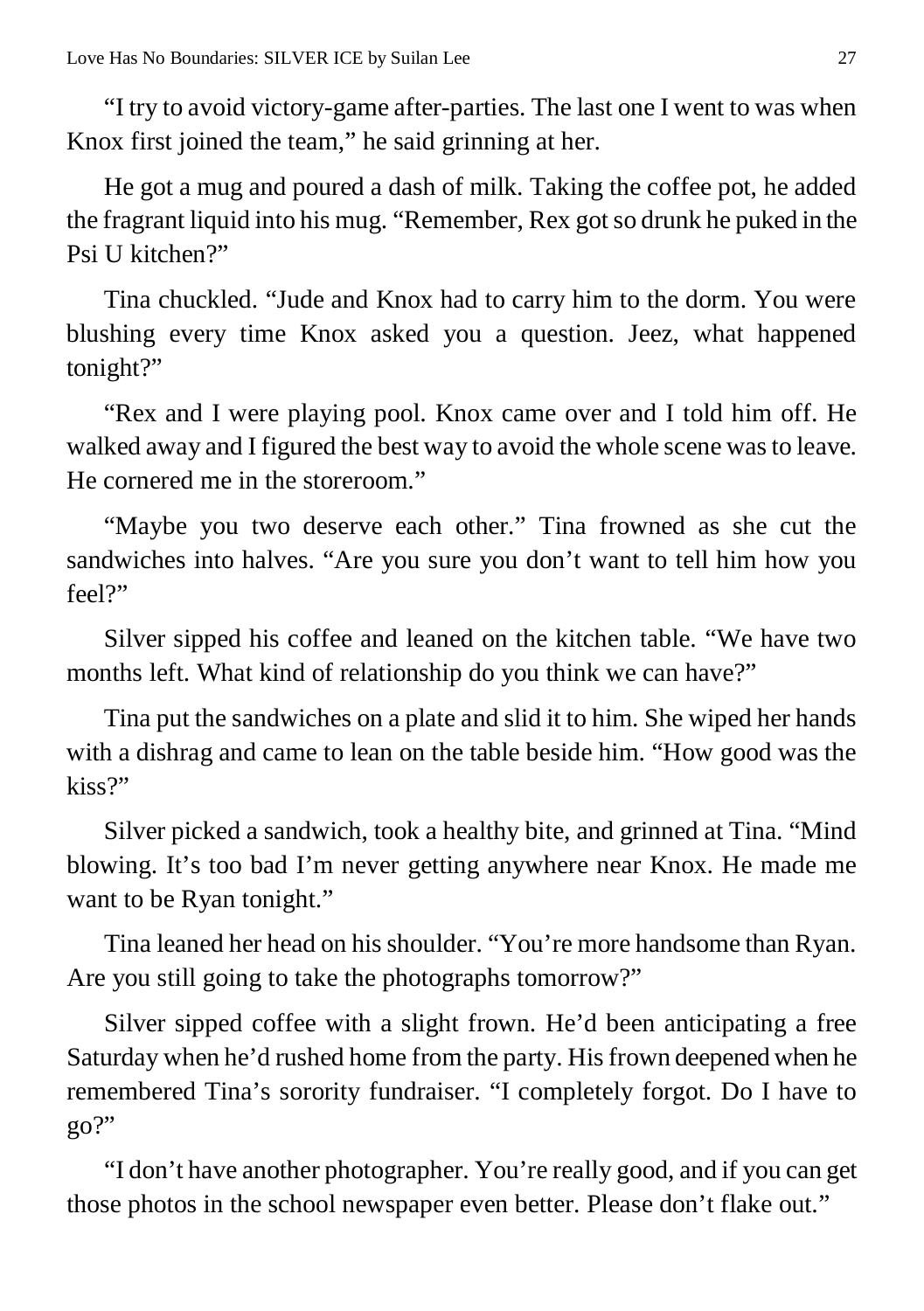"I try to avoid victory-game after-parties. The last one I went to was when Knox first joined the team," he said grinning at her.

He got a mug and poured a dash of milk. Taking the coffee pot, he added the fragrant liquid into his mug. "Remember, Rex got so drunk he puked in the Psi U kitchen?"

Tina chuckled. "Jude and Knox had to carry him to the dorm. You were blushing every time Knox asked you a question. Jeez, what happened tonight?"

"Rex and I were playing pool. Knox came over and I told him off. He walked away and I figured the best way to avoid the whole scene was to leave. He cornered me in the storeroom."

"Maybe you two deserve each other." Tina frowned as she cut the sandwiches into halves. "Are you sure you don't want to tell him how you feel?"

Silver sipped his coffee and leaned on the kitchen table. "We have two months left. What kind of relationship do you think we can have?"

Tina put the sandwiches on a plate and slid it to him. She wiped her hands with a dishrag and came to lean on the table beside him. "How good was the kiss?"

Silver picked a sandwich, took a healthy bite, and grinned at Tina. "Mind blowing. It's too bad I'm never getting anywhere near Knox. He made me want to be Ryan tonight."

Tina leaned her head on his shoulder. "You're more handsome than Ryan. Are you still going to take the photographs tomorrow?"

Silver sipped coffee with a slight frown. He'd been anticipating a free Saturday when he'd rushed home from the party. His frown deepened when he remembered Tina's sorority fundraiser. "I completely forgot. Do I have to go?"

"I don't have another photographer. You're really good, and if you can get those photos in the school newspaper even better. Please don't flake out."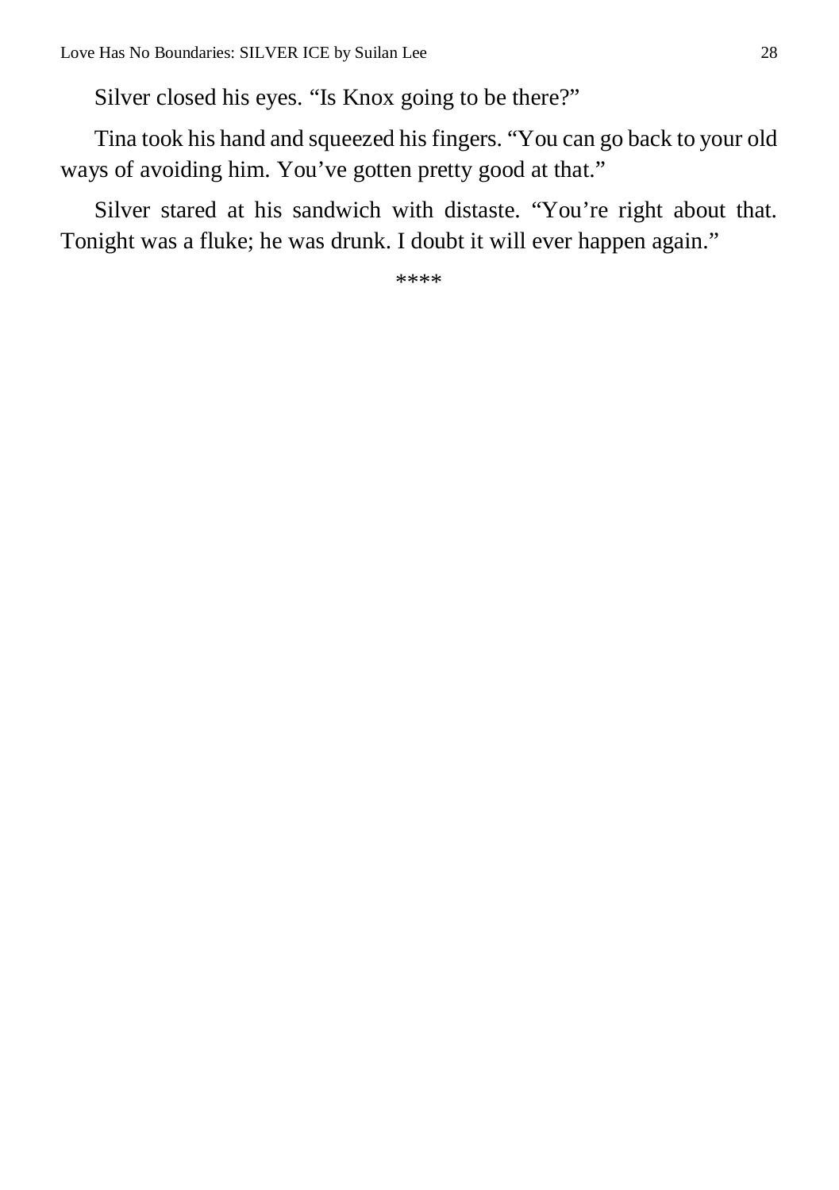Silver closed his eyes. "Is Knox going to be there?"

Tina took his hand and squeezed his fingers. "You can go back to your old ways of avoiding him. You've gotten pretty good at that."

Silver stared at his sandwich with distaste. "You're right about that. Tonight was a fluke; he was drunk. I doubt it will ever happen again."

****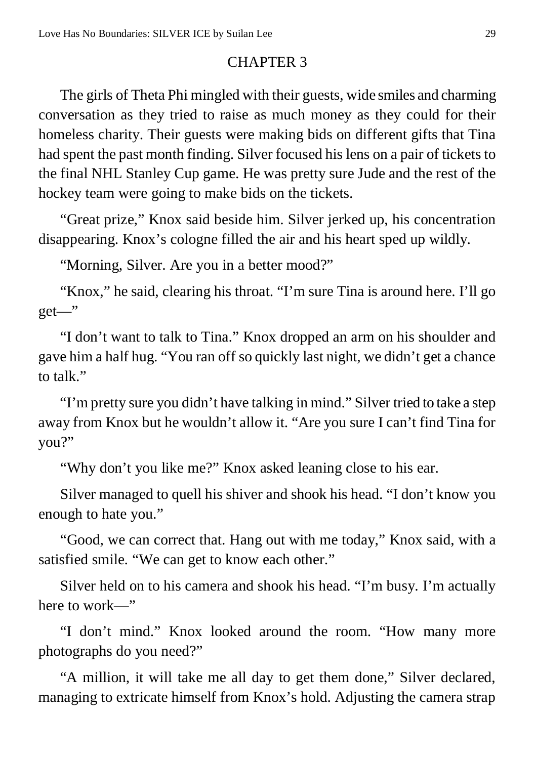## CHAPTER 3

The girls of Theta Phi mingled with their guests, wide smiles and charming conversation as they tried to raise as much money as they could for their homeless charity. Their guests were making bids on different gifts that Tina had spent the past month finding. Silver focused his lens on a pair of tickets to the final NHL Stanley Cup game. He was pretty sure Jude and the rest of the hockey team were going to make bids on the tickets.

"Great prize," Knox said beside him. Silver jerked up, his concentration disappearing. Knox's cologne filled the air and his heart sped up wildly.

"Morning, Silver. Are you in a better mood?"

"Knox," he said, clearing his throat. "I'm sure Tina is around here. I'll go get—"

"I don't want to talk to Tina." Knox dropped an arm on his shoulder and gave him a half hug. "You ran off so quickly last night, we didn't get a chance to talk."

"I'm pretty sure you didn't have talking in mind." Silver tried to take a step away from Knox but he wouldn't allow it. "Are you sure I can't find Tina for you?"

"Why don't you like me?" Knox asked leaning close to his ear.

Silver managed to quell his shiver and shook his head. "I don't know you enough to hate you."

"Good, we can correct that. Hang out with me today," Knox said, with a satisfied smile. "We can get to know each other."

Silver held on to his camera and shook his head. "I'm busy. I'm actually here to work—"

"I don't mind." Knox looked around the room. "How many more photographs do you need?"

"A million, it will take me all day to get them done," Silver declared, managing to extricate himself from Knox's hold. Adjusting the camera strap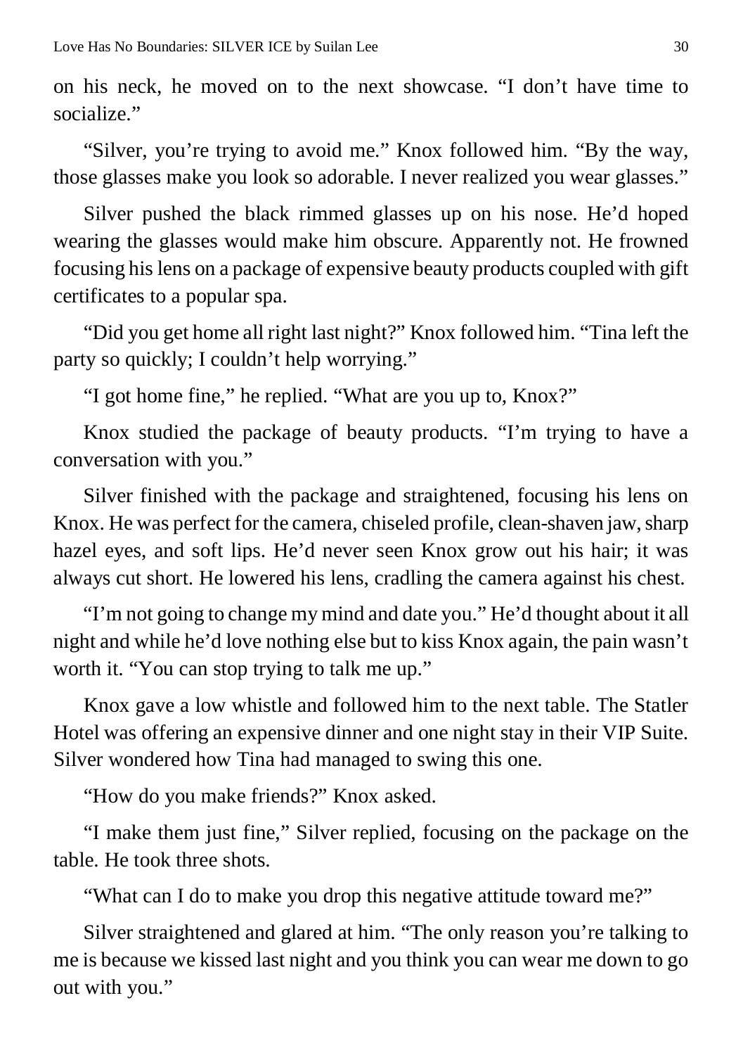on his neck, he moved on to the next showcase. "I don't have time to socialize."

"Silver, you're trying to avoid me." Knox followed him. "By the way, those glasses make you look so adorable. I never realized you wear glasses."

Silver pushed the black rimmed glasses up on his nose. He'd hoped wearing the glasses would make him obscure. Apparently not. He frowned focusing his lens on a package of expensive beauty products coupled with gift certificates to a popular spa.

"Did you get home all right last night?" Knox followed him. "Tina left the party so quickly; I couldn't help worrying."

"I got home fine," he replied. "What are you up to, Knox?"

Knox studied the package of beauty products. "I'm trying to have a conversation with you."

Silver finished with the package and straightened, focusing his lens on Knox. He was perfect for the camera, chiseled profile, clean-shaven jaw, sharp hazel eyes, and soft lips. He'd never seen Knox grow out his hair; it was always cut short. He lowered his lens, cradling the camera against his chest.

"I'm not going to change my mind and date you." He'd thought about it all night and while he'd love nothing else but to kiss Knox again, the pain wasn't worth it. "You can stop trying to talk me up."

Knox gave a low whistle and followed him to the next table. The Statler Hotel was offering an expensive dinner and one night stay in their VIP Suite. Silver wondered how Tina had managed to swing this one.

"How do you make friends?" Knox asked.

"I make them just fine," Silver replied, focusing on the package on the table. He took three shots.

"What can I do to make you drop this negative attitude toward me?"

Silver straightened and glared at him. "The only reason you're talking to me is because we kissed last night and you think you can wear me down to go out with you."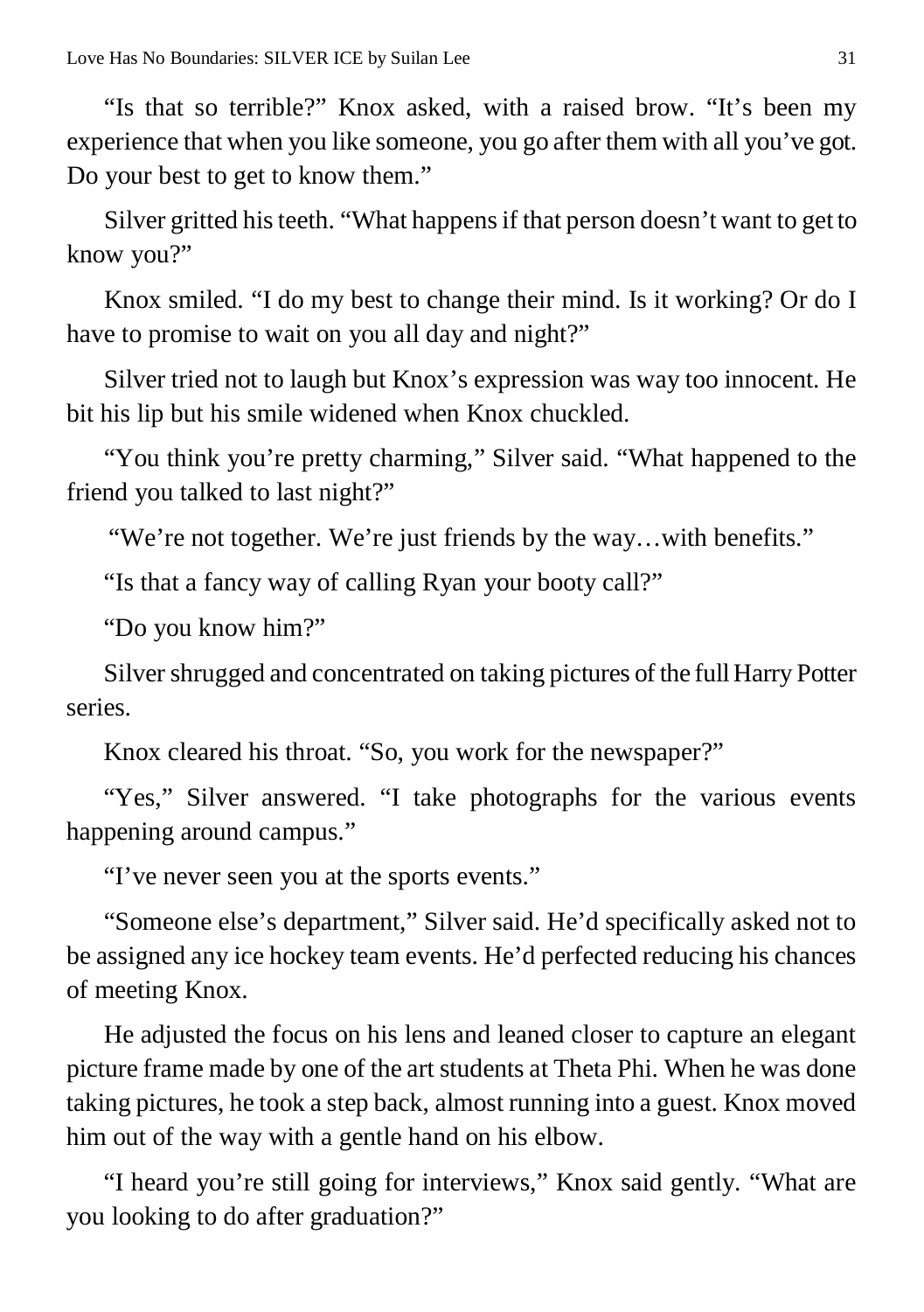"Is that so terrible?" Knox asked, with a raised brow. "It's been my experience that when you like someone, you go after them with all you've got. Do your best to get to know them."

Silver gritted his teeth. "What happens if that person doesn't want to get to know you?"

Knox smiled. "I do my best to change their mind. Is it working? Or do I have to promise to wait on you all day and night?"

Silver tried not to laugh but Knox's expression was way too innocent. He bit his lip but his smile widened when Knox chuckled.

"You think you're pretty charming," Silver said. "What happened to the friend you talked to last night?"

"We're not together. We're just friends by the way…with benefits."

"Is that a fancy way of calling Ryan your booty call?"

"Do you know him?"

Silver shrugged and concentrated on taking pictures of the full Harry Potter series.

Knox cleared his throat. "So, you work for the newspaper?"

"Yes," Silver answered. "I take photographs for the various events happening around campus."

"I've never seen you at the sports events."

"Someone else's department," Silver said. He'd specifically asked not to be assigned any ice hockey team events. He'd perfected reducing his chances of meeting Knox.

He adjusted the focus on his lens and leaned closer to capture an elegant picture frame made by one of the art students at Theta Phi. When he was done taking pictures, he took a step back, almost running into a guest. Knox moved him out of the way with a gentle hand on his elbow.

"I heard you're still going for interviews," Knox said gently. "What are you looking to do after graduation?"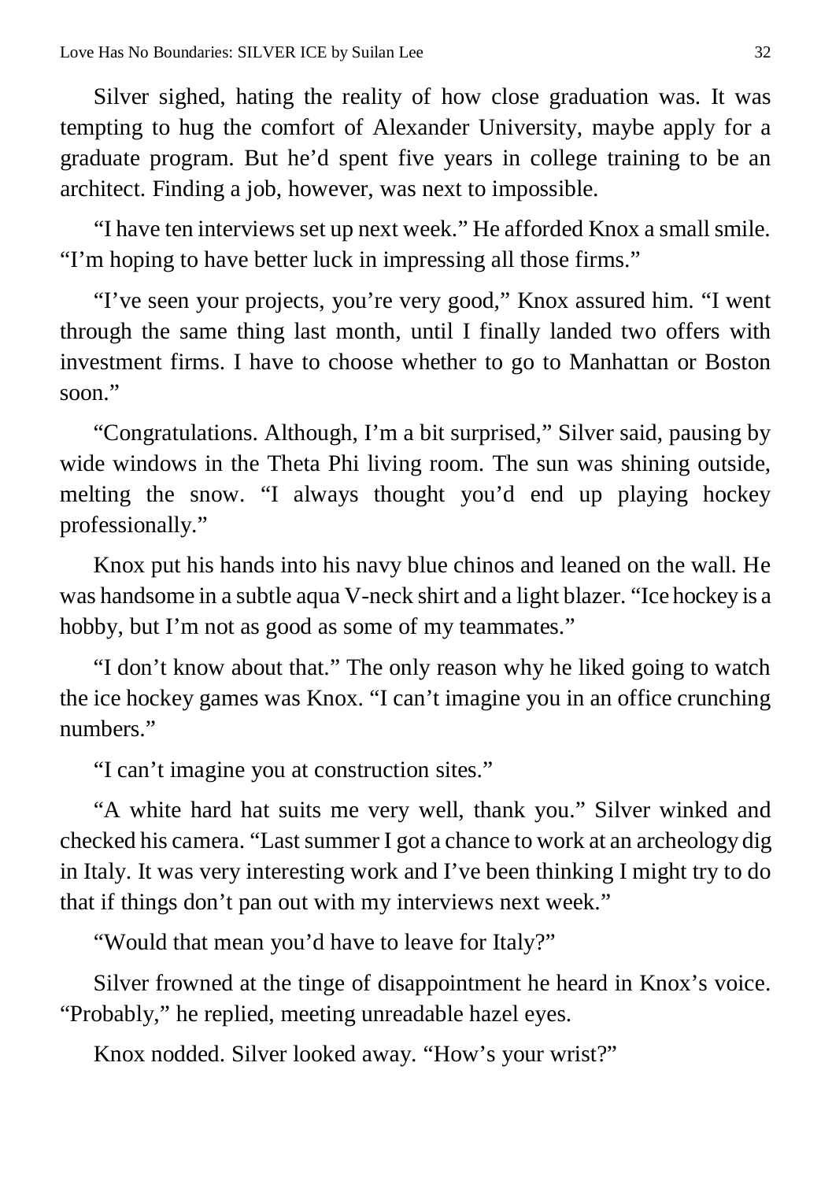Silver sighed, hating the reality of how close graduation was. It was tempting to hug the comfort of Alexander University, maybe apply for a graduate program. But he'd spent five years in college training to be an architect. Finding a job, however, was next to impossible.

"I have ten interviews set up next week." He afforded Knox a small smile. "I'm hoping to have better luck in impressing all those firms."

"I've seen your projects, you're very good," Knox assured him. "I went through the same thing last month, until I finally landed two offers with investment firms. I have to choose whether to go to Manhattan or Boston soon."

"Congratulations. Although, I'm a bit surprised," Silver said, pausing by wide windows in the Theta Phi living room. The sun was shining outside, melting the snow. "I always thought you'd end up playing hockey professionally."

Knox put his hands into his navy blue chinos and leaned on the wall. He was handsome in a subtle aqua V-neck shirt and a light blazer. "Ice hockey is a hobby, but I'm not as good as some of my teammates."

"I don't know about that." The only reason why he liked going to watch the ice hockey games was Knox. "I can't imagine you in an office crunching numbers."

"I can't imagine you at construction sites."

"A white hard hat suits me very well, thank you." Silver winked and checked his camera. "Last summer I got a chance to work at an archeology dig in Italy. It was very interesting work and I've been thinking I might try to do that if things don't pan out with my interviews next week."

"Would that mean you'd have to leave for Italy?"

Silver frowned at the tinge of disappointment he heard in Knox's voice. "Probably," he replied, meeting unreadable hazel eyes.

Knox nodded. Silver looked away. "How's your wrist?"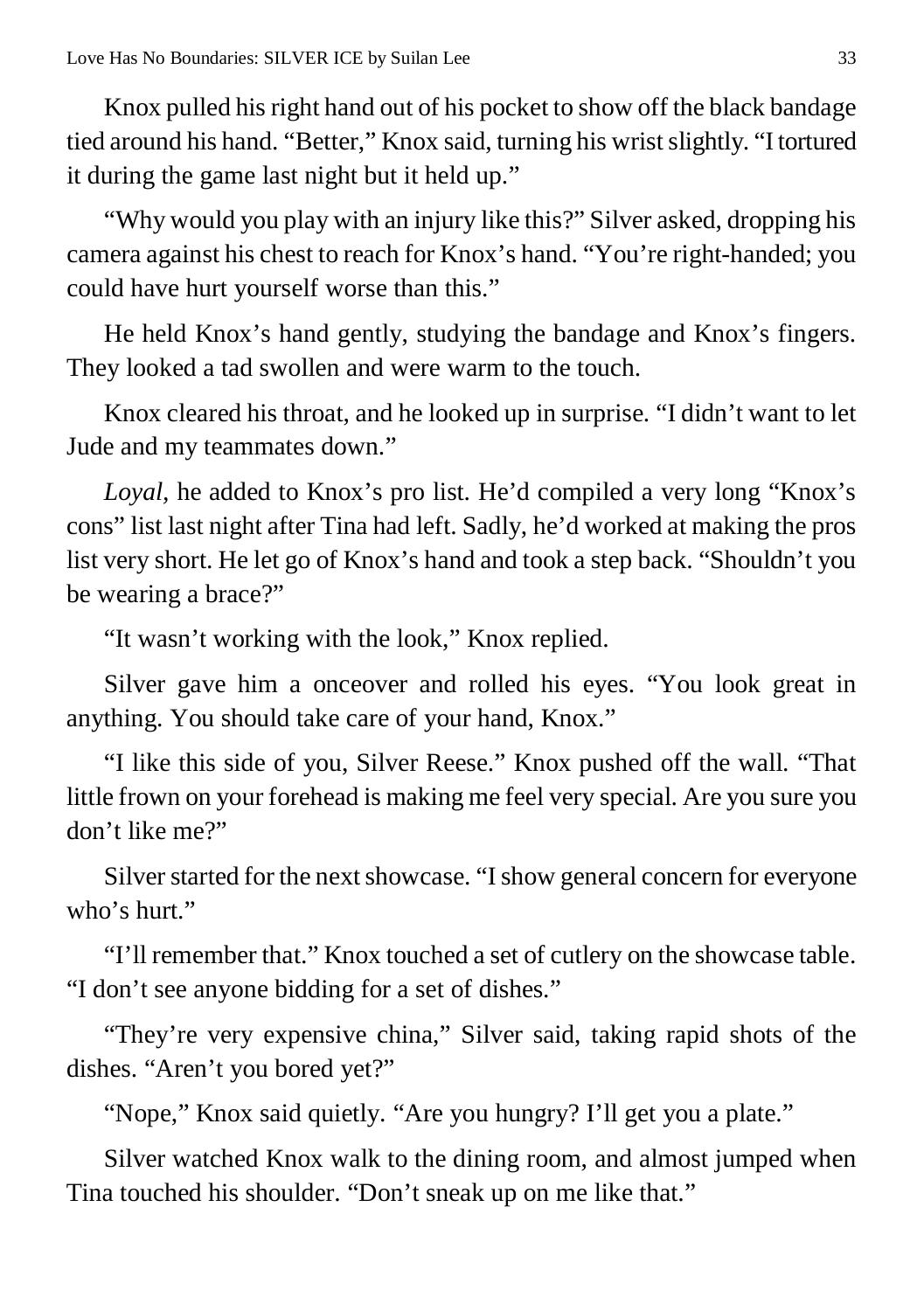Knox pulled his right hand out of his pocket to show off the black bandage tied around his hand. "Better," Knox said, turning his wrist slightly. "I tortured it during the game last night but it held up."

"Why would you play with an injury like this?" Silver asked, dropping his camera against his chest to reach for Knox's hand. "You're right-handed; you could have hurt yourself worse than this."

He held Knox's hand gently, studying the bandage and Knox's fingers. They looked a tad swollen and were warm to the touch.

Knox cleared his throat, and he looked up in surprise. "I didn't want to let Jude and my teammates down."

*Loyal,* he added to Knox's pro list. He'd compiled a very long "Knox's cons" list last night after Tina had left. Sadly, he'd worked at making the pros list very short. He let go of Knox's hand and took a step back. "Shouldn't you be wearing a brace?"

"It wasn't working with the look," Knox replied.

Silver gave him a onceover and rolled his eyes. "You look great in anything. You should take care of your hand, Knox."

"I like this side of you, Silver Reese." Knox pushed off the wall. "That little frown on your forehead is making me feel very special. Are you sure you don't like me?"

Silver started for the next showcase. "I show general concern for everyone who's hurt."

"I'll remember that." Knox touched a set of cutlery on the showcase table. "I don't see anyone bidding for a set of dishes."

"They're very expensive china," Silver said, taking rapid shots of the dishes. "Aren't you bored yet?"

"Nope," Knox said quietly. "Are you hungry? I'll get you a plate."

Silver watched Knox walk to the dining room, and almost jumped when Tina touched his shoulder. "Don't sneak up on me like that."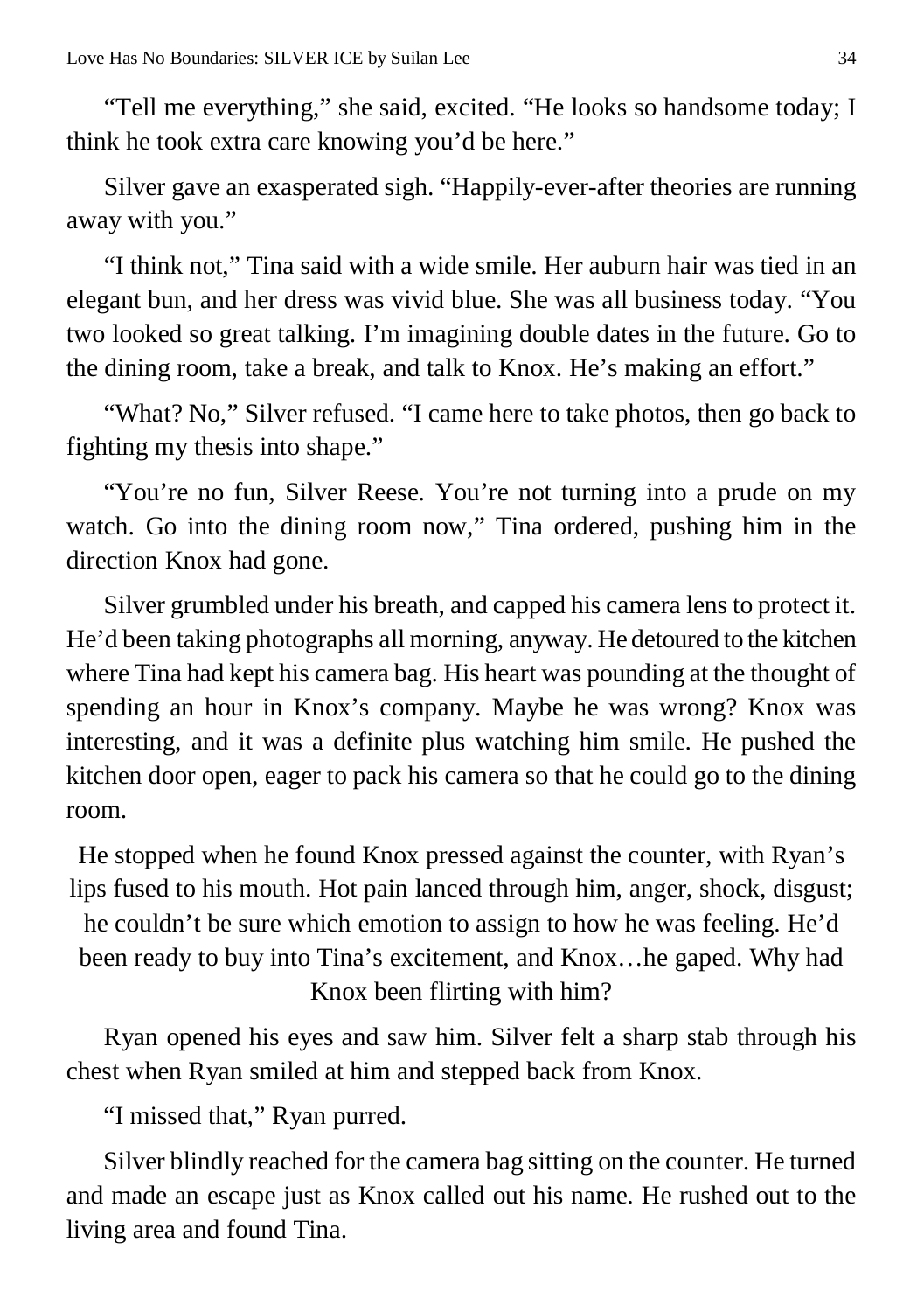"Tell me everything," she said, excited. "He looks so handsome today; I think he took extra care knowing you'd be here."

Silver gave an exasperated sigh. "Happily-ever-after theories are running away with you."

"I think not," Tina said with a wide smile. Her auburn hair was tied in an elegant bun, and her dress was vivid blue. She was all business today. "You two looked so great talking. I'm imagining double dates in the future. Go to the dining room, take a break, and talk to Knox. He's making an effort."

"What? No," Silver refused. "I came here to take photos, then go back to fighting my thesis into shape."

"You're no fun, Silver Reese. You're not turning into a prude on my watch. Go into the dining room now," Tina ordered, pushing him in the direction Knox had gone.

Silver grumbled under his breath, and capped his camera lens to protect it. He'd been taking photographs all morning, anyway. He detoured to the kitchen where Tina had kept his camera bag. His heart was pounding at the thought of spending an hour in Knox's company. Maybe he was wrong? Knox was interesting, and it was a definite plus watching him smile. He pushed the kitchen door open, eager to pack his camera so that he could go to the dining room.

He stopped when he found Knox pressed against the counter, with Ryan's lips fused to his mouth. Hot pain lanced through him, anger, shock, disgust; he couldn't be sure which emotion to assign to how he was feeling. He'd been ready to buy into Tina's excitement, and Knox…he gaped. Why had Knox been flirting with him?

Ryan opened his eyes and saw him. Silver felt a sharp stab through his chest when Ryan smiled at him and stepped back from Knox.

"I missed that," Ryan purred.

Silver blindly reached for the camera bag sitting on the counter. He turned and made an escape just as Knox called out his name. He rushed out to the living area and found Tina.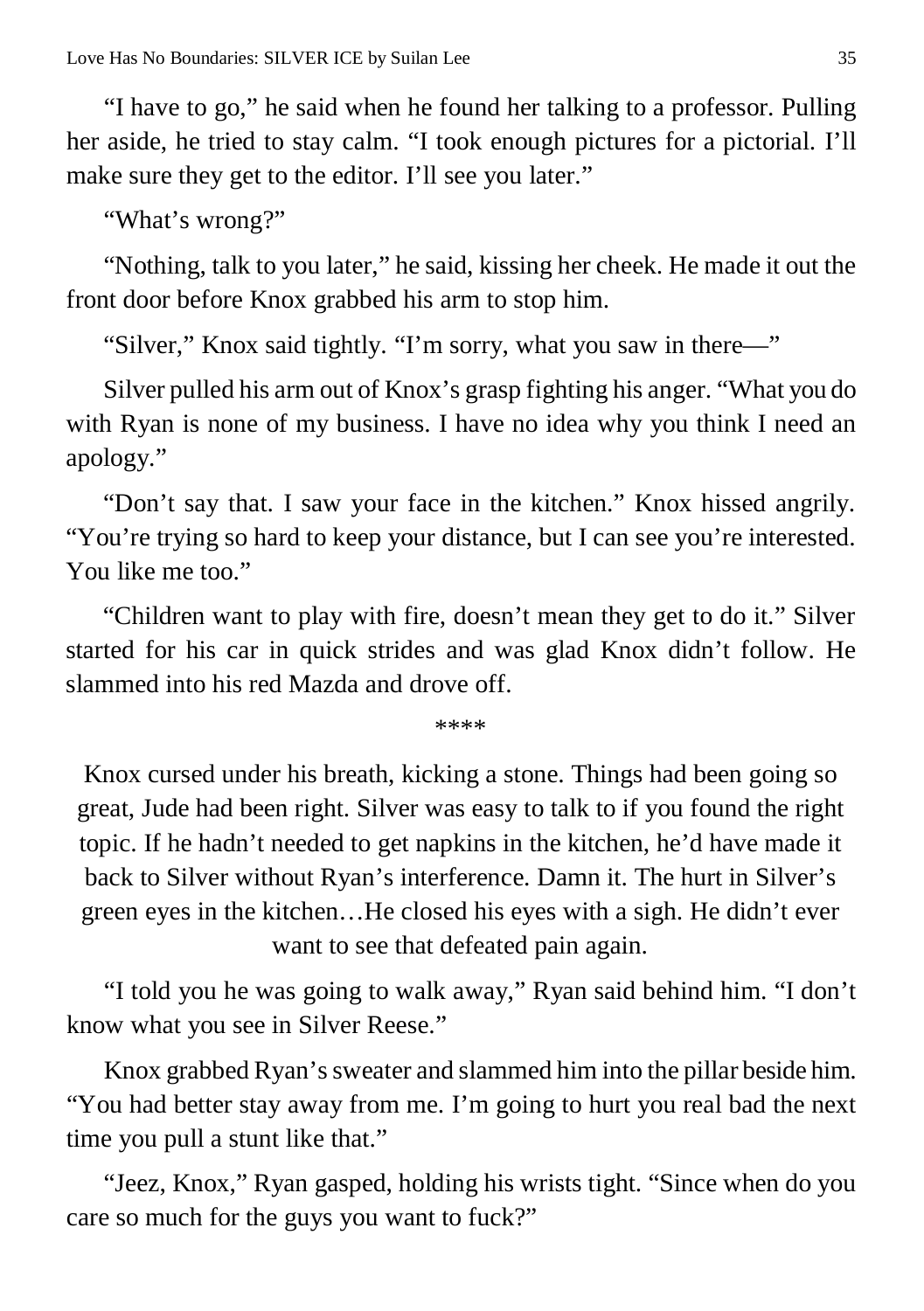“I have to go,” he said when he found her talking to a professor. Pulling her aside, he tried to stay calm. “I took enough pictures for a pictorial. I’ll make sure they get to the editor. I’ll see you later.”

“What’s wrong?”

“Nothing, talk to you later,” he said, kissing her cheek. He made it out the front door before Knox grabbed his arm to stop him.

“Silver,” Knox said tightly. “I’m sorry, what you saw in there—”

Silver pulled his arm out of Knox’s grasp fighting his anger. “What you do with Ryan is none of my business. I have no idea why you think I need an apology.”

“Don’t say that. I saw your face in the kitchen.” Knox hissed angrily. “You’re trying so hard to keep your distance, but I can see you’re interested. You like me too.”

“Children want to play with fire, doesn’t mean they get to do it.” Silver started for his car in quick strides and was glad Knox didn’t follow. He slammed into his red Mazda and drove off.

\*\*\*\*

Knox cursed under his breath, kicking a stone. Things had been going so great, Jude had been right. Silver was easy to talk to if you found the right topic. If he hadn’t needed to get napkins in the kitchen, he’d have made it back to Silver without Ryan’s interference. Damn it. The hurt in Silver’s green eyes in the kitchen…He closed his eyes with a sigh. He didn’t ever want to see that defeated pain again.

“I told you he was going to walk away,” Ryan said behind him. “I don’t know what you see in Silver Reese.”

Knox grabbed Ryan’s sweater and slammed him into the pillar beside him. “You had better stay away from me. I’m going to hurt you real bad the next time you pull a stunt like that.”

“Jeez, Knox,” Ryan gasped, holding his wrists tight. “Since when do you care so much for the guys you want to fuck?”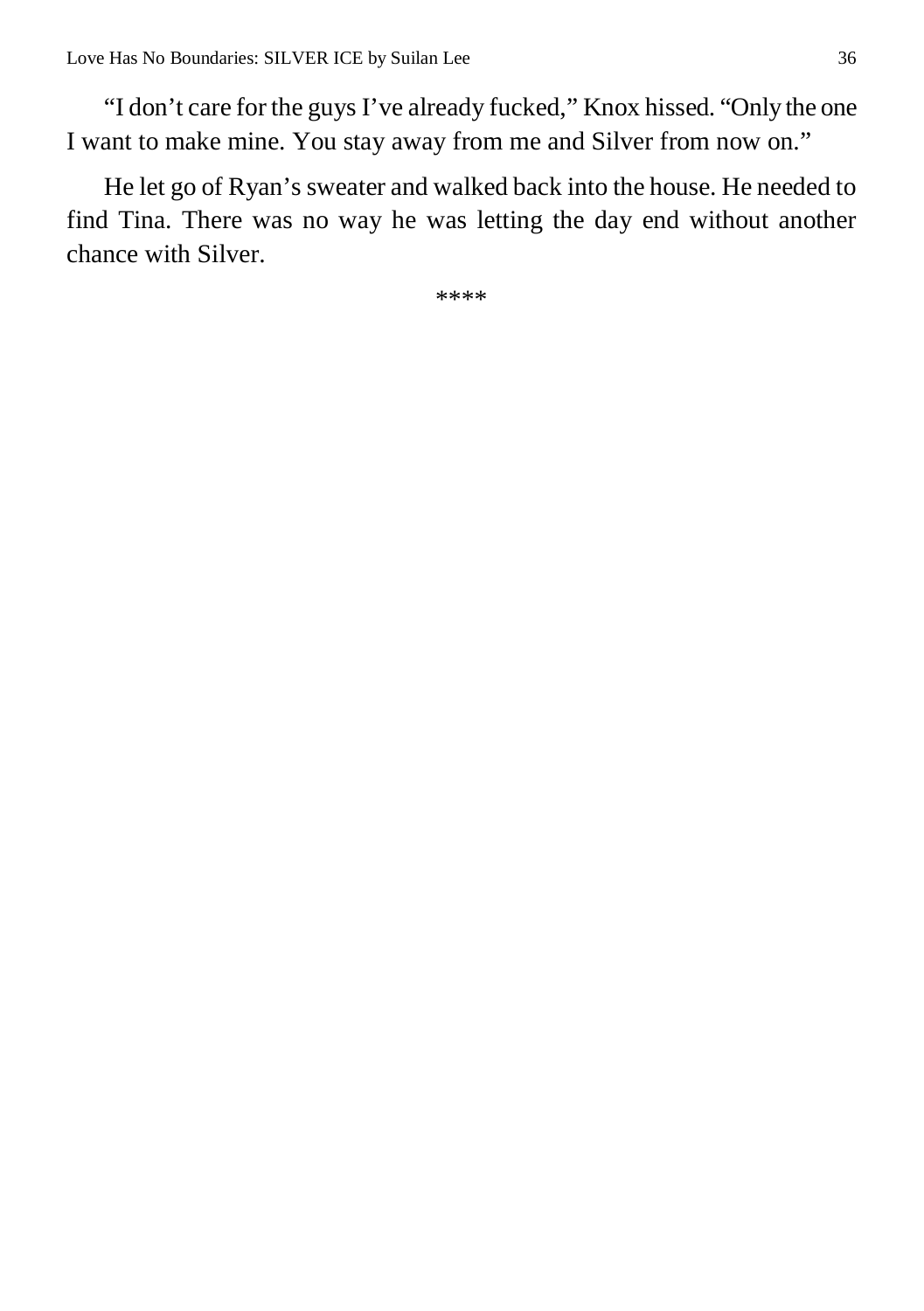"I don't care for the guys I've already fucked," Knox hissed. "Only the one I want to make mine. You stay away from me and Silver from now on."

He let go of Ryan's sweater and walked back into the house. He needed to find Tina. There was no way he was letting the day end without another chance with Silver.

****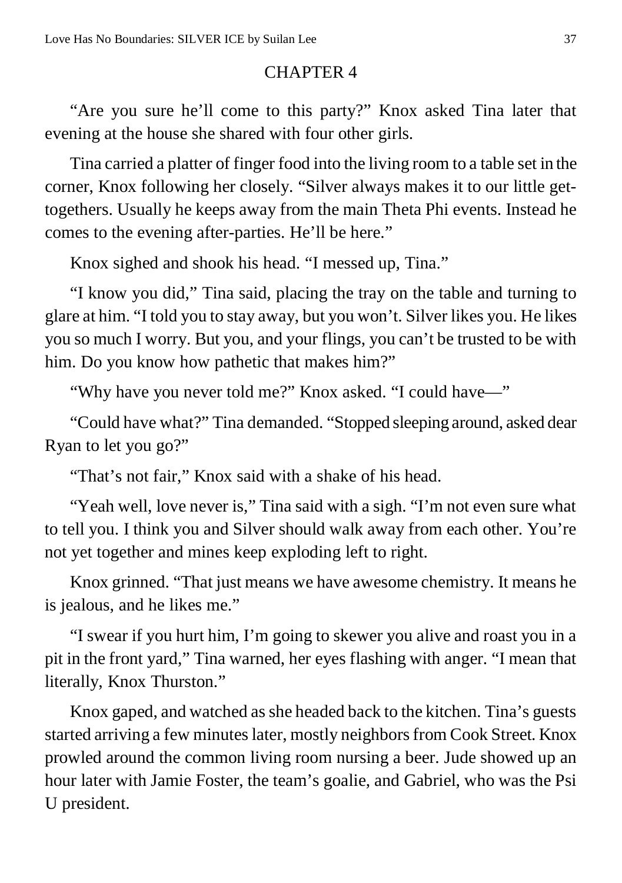## CHAPTER 4

"Are you sure he'll come to this party?" Knox asked Tina later that evening at the house she shared with four other girls.

Tina carried a platter of finger food into the living room to a table set in the corner, Knox following her closely. "Silver always makes it to our little get-togethers. Usually he keeps away from the main Theta Phi events. Instead he comes to the evening after-parties. He'll be here."

Knox sighed and shook his head. "I messed up, Tina."

"I know you did," Tina said, placing the tray on the table and turning to glare at him. "I told you to stay away, but you won't. Silver likes you. He likes you so much I worry. But you, and your flings, you can't be trusted to be with him. Do you know how pathetic that makes him?"

"Why have you never told me?" Knox asked. "I could have—"

"Could have what?" Tina demanded. "Stopped sleeping around, asked dear Ryan to let you go?"

"That's not fair," Knox said with a shake of his head.

"Yeah well, love never is," Tina said with a sigh. "I'm not even sure what to tell you. I think you and Silver should walk away from each other. You're not yet together and mines keep exploding left to right.

Knox grinned. "That just means we have awesome chemistry. It means he is jealous, and he likes me."

"I swear if you hurt him, I'm going to skewer you alive and roast you in a pit in the front yard," Tina warned, her eyes flashing with anger. "I mean that literally, Knox Thurston."

Knox gaped, and watched as she headed back to the kitchen. Tina's guests started arriving a few minutes later, mostly neighbors from Cook Street. Knox prowled around the common living room nursing a beer. Jude showed up an hour later with Jamie Foster, the team's goalie, and Gabriel, who was the Psi U president.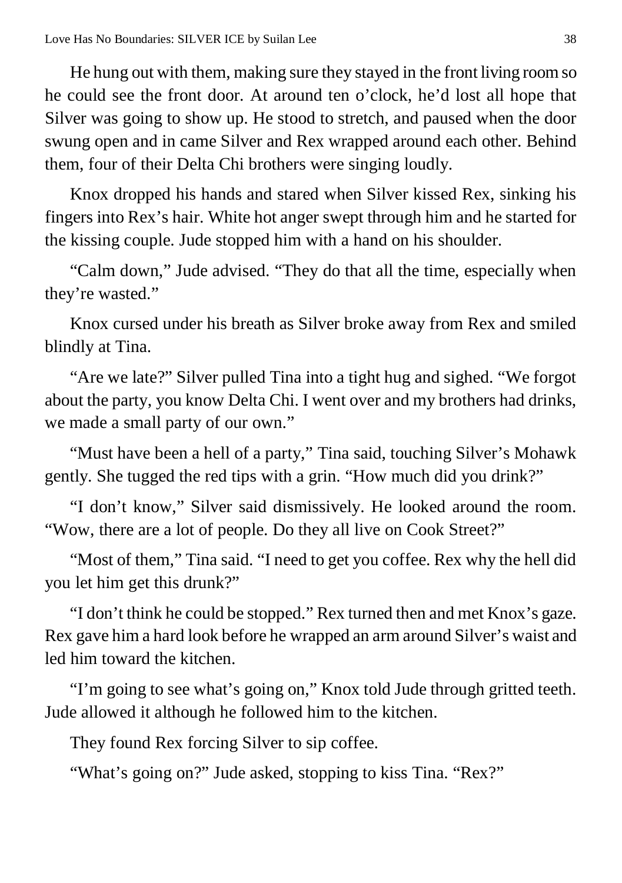He hung out with them, making sure they stayed in the front living room so he could see the front door. At around ten o'clock, he'd lost all hope that Silver was going to show up. He stood to stretch, and paused when the door swung open and in came Silver and Rex wrapped around each other. Behind them, four of their Delta Chi brothers were singing loudly.

Knox dropped his hands and stared when Silver kissed Rex, sinking his fingers into Rex's hair. White hot anger swept through him and he started for the kissing couple. Jude stopped him with a hand on his shoulder.

"Calm down," Jude advised. "They do that all the time, especially when they're wasted."

Knox cursed under his breath as Silver broke away from Rex and smiled blindly at Tina.

"Are we late?" Silver pulled Tina into a tight hug and sighed. "We forgot about the party, you know Delta Chi. I went over and my brothers had drinks, we made a small party of our own."

"Must have been a hell of a party," Tina said, touching Silver's Mohawk gently. She tugged the red tips with a grin. "How much did you drink?"

"I don't know," Silver said dismissively. He looked around the room. "Wow, there are a lot of people. Do they all live on Cook Street?"

"Most of them," Tina said. "I need to get you coffee. Rex why the hell did you let him get this drunk?"

"I don't think he could be stopped." Rex turned then and met Knox's gaze. Rex gave him a hard look before he wrapped an arm around Silver's waist and led him toward the kitchen.

"I'm going to see what's going on," Knox told Jude through gritted teeth. Jude allowed it although he followed him to the kitchen.

They found Rex forcing Silver to sip coffee.

"What's going on?" Jude asked, stopping to kiss Tina. "Rex?"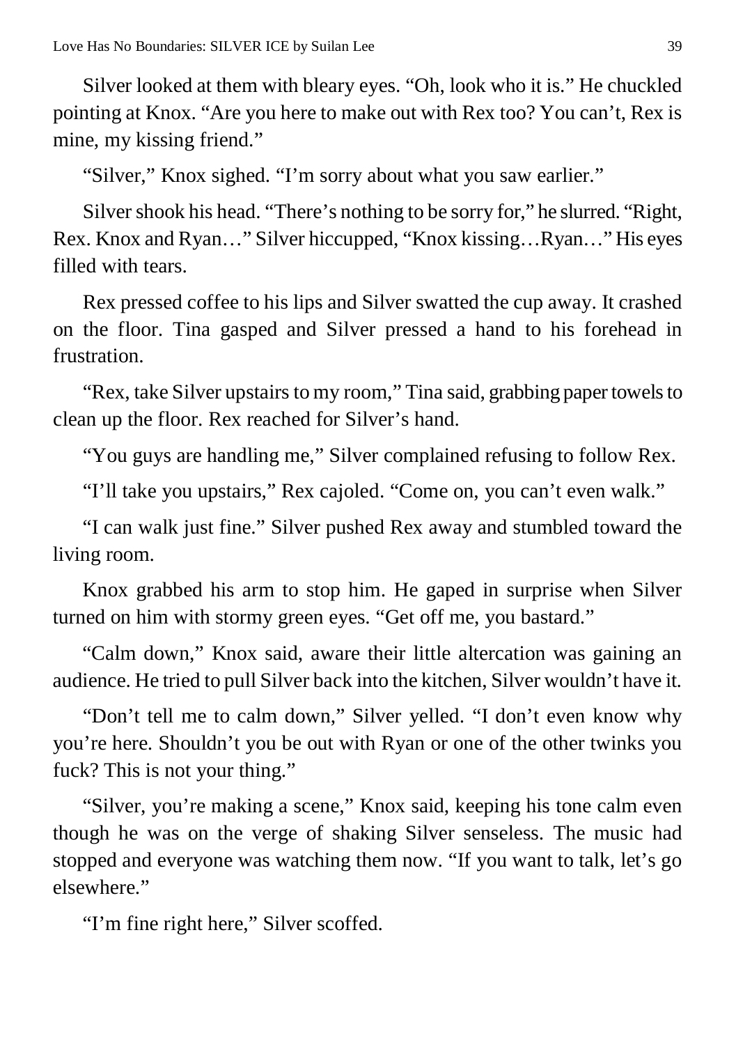Silver looked at them with bleary eyes. “Oh, look who it is.” He chuckled pointing at Knox. “Are you here to make out with Rex too? You can’t, Rex is mine, my kissing friend.”

“Silver,” Knox sighed. “I’m sorry about what you saw earlier.”

Silver shook his head. “There’s nothing to be sorry for,” he slurred. “Right, Rex. Knox and Ryan…” Silver hiccupped, “Knox kissing…Ryan…” His eyes filled with tears.

Rex pressed coffee to his lips and Silver swatted the cup away. It crashed on the floor. Tina gasped and Silver pressed a hand to his forehead in frustration.

“Rex, take Silver upstairs to my room,” Tina said, grabbing paper towels to clean up the floor. Rex reached for Silver’s hand.

“You guys are handling me,” Silver complained refusing to follow Rex.

“I’ll take you upstairs,” Rex cajoled. “Come on, you can’t even walk.”

“I can walk just fine.” Silver pushed Rex away and stumbled toward the living room.

Knox grabbed his arm to stop him. He gaped in surprise when Silver turned on him with stormy green eyes. “Get off me, you bastard.”

“Calm down,” Knox said, aware their little altercation was gaining an audience. He tried to pull Silver back into the kitchen, Silver wouldn’t have it.

“Don’t tell me to calm down,” Silver yelled. “I don’t even know why you’re here. Shouldn’t you be out with Ryan or one of the other twinks you fuck? This is not your thing.”

“Silver, you’re making a scene,” Knox said, keeping his tone calm even though he was on the verge of shaking Silver senseless. The music had stopped and everyone was watching them now. “If you want to talk, let’s go elsewhere.”

“I’m fine right here,” Silver scoffed.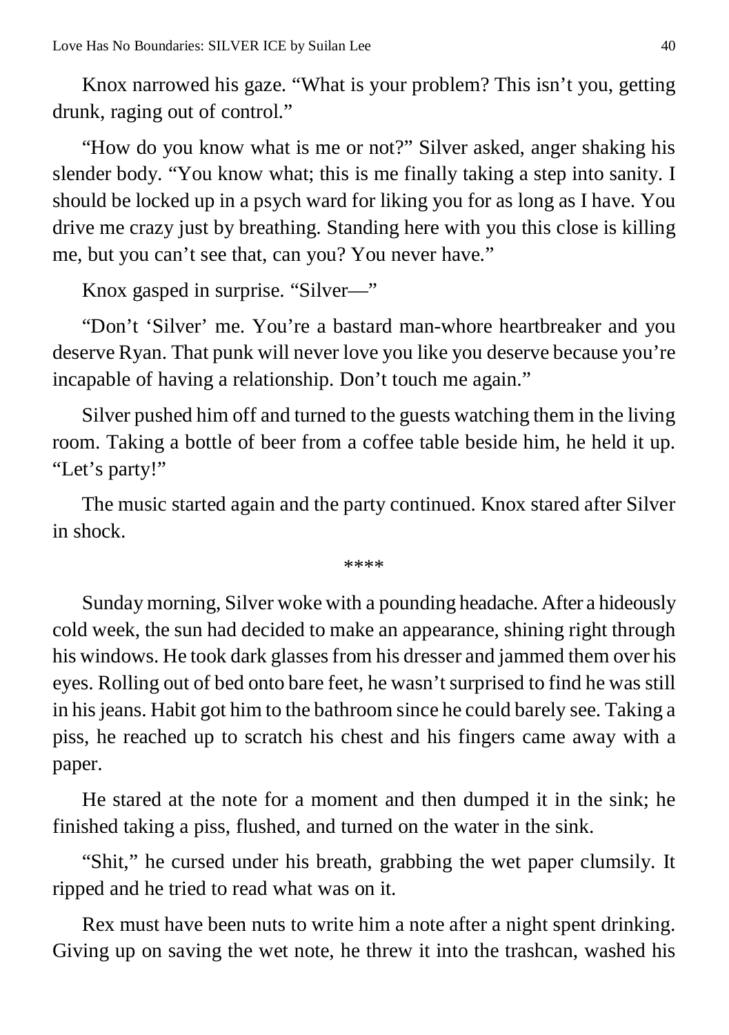Knox narrowed his gaze. “What is your problem? This isn’t you, getting drunk, raging out of control.”

“How do you know what is me or not?” Silver asked, anger shaking his slender body. “You know what; this is me finally taking a step into sanity. I should be locked up in a psych ward for liking you for as long as I have. You drive me crazy just by breathing. Standing here with you this close is killing me, but you can’t see that, can you? You never have.”

Knox gasped in surprise. “Silver—”

“Don’t ‘Silver’ me. You’re a bastard man-whore heartbreaker and you deserve Ryan. That punk will never love you like you deserve because you’re incapable of having a relationship. Don’t touch me again.”

Silver pushed him off and turned to the guests watching them in the living room. Taking a bottle of beer from a coffee table beside him, he held it up. “Let’s party!”

The music started again and the party continued. Knox stared after Silver in shock.

****

Sunday morning, Silver woke with a pounding headache. After a hideously cold week, the sun had decided to make an appearance, shining right through his windows. He took dark glasses from his dresser and jammed them over his eyes. Rolling out of bed onto bare feet, he wasn’t surprised to find he was still in his jeans. Habit got him to the bathroom since he could barely see. Taking a piss, he reached up to scratch his chest and his fingers came away with a paper.

He stared at the note for a moment and then dumped it in the sink; he finished taking a piss, flushed, and turned on the water in the sink.

“Shit,” he cursed under his breath, grabbing the wet paper clumsily. It ripped and he tried to read what was on it.

Rex must have been nuts to write him a note after a night spent drinking. Giving up on saving the wet note, he threw it into the trashcan, washed his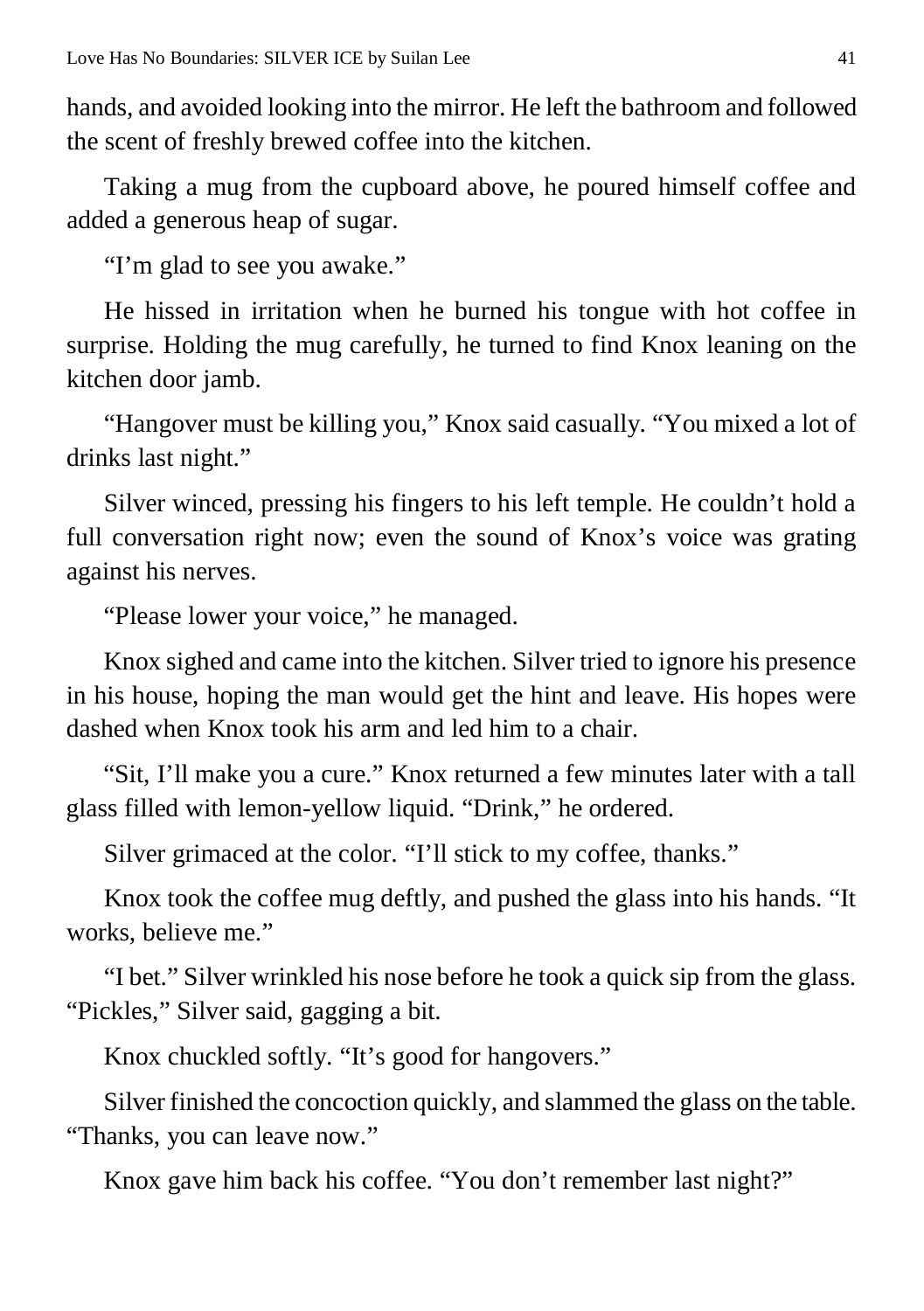hands, and avoided looking into the mirror. He left the bathroom and followed the scent of freshly brewed coffee into the kitchen.

Taking a mug from the cupboard above, he poured himself coffee and added a generous heap of sugar.

"I'm glad to see you awake."

He hissed in irritation when he burned his tongue with hot coffee in surprise. Holding the mug carefully, he turned to find Knox leaning on the kitchen door jamb.

"Hangover must be killing you," Knox said casually. "You mixed a lot of drinks last night."

Silver winced, pressing his fingers to his left temple. He couldn't hold a full conversation right now; even the sound of Knox's voice was grating against his nerves.

"Please lower your voice," he managed.

Knox sighed and came into the kitchen. Silver tried to ignore his presence in his house, hoping the man would get the hint and leave. His hopes were dashed when Knox took his arm and led him to a chair.

"Sit, I'll make you a cure." Knox returned a few minutes later with a tall glass filled with lemon-yellow liquid. "Drink," he ordered.

Silver grimaced at the color. "I'll stick to my coffee, thanks."

Knox took the coffee mug deftly, and pushed the glass into his hands. "It works, believe me."

"I bet." Silver wrinkled his nose before he took a quick sip from the glass. "Pickles," Silver said, gagging a bit.

Knox chuckled softly. "It's good for hangovers."

Silver finished the concoction quickly, and slammed the glass on the table. "Thanks, you can leave now."

Knox gave him back his coffee. "You don't remember last night?"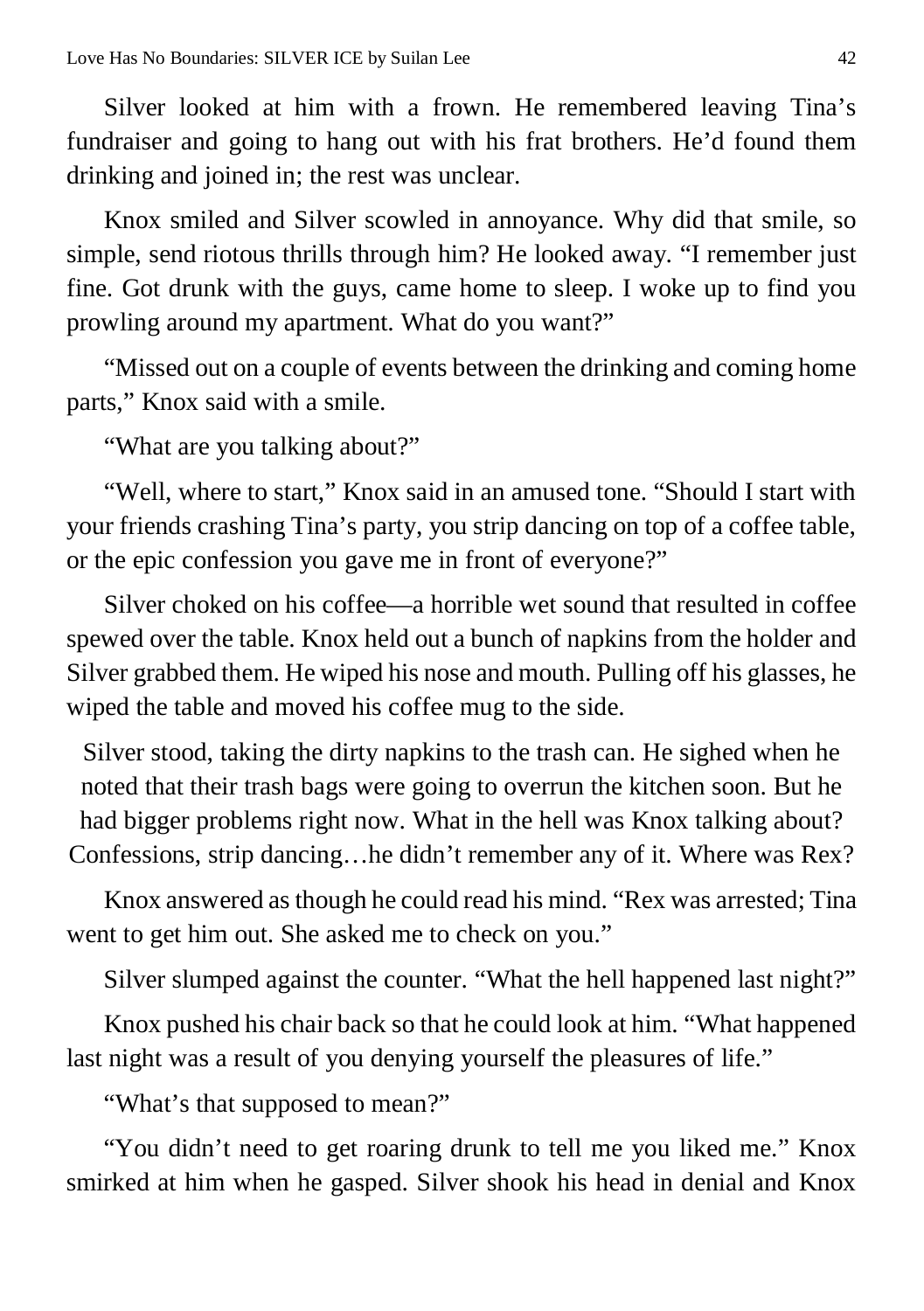Silver looked at him with a frown. He remembered leaving Tina's fundraiser and going to hang out with his frat brothers. He'd found them drinking and joined in; the rest was unclear.

Knox smiled and Silver scowled in annoyance. Why did that smile, so simple, send riotous thrills through him? He looked away. "I remember just fine. Got drunk with the guys, came home to sleep. I woke up to find you prowling around my apartment. What do you want?"

"Missed out on a couple of events between the drinking and coming home parts," Knox said with a smile.

"What are you talking about?"

"Well, where to start," Knox said in an amused tone. "Should I start with your friends crashing Tina's party, you strip dancing on top of a coffee table, or the epic confession you gave me in front of everyone?"

Silver choked on his coffee—a horrible wet sound that resulted in coffee spewed over the table. Knox held out a bunch of napkins from the holder and Silver grabbed them. He wiped his nose and mouth. Pulling off his glasses, he wiped the table and moved his coffee mug to the side.

Silver stood, taking the dirty napkins to the trash can. He sighed when he noted that their trash bags were going to overrun the kitchen soon. But he had bigger problems right now. What in the hell was Knox talking about? Confessions, strip dancing…he didn't remember any of it. Where was Rex?

Knox answered as though he could read his mind. "Rex was arrested; Tina went to get him out. She asked me to check on you."

Silver slumped against the counter. "What the hell happened last night?"

Knox pushed his chair back so that he could look at him. "What happened last night was a result of you denying yourself the pleasures of life."

"What's that supposed to mean?"

"You didn't need to get roaring drunk to tell me you liked me." Knox smirked at him when he gasped. Silver shook his head in denial and Knox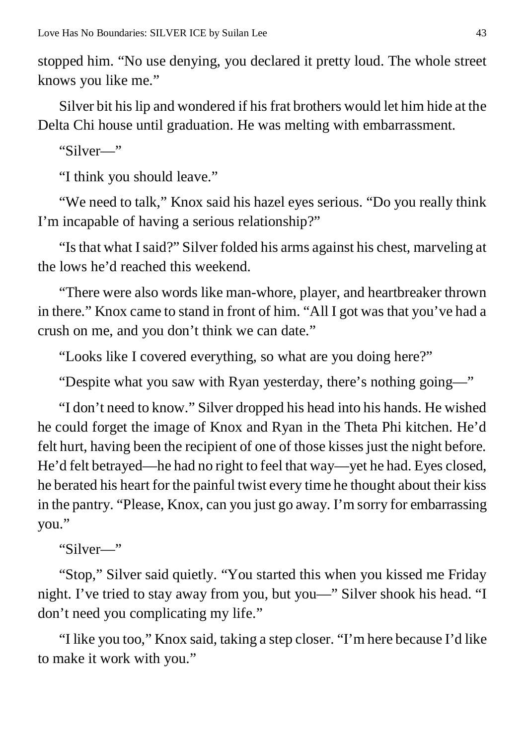stopped him. "No use denying, you declared it pretty loud. The whole street knows you like me."

Silver bit his lip and wondered if his frat brothers would let him hide at the Delta Chi house until graduation. He was melting with embarrassment.

"Silver—"

"I think you should leave."

"We need to talk," Knox said his hazel eyes serious. "Do you really think I'm incapable of having a serious relationship?"

"Is that what I said?" Silver folded his arms against his chest, marveling at the lows he'd reached this weekend.

"There were also words like man-whore, player, and heartbreaker thrown in there." Knox came to stand in front of him. "All I got was that you've had a crush on me, and you don't think we can date."

"Looks like I covered everything, so what are you doing here?"

"Despite what you saw with Ryan yesterday, there's nothing going—"

"I don't need to know." Silver dropped his head into his hands. He wished he could forget the image of Knox and Ryan in the Theta Phi kitchen. He'd felt hurt, having been the recipient of one of those kisses just the night before. He'd felt betrayed—he had no right to feel that way—yet he had. Eyes closed, he berated his heart for the painful twist every time he thought about their kiss in the pantry. "Please, Knox, can you just go away. I'm sorry for embarrassing you."

"Silver—"

"Stop," Silver said quietly. "You started this when you kissed me Friday night. I've tried to stay away from you, but you—" Silver shook his head. "I don't need you complicating my life."

"I like you too," Knox said, taking a step closer. "I'm here because I'd like to make it work with you."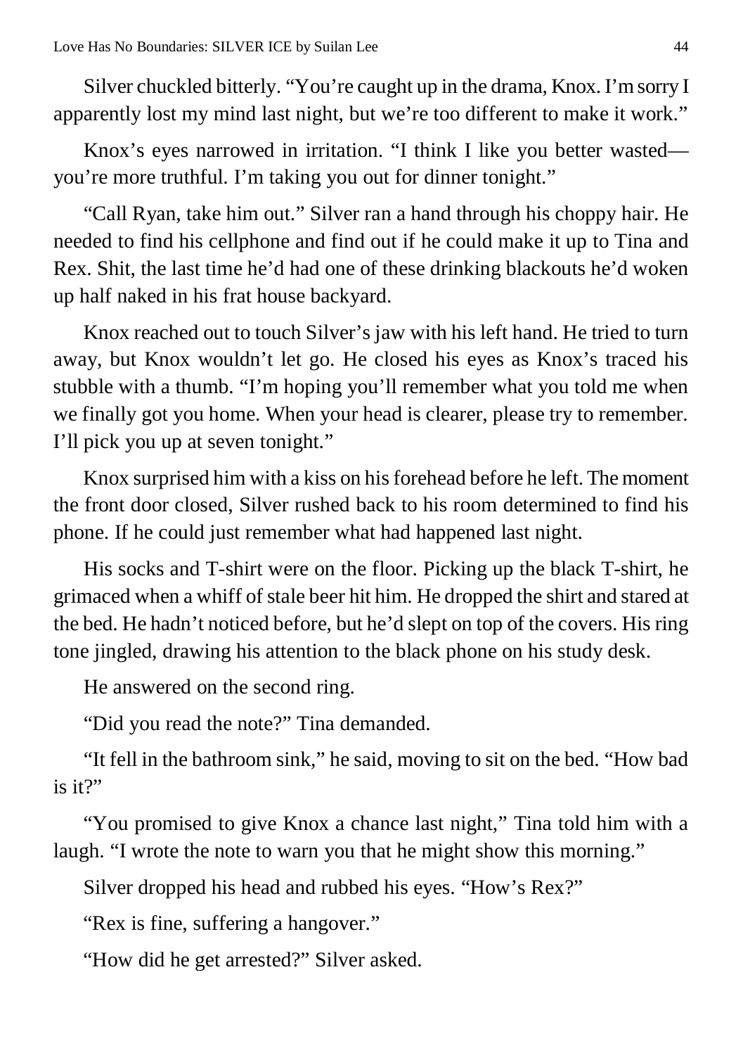Silver chuckled bitterly. "You're caught up in the drama, Knox. I'm sorry I apparently lost my mind last night, but we're too different to make it work."

Knox's eyes narrowed in irritation. "I think I like you better wasted—you're more truthful. I'm taking you out for dinner tonight."

"Call Ryan, take him out." Silver ran a hand through his choppy hair. He needed to find his cellphone and find out if he could make it up to Tina and Rex. Shit, the last time he'd had one of these drinking blackouts he'd woken up half naked in his frat house backyard.

Knox reached out to touch Silver's jaw with his left hand. He tried to turn away, but Knox wouldn't let go. He closed his eyes as Knox's traced his stubble with a thumb. "I'm hoping you'll remember what you told me when we finally got you home. When your head is clearer, please try to remember. I'll pick you up at seven tonight."

Knox surprised him with a kiss on his forehead before he left. The moment the front door closed, Silver rushed back to his room determined to find his phone. If he could just remember what had happened last night.

His socks and T-shirt were on the floor. Picking up the black T-shirt, he grimaced when a whiff of stale beer hit him. He dropped the shirt and stared at the bed. He hadn't noticed before, but he'd slept on top of the covers. His ring tone jingled, drawing his attention to the black phone on his study desk.

He answered on the second ring.

"Did you read the note?" Tina demanded.

"It fell in the bathroom sink," he said, moving to sit on the bed. "How bad is it?"

"You promised to give Knox a chance last night," Tina told him with a laugh. "I wrote the note to warn you that he might show this morning."

Silver dropped his head and rubbed his eyes. "How's Rex?"

"Rex is fine, suffering a hangover."

"How did he get arrested?" Silver asked.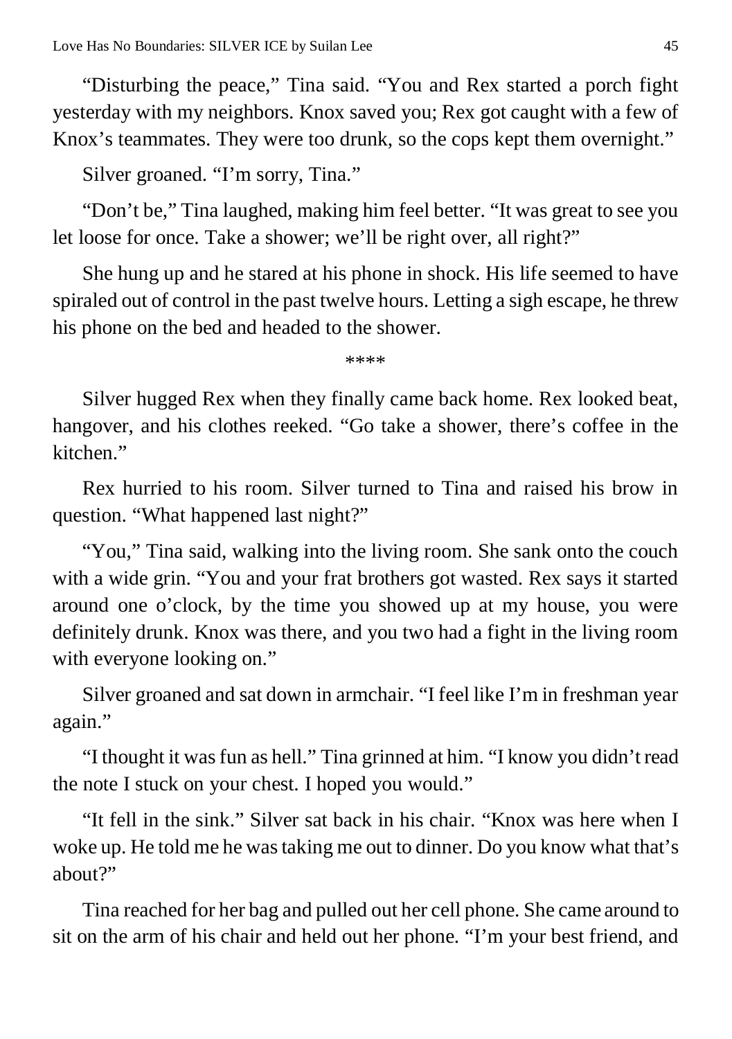"Disturbing the peace," Tina said. "You and Rex started a porch fight yesterday with my neighbors. Knox saved you; Rex got caught with a few of Knox's teammates. They were too drunk, so the cops kept them overnight."

Silver groaned. "I'm sorry, Tina."

"Don't be," Tina laughed, making him feel better. "It was great to see you let loose for once. Take a shower; we'll be right over, all right?"

She hung up and he stared at his phone in shock. His life seemed to have spiraled out of control in the past twelve hours. Letting a sigh escape, he threw his phone on the bed and headed to the shower.

****

Silver hugged Rex when they finally came back home. Rex looked beat, hangover, and his clothes reeked. "Go take a shower, there's coffee in the kitchen."

Rex hurried to his room. Silver turned to Tina and raised his brow in question. "What happened last night?"

"You," Tina said, walking into the living room. She sank onto the couch with a wide grin. "You and your frat brothers got wasted. Rex says it started around one o'clock, by the time you showed up at my house, you were definitely drunk. Knox was there, and you two had a fight in the living room with everyone looking on."

Silver groaned and sat down in armchair. "I feel like I'm in freshman year again."

"I thought it was fun as hell." Tina grinned at him. "I know you didn't read the note I stuck on your chest. I hoped you would."

"It fell in the sink." Silver sat back in his chair. "Knox was here when I woke up. He told me he was taking me out to dinner. Do you know what that's about?"

Tina reached for her bag and pulled out her cell phone. She came around to sit on the arm of his chair and held out her phone. "I'm your best friend, and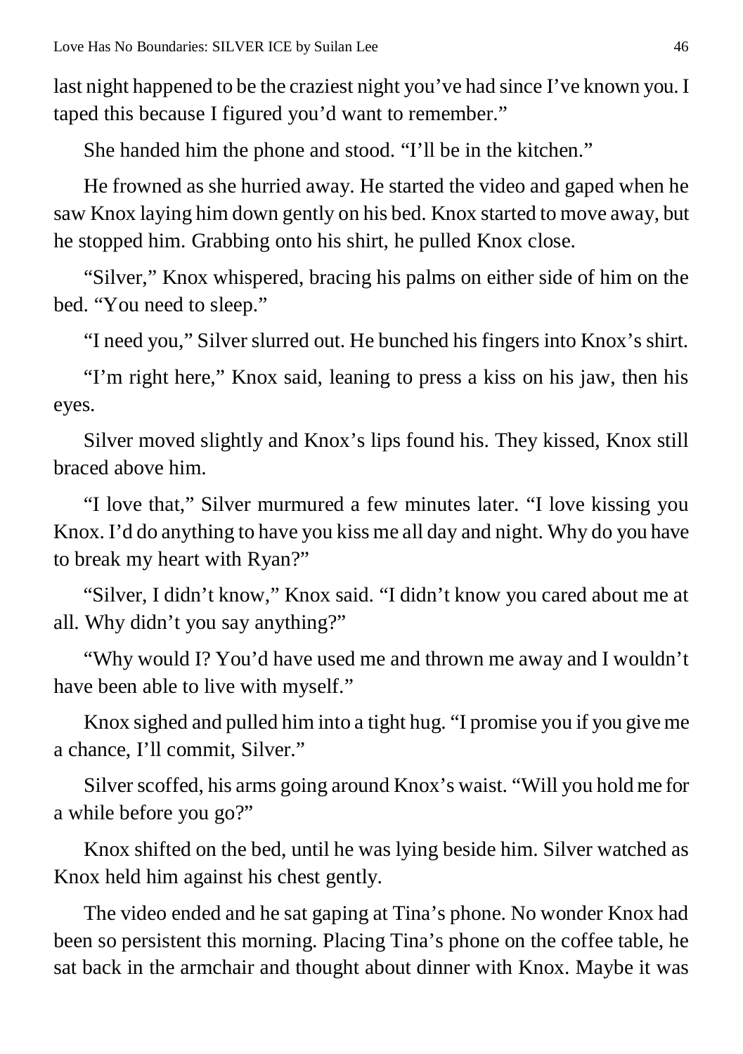last night happened to be the craziest night you've had since I've known you. I taped this because I figured you'd want to remember."

She handed him the phone and stood. "I'll be in the kitchen."

He frowned as she hurried away. He started the video and gaped when he saw Knox laying him down gently on his bed. Knox started to move away, but he stopped him. Grabbing onto his shirt, he pulled Knox close.

"Silver," Knox whispered, bracing his palms on either side of him on the bed. "You need to sleep."

"I need you," Silver slurred out. He bunched his fingers into Knox's shirt.

"I'm right here," Knox said, leaning to press a kiss on his jaw, then his eyes.

Silver moved slightly and Knox's lips found his. They kissed, Knox still braced above him.

"I love that," Silver murmured a few minutes later. "I love kissing you Knox. I'd do anything to have you kiss me all day and night. Why do you have to break my heart with Ryan?"

"Silver, I didn't know," Knox said. "I didn't know you cared about me at all. Why didn't you say anything?"

"Why would I? You'd have used me and thrown me away and I wouldn't have been able to live with myself."

Knox sighed and pulled him into a tight hug. "I promise you if you give me a chance, I'll commit, Silver."

Silver scoffed, his arms going around Knox's waist. "Will you hold me for a while before you go?"

Knox shifted on the bed, until he was lying beside him. Silver watched as Knox held him against his chest gently.

The video ended and he sat gaping at Tina's phone. No wonder Knox had been so persistent this morning. Placing Tina's phone on the coffee table, he sat back in the armchair and thought about dinner with Knox. Maybe it was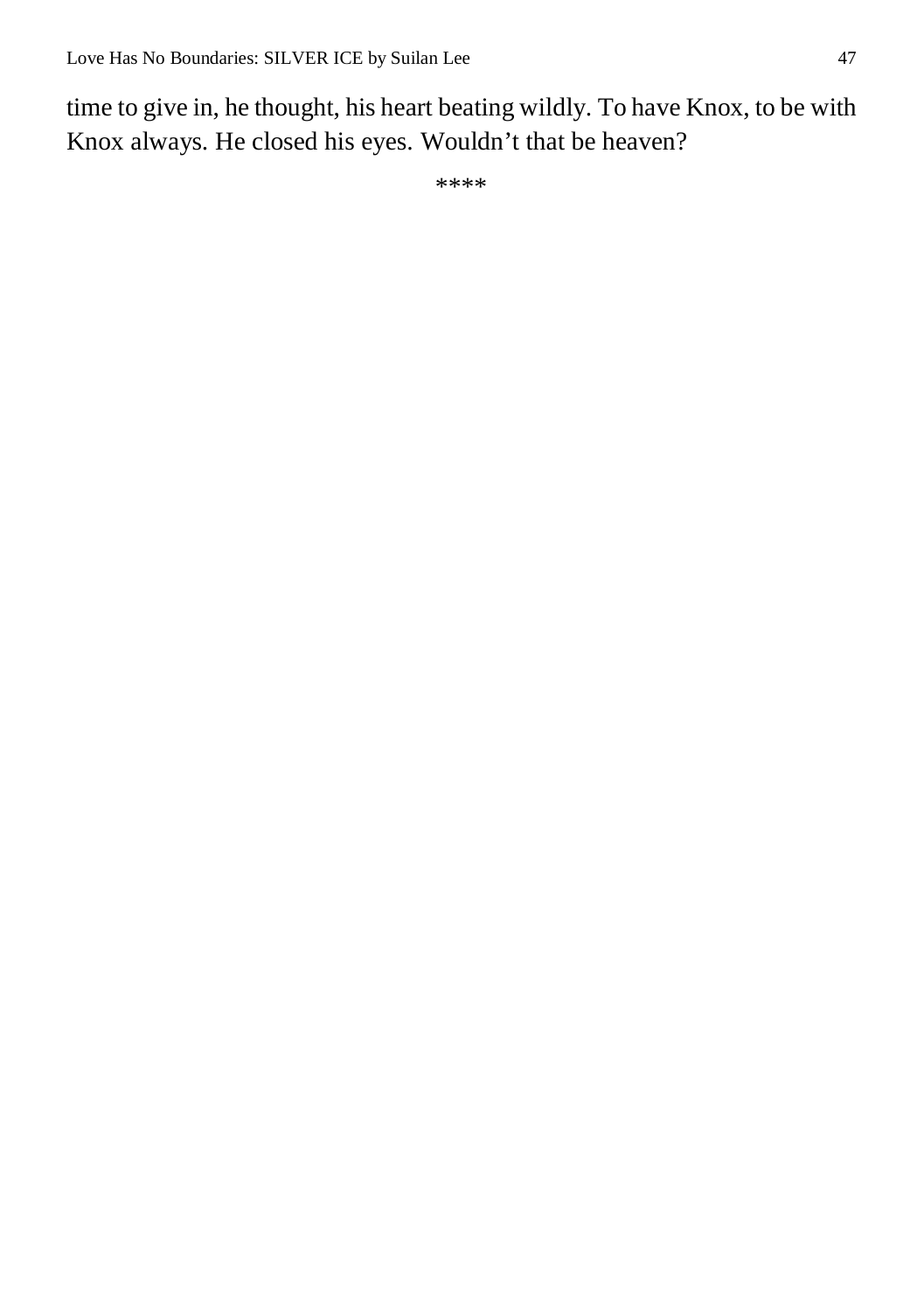time to give in, he thought, his heart beating wildly. To have Knox, to be with Knox always. He closed his eyes. Wouldn't that be heaven?

****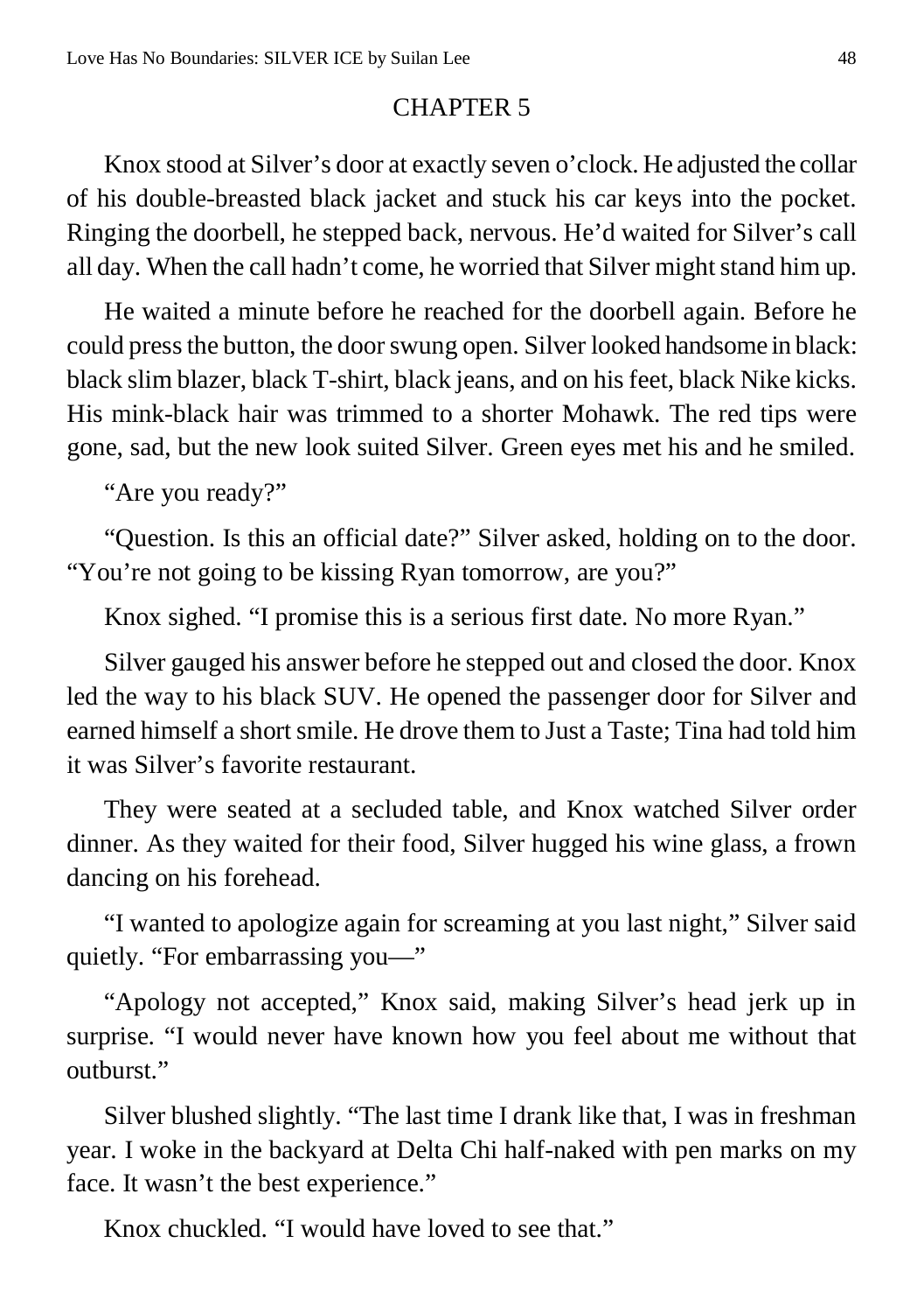## CHAPTER 5

Knox stood at Silver's door at exactly seven o'clock. He adjusted the collar of his double-breasted black jacket and stuck his car keys into the pocket. Ringing the doorbell, he stepped back, nervous. He'd waited for Silver's call all day. When the call hadn't come, he worried that Silver might stand him up.

He waited a minute before he reached for the doorbell again. Before he could press the button, the door swung open. Silver looked handsome in black: black slim blazer, black T-shirt, black jeans, and on his feet, black Nike kicks. His mink-black hair was trimmed to a shorter Mohawk. The red tips were gone, sad, but the new look suited Silver. Green eyes met his and he smiled.

"Are you ready?"

"Question. Is this an official date?" Silver asked, holding on to the door. "You're not going to be kissing Ryan tomorrow, are you?"

Knox sighed. "I promise this is a serious first date. No more Ryan."

Silver gauged his answer before he stepped out and closed the door. Knox led the way to his black SUV. He opened the passenger door for Silver and earned himself a short smile. He drove them to Just a Taste; Tina had told him it was Silver's favorite restaurant.

They were seated at a secluded table, and Knox watched Silver order dinner. As they waited for their food, Silver hugged his wine glass, a frown dancing on his forehead.

"I wanted to apologize again for screaming at you last night," Silver said quietly. "For embarrassing you—"

"Apology not accepted," Knox said, making Silver's head jerk up in surprise. "I would never have known how you feel about me without that outburst."

Silver blushed slightly. "The last time I drank like that, I was in freshman year. I woke in the backyard at Delta Chi half-naked with pen marks on my face. It wasn't the best experience."

Knox chuckled. "I would have loved to see that."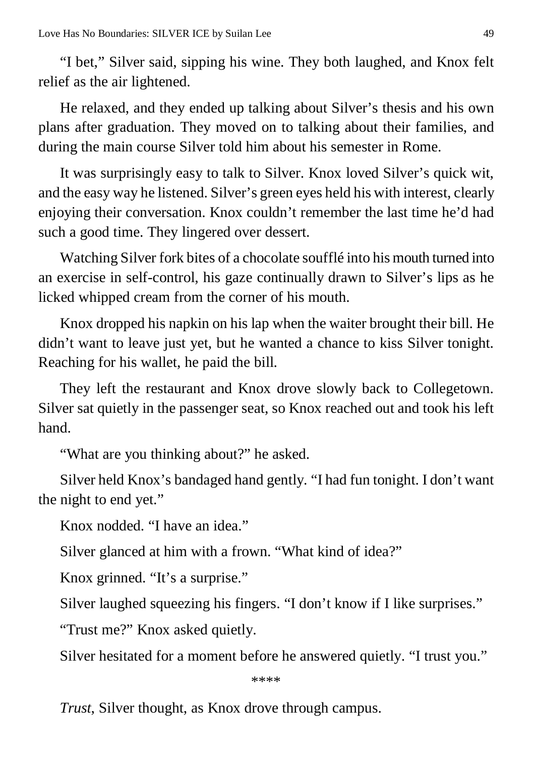"I bet," Silver said, sipping his wine. They both laughed, and Knox felt relief as the air lightened.

He relaxed, and they ended up talking about Silver's thesis and his own plans after graduation. They moved on to talking about their families, and during the main course Silver told him about his semester in Rome.

It was surprisingly easy to talk to Silver. Knox loved Silver's quick wit, and the easy way he listened. Silver's green eyes held his with interest, clearly enjoying their conversation. Knox couldn't remember the last time he'd had such a good time. They lingered over dessert.

Watching Silver fork bites of a chocolate soufflé into his mouth turned into an exercise in self-control, his gaze continually drawn to Silver's lips as he licked whipped cream from the corner of his mouth.

Knox dropped his napkin on his lap when the waiter brought their bill. He didn't want to leave just yet, but he wanted a chance to kiss Silver tonight. Reaching for his wallet, he paid the bill.

They left the restaurant and Knox drove slowly back to Collegetown. Silver sat quietly in the passenger seat, so Knox reached out and took his left hand.

"What are you thinking about?" he asked.

Silver held Knox's bandaged hand gently. "I had fun tonight. I don't want the night to end yet."

Knox nodded. "I have an idea."

Silver glanced at him with a frown. "What kind of idea?"

Knox grinned. "It's a surprise."

Silver laughed squeezing his fingers. "I don't know if I like surprises."

"Trust me?" Knox asked quietly.

Silver hesitated for a moment before he answered quietly. "I trust you."

****

*Trust*, Silver thought, as Knox drove through campus.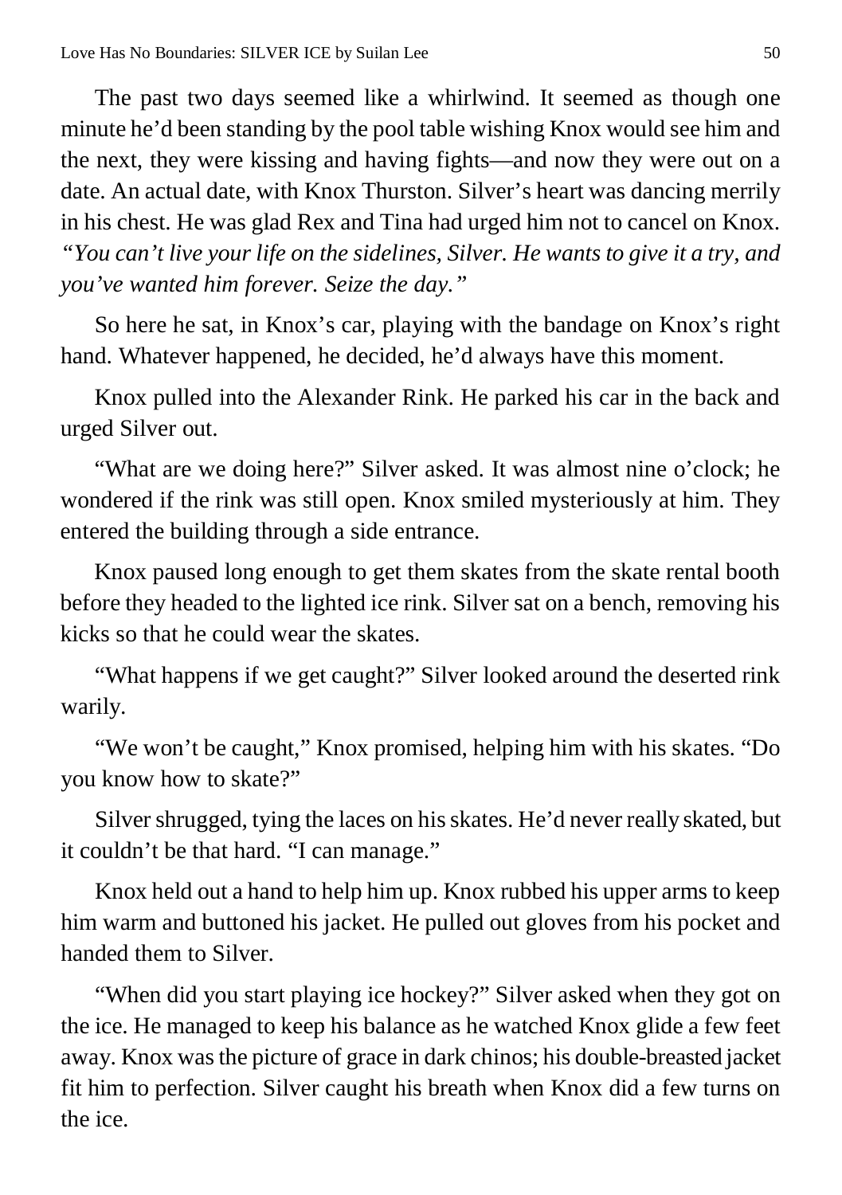The past two days seemed like a whirlwind. It seemed as though one minute he'd been standing by the pool table wishing Knox would see him and the next, they were kissing and having fights—and now they were out on a date. An actual date, with Knox Thurston. Silver's heart was dancing merrily in his chest. He was glad Rex and Tina had urged him not to cancel on Knox. *"You can't live your life on the sidelines, Silver. He wants to give it a try, and you've wanted him forever. Seize the day."*

So here he sat, in Knox's car, playing with the bandage on Knox's right hand. Whatever happened, he decided, he'd always have this moment.

Knox pulled into the Alexander Rink. He parked his car in the back and urged Silver out.

"What are we doing here?" Silver asked. It was almost nine o'clock; he wondered if the rink was still open. Knox smiled mysteriously at him. They entered the building through a side entrance.

Knox paused long enough to get them skates from the skate rental booth before they headed to the lighted ice rink. Silver sat on a bench, removing his kicks so that he could wear the skates.

"What happens if we get caught?" Silver looked around the deserted rink warily.

"We won't be caught," Knox promised, helping him with his skates. "Do you know how to skate?"

Silver shrugged, tying the laces on his skates. He'd never really skated, but it couldn't be that hard. "I can manage."

Knox held out a hand to help him up. Knox rubbed his upper arms to keep him warm and buttoned his jacket. He pulled out gloves from his pocket and handed them to Silver.

"When did you start playing ice hockey?" Silver asked when they got on the ice. He managed to keep his balance as he watched Knox glide a few feet away. Knox was the picture of grace in dark chinos; his double-breasted jacket fit him to perfection. Silver caught his breath when Knox did a few turns on the ice.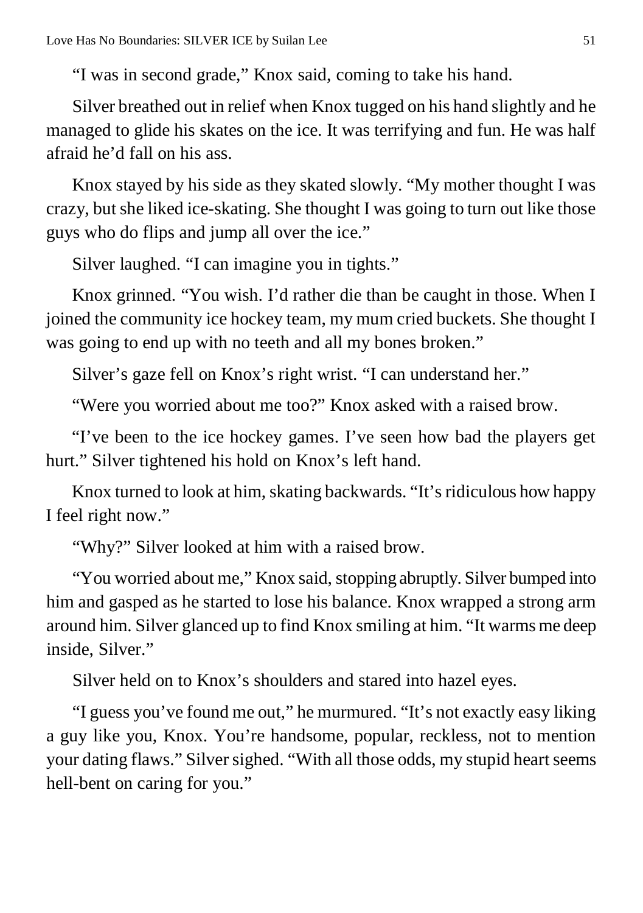"I was in second grade," Knox said, coming to take his hand.

Silver breathed out in relief when Knox tugged on his hand slightly and he managed to glide his skates on the ice. It was terrifying and fun. He was half afraid he'd fall on his ass.

Knox stayed by his side as they skated slowly. "My mother thought I was crazy, but she liked ice-skating. She thought I was going to turn out like those guys who do flips and jump all over the ice."

Silver laughed. "I can imagine you in tights."

Knox grinned. "You wish. I'd rather die than be caught in those. When I joined the community ice hockey team, my mum cried buckets. She thought I was going to end up with no teeth and all my bones broken."

Silver's gaze fell on Knox's right wrist. "I can understand her."

"Were you worried about me too?" Knox asked with a raised brow.

"I've been to the ice hockey games. I've seen how bad the players get hurt." Silver tightened his hold on Knox's left hand.

Knox turned to look at him, skating backwards. "It's ridiculous how happy I feel right now."

"Why?" Silver looked at him with a raised brow.

"You worried about me," Knox said, stopping abruptly. Silver bumped into him and gasped as he started to lose his balance. Knox wrapped a strong arm around him. Silver glanced up to find Knox smiling at him. "It warms me deep inside, Silver."

Silver held on to Knox's shoulders and stared into hazel eyes.

"I guess you've found me out," he murmured. "It's not exactly easy liking a guy like you, Knox. You're handsome, popular, reckless, not to mention your dating flaws." Silver sighed. "With all those odds, my stupid heart seems hell-bent on caring for you."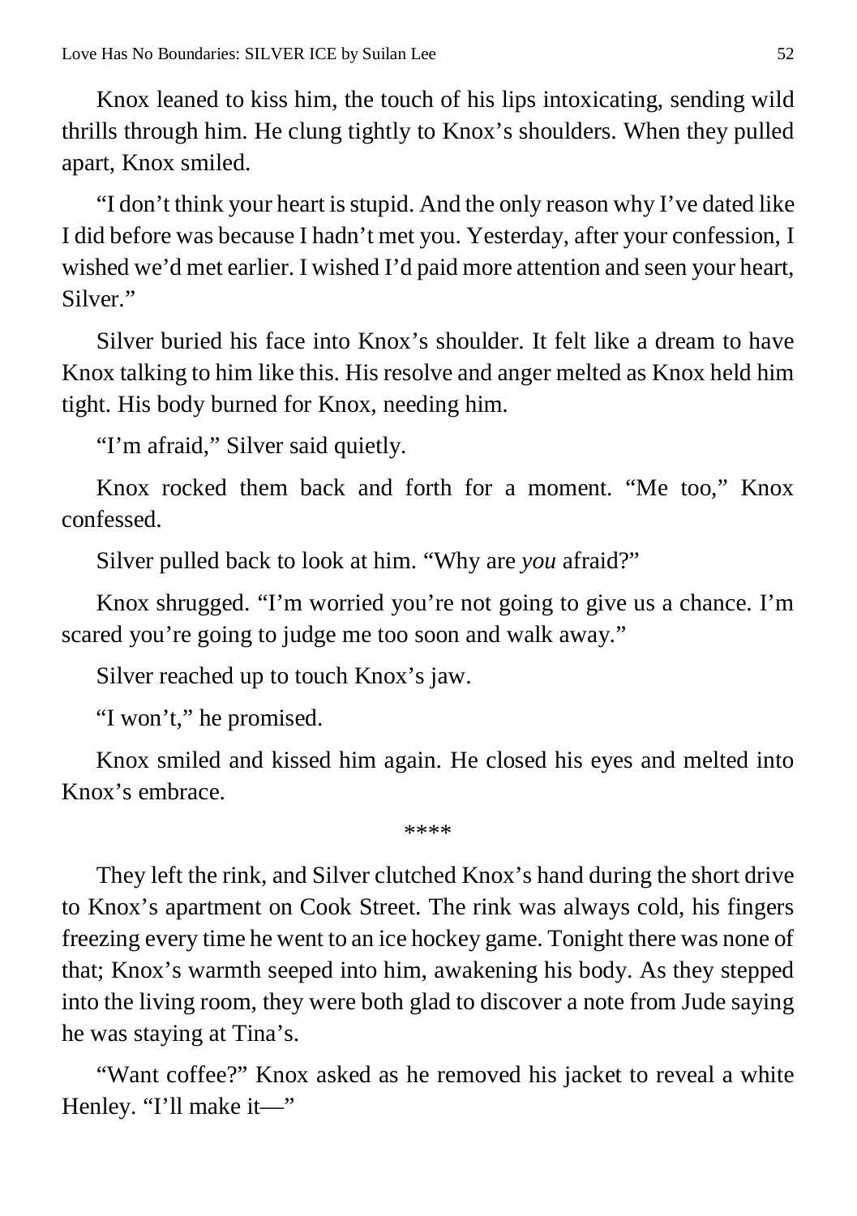Knox leaned to kiss him, the touch of his lips intoxicating, sending wild thrills through him. He clung tightly to Knox's shoulders. When they pulled apart, Knox smiled.

"I don't think your heart is stupid. And the only reason why I've dated like I did before was because I hadn't met you. Yesterday, after your confession, I wished we'd met earlier. I wished I'd paid more attention and seen your heart, Silver."

Silver buried his face into Knox's shoulder. It felt like a dream to have Knox talking to him like this. His resolve and anger melted as Knox held him tight. His body burned for Knox, needing him.

"I'm afraid," Silver said quietly.

Knox rocked them back and forth for a moment. "Me too," Knox confessed.

Silver pulled back to look at him. "Why are *you* afraid?"

Knox shrugged. "I'm worried you're not going to give us a chance. I'm scared you're going to judge me too soon and walk away."

Silver reached up to touch Knox's jaw.

"I won't," he promised.

Knox smiled and kissed him again. He closed his eyes and melted into Knox's embrace.

****

They left the rink, and Silver clutched Knox's hand during the short drive to Knox's apartment on Cook Street. The rink was always cold, his fingers freezing every time he went to an ice hockey game. Tonight there was none of that; Knox's warmth seeped into him, awakening his body. As they stepped into the living room, they were both glad to discover a note from Jude saying he was staying at Tina's.

"Want coffee?" Knox asked as he removed his jacket to reveal a white Henley. "I'll make it—"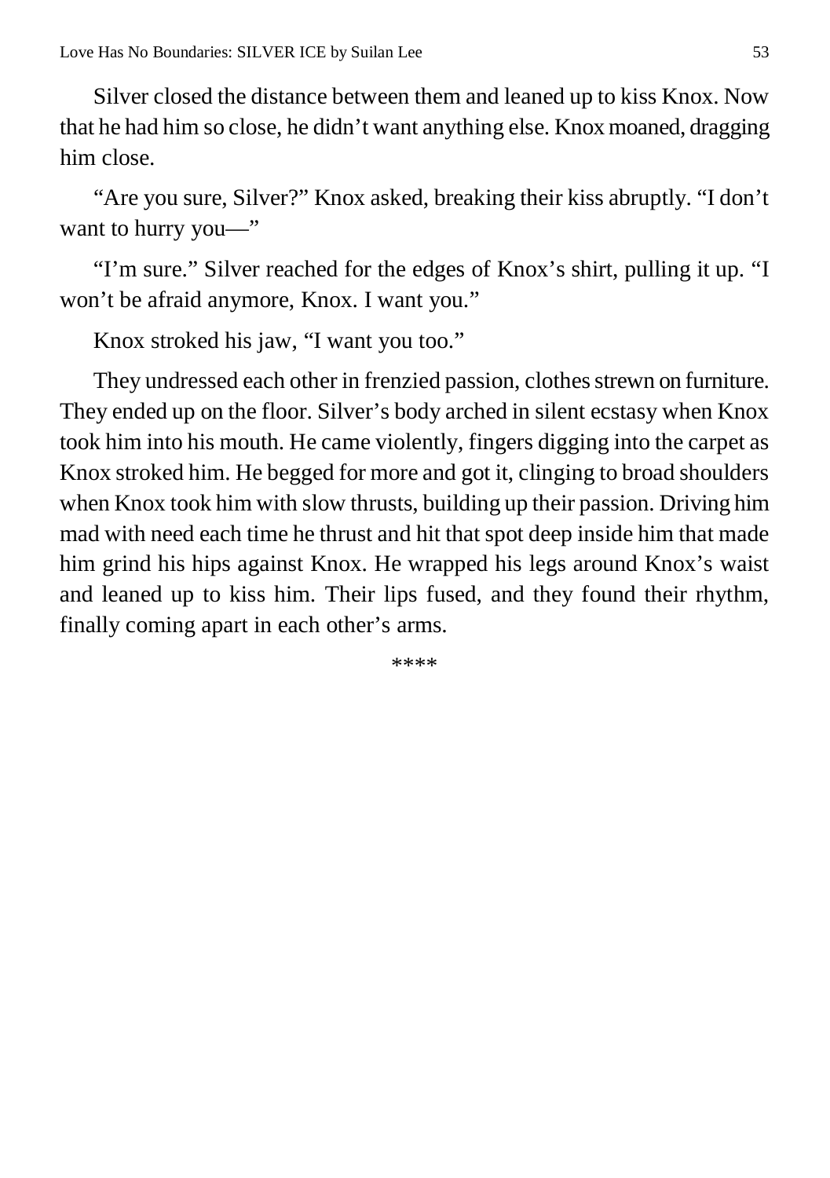Silver closed the distance between them and leaned up to kiss Knox. Now that he had him so close, he didn't want anything else. Knox moaned, dragging him close.

"Are you sure, Silver?" Knox asked, breaking their kiss abruptly. "I don't want to hurry you—"

"I'm sure." Silver reached for the edges of Knox's shirt, pulling it up. "I won't be afraid anymore, Knox. I want you."

Knox stroked his jaw, "I want you too."

They undressed each other in frenzied passion, clothes strewn on furniture. They ended up on the floor. Silver's body arched in silent ecstasy when Knox took him into his mouth. He came violently, fingers digging into the carpet as Knox stroked him. He begged for more and got it, clinging to broad shoulders when Knox took him with slow thrusts, building up their passion. Driving him mad with need each time he thrust and hit that spot deep inside him that made him grind his hips against Knox. He wrapped his legs around Knox's waist and leaned up to kiss him. Their lips fused, and they found their rhythm, finally coming apart in each other's arms.

****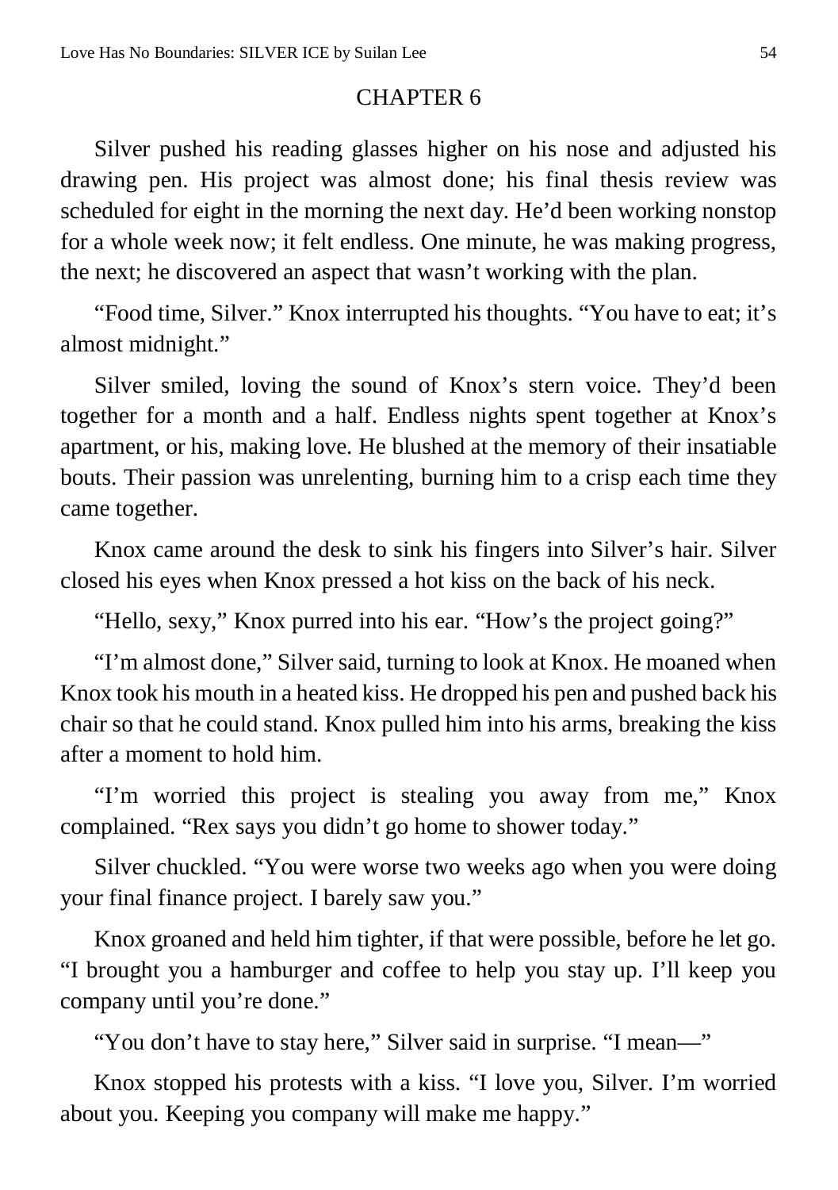## CHAPTER 6

Silver pushed his reading glasses higher on his nose and adjusted his drawing pen. His project was almost done; his final thesis review was scheduled for eight in the morning the next day. He'd been working nonstop for a whole week now; it felt endless. One minute, he was making progress, the next; he discovered an aspect that wasn't working with the plan.

"Food time, Silver." Knox interrupted his thoughts. "You have to eat; it's almost midnight."

Silver smiled, loving the sound of Knox's stern voice. They'd been together for a month and a half. Endless nights spent together at Knox's apartment, or his, making love. He blushed at the memory of their insatiable bouts. Their passion was unrelenting, burning him to a crisp each time they came together.

Knox came around the desk to sink his fingers into Silver's hair. Silver closed his eyes when Knox pressed a hot kiss on the back of his neck.

"Hello, sexy," Knox purred into his ear. "How's the project going?"

"I'm almost done," Silver said, turning to look at Knox. He moaned when Knox took his mouth in a heated kiss. He dropped his pen and pushed back his chair so that he could stand. Knox pulled him into his arms, breaking the kiss after a moment to hold him.

"I'm worried this project is stealing you away from me," Knox complained. "Rex says you didn't go home to shower today."

Silver chuckled. "You were worse two weeks ago when you were doing your final finance project. I barely saw you."

Knox groaned and held him tighter, if that were possible, before he let go. "I brought you a hamburger and coffee to help you stay up. I'll keep you company until you're done."

"You don't have to stay here," Silver said in surprise. "I mean—"

Knox stopped his protests with a kiss. "I love you, Silver. I'm worried about you. Keeping you company will make me happy."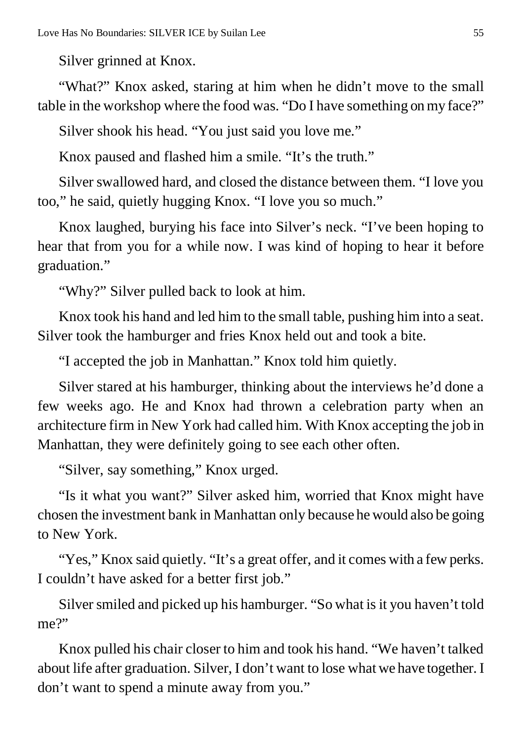Silver grinned at Knox.

"What?" Knox asked, staring at him when he didn't move to the small table in the workshop where the food was. "Do I have something on my face?"

Silver shook his head. "You just said you love me."

Knox paused and flashed him a smile. "It's the truth."

Silver swallowed hard, and closed the distance between them. "I love you too," he said, quietly hugging Knox. "I love you so much."

Knox laughed, burying his face into Silver's neck. "I've been hoping to hear that from you for a while now. I was kind of hoping to hear it before graduation."

"Why?" Silver pulled back to look at him.

Knox took his hand and led him to the small table, pushing him into a seat. Silver took the hamburger and fries Knox held out and took a bite.

"I accepted the job in Manhattan." Knox told him quietly.

Silver stared at his hamburger, thinking about the interviews he'd done a few weeks ago. He and Knox had thrown a celebration party when an architecture firm in New York had called him. With Knox accepting the job in Manhattan, they were definitely going to see each other often.

"Silver, say something," Knox urged.

"Is it what you want?" Silver asked him, worried that Knox might have chosen the investment bank in Manhattan only because he would also be going to New York.

"Yes," Knox said quietly. "It's a great offer, and it comes with a few perks. I couldn't have asked for a better first job."

Silver smiled and picked up his hamburger. "So what is it you haven't told me?"

Knox pulled his chair closer to him and took his hand. "We haven't talked about life after graduation. Silver, I don't want to lose what we have together. I don't want to spend a minute away from you."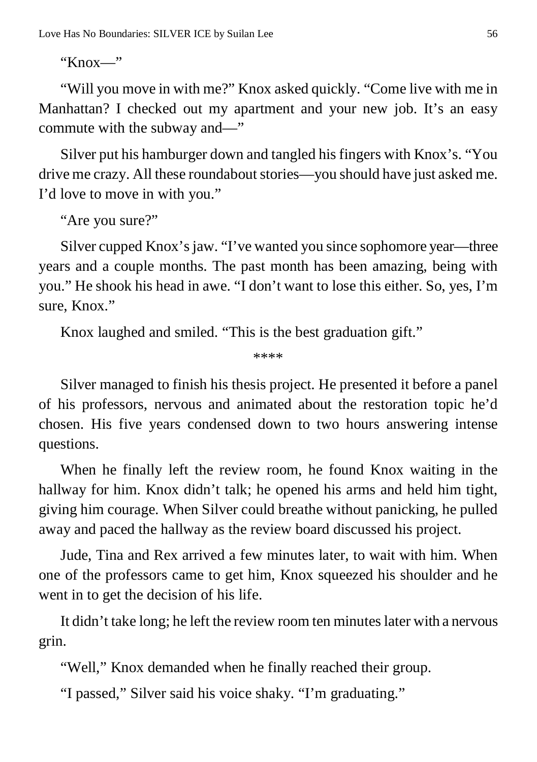"Knox—"

"Will you move in with me?" Knox asked quickly. "Come live with me in Manhattan? I checked out my apartment and your new job. It's an easy commute with the subway and—"

Silver put his hamburger down and tangled his fingers with Knox's. "You drive me crazy. All these roundabout stories—you should have just asked me. I'd love to move in with you."

"Are you sure?"

Silver cupped Knox's jaw. "I've wanted you since sophomore year—three years and a couple months. The past month has been amazing, being with you." He shook his head in awe. "I don't want to lose this either. So, yes, I'm sure, Knox."

Knox laughed and smiled. "This is the best graduation gift."

****

Silver managed to finish his thesis project. He presented it before a panel of his professors, nervous and animated about the restoration topic he'd chosen. His five years condensed down to two hours answering intense questions.

When he finally left the review room, he found Knox waiting in the hallway for him. Knox didn't talk; he opened his arms and held him tight, giving him courage. When Silver could breathe without panicking, he pulled away and paced the hallway as the review board discussed his project.

Jude, Tina and Rex arrived a few minutes later, to wait with him. When one of the professors came to get him, Knox squeezed his shoulder and he went in to get the decision of his life.

It didn't take long; he left the review room ten minutes later with a nervous grin.

"Well," Knox demanded when he finally reached their group.

"I passed," Silver said his voice shaky. "I'm graduating."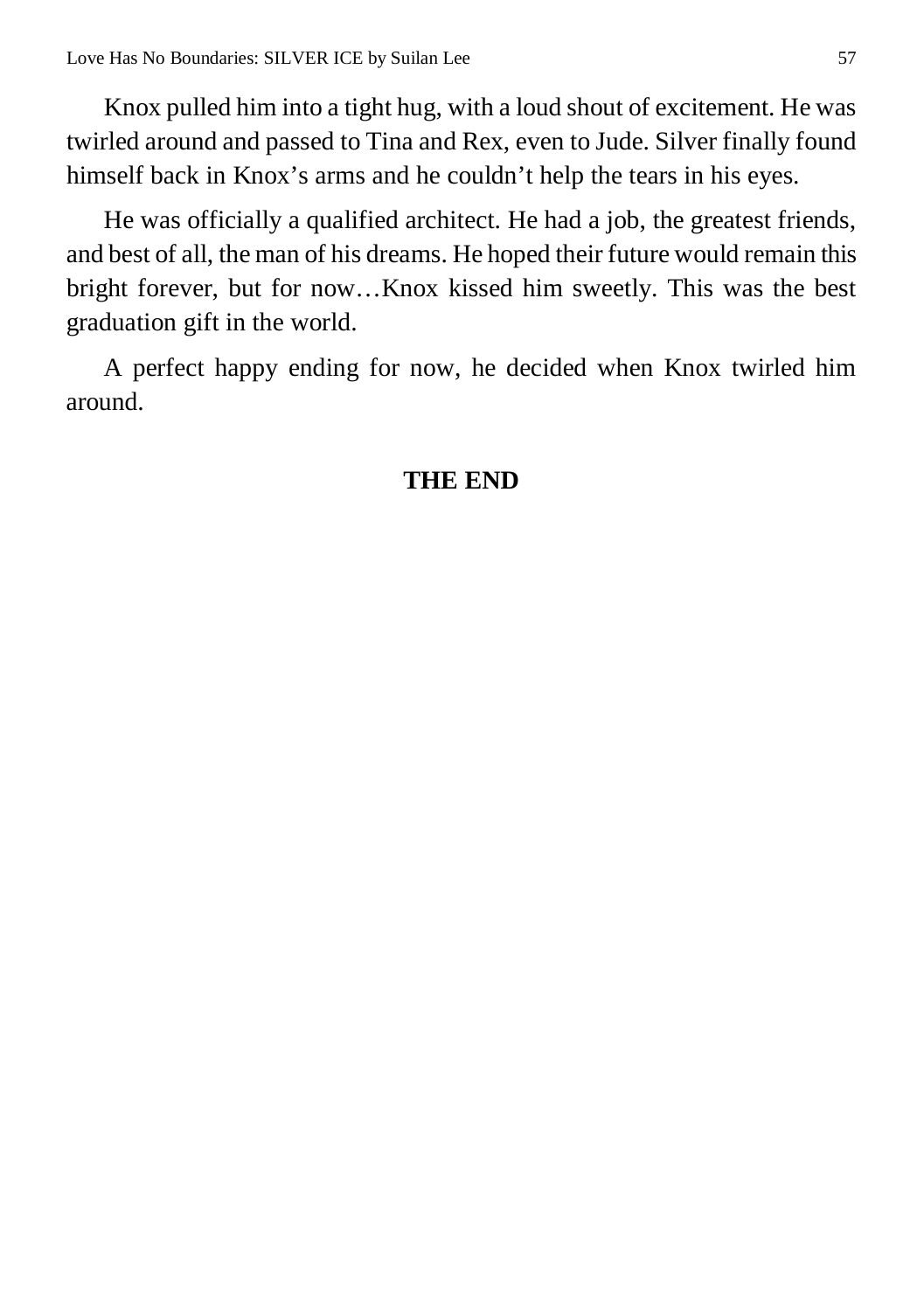Knox pulled him into a tight hug, with a loud shout of excitement. He was twirled around and passed to Tina and Rex, even to Jude. Silver finally found himself back in Knox's arms and he couldn't help the tears in his eyes.

He was officially a qualified architect. He had a job, the greatest friends, and best of all, the man of his dreams. He hoped their future would remain this bright forever, but for now…Knox kissed him sweetly. This was the best graduation gift in the world.

A perfect happy ending for now, he decided when Knox twirled him around.

**THE END**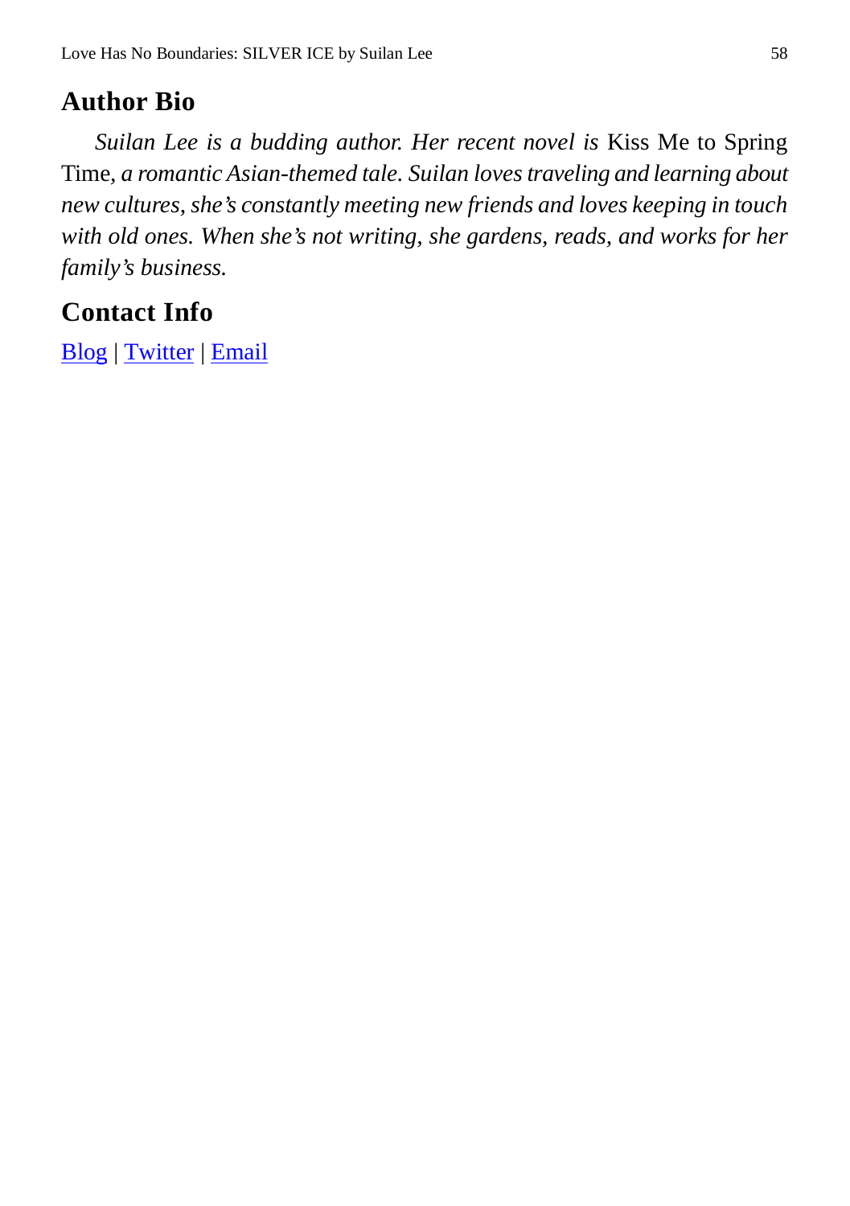## Author Bio

*Suilan Lee is a budding author. Her recent novel is* Kiss Me to Spring Time*, a romantic Asian-themed tale. Suilan loves traveling and learning about new cultures, she's constantly meeting new friends and loves keeping in touch with old ones. When she's not writing, she gardens, reads, and works for her family's business.*

## Contact Info

Blog | Twitter | Email